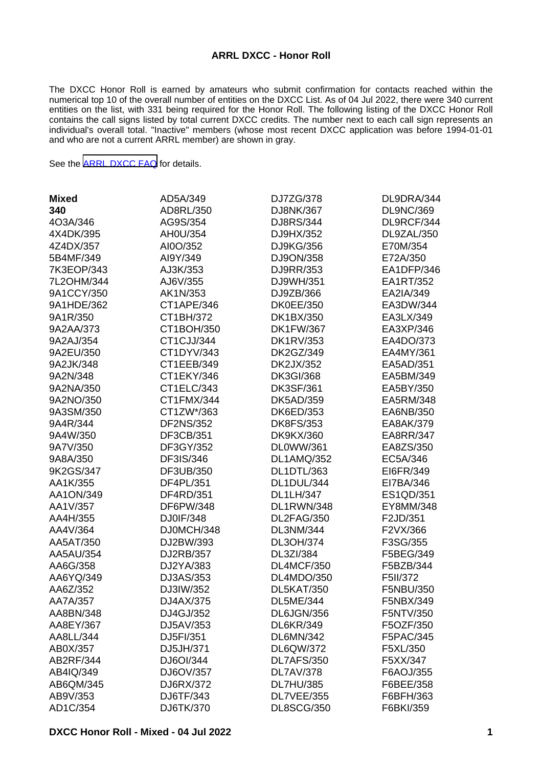## ARRL DXCC - Honor Roll

The DXCC Honor Roll is earned by amateurs who submit confirmation for contacts reached within the numerical top 10 of the overall number of entities on the DXCC List. As of 04 Jul 2022, there were 340 current entities on the list, with 331 being required for the Honor Roll. The following listing of the DXCC Honor Roll contains the call signs listed by total current DXCC credits. The number next to each call sign represents an individual's overall total. "Inactive" members (whose most recent DXCC application was before 1994-01-01 and who are not a current ARRL member) are shown in gray.

See the [ARRL DXCC FAQ] for details.

**Mixed**
**340**

4O3A/346
4X4DK/395
4Z4DX/357
5B4MF/349
7K3EOP/343
7L2OHM/344
9A1CCY/350
9A1HDE/362
9A1R/350
9A2AA/373
9A2AJ/354
9A2EU/350
9A2JK/348
9A2N/348
9A2NA/350
9A2NO/350
9A3SM/350
9A4R/344
9A4W/350
9A7V/350
9A8A/350
9K2GS/347
AA1K/355
AA1ON/349
AA1V/357
AA4H/355
AA4V/364
AA5AT/350
AA5AU/354
AA6G/358
AA6YQ/349
AA6Z/352
AA7A/357
AA8BN/348
AA8EY/367
AA8LL/344
AB0X/357
AB2RF/344
AB4IQ/349
AB6QM/345
AB9V/353
AD1C/354
AD5A/349
AD8RL/350
AG9S/354
AH0U/354
AI0O/352
AI9Y/349
AJ3K/353
AJ6V/355
AK1N/353
CT1APE/346
CT1BH/372
CT1BOH/350
CT1CJJ/344
CT1DYV/343
CT1EEB/349
CT1EKY/346
CT1ELC/343
CT1FMX/344
CT1ZW*/363
DF2NS/352
DF3CB/351
DF3GY/352
DF3IS/346
DF3UB/350
DF4PL/351
DF4RD/351
DF6PW/348
DJ0IF/348
DJ0MCH/348
DJ2BW/393
DJ2RB/357
DJ2YA/383
DJ3AS/353
DJ3IW/352
DJ4AX/375
DJ4GJ/352
DJ5AV/353
DJ5FI/351
DJ5JH/371
DJ6OI/344
DJ6OV/357
DJ6RX/372
DJ6TF/343
DJ6TK/370
DJ7ZG/378
DJ8NK/367
DJ8RS/344
DJ9HX/352
DJ9KG/356
DJ9ON/358
DJ9RR/353
DJ9WH/351
DJ9ZB/366
DK0EE/350
DK1BX/350
DK1FW/367
DK1RV/353
DK2GZ/349
DK2JX/352
DK3GI/368
DK3SF/361
DK5AD/359
DK6ED/353
DK8FS/353
DK9KX/360
DL0WW/361
DL1AMQ/352
DL1DTL/363
DL1DUL/344
DL1LH/347
DL1RWN/348
DL2FAG/350
DL3NM/344
DL3OH/374
DL3ZI/384
DL4MCF/350
DL4MDO/350
DL5KAT/350
DL5ME/344
DL6JGN/356
DL6KR/349
DL6MN/342
DL6QW/372
DL7AFS/350
DL7AV/378
DL7HU/385
DL7VEE/355
DL8SCG/350
DL9DRA/344
DL9NC/369
DL9RCF/344
DL9ZAL/350
E70M/354
E72A/350
EA1DFP/346
EA1RT/352
EA2IA/349
EA3DW/344
EA3LX/349
EA3XP/346
EA4DO/373
EA4MY/361
EA5AD/351
EA5BM/349
EA5BY/350
EA5RM/348
EA6NB/350
EA8AK/379
EA8RR/347
EA8ZS/350
EC5A/346
EI6FR/349
EI7BA/346
ES1QD/351
EY8MM/348
F2JD/351
F2VX/366
F3SG/355
F5BEG/349
F5BZB/344
F5II/372
F5NBU/350
F5NBX/349
F5NTV/350
F5OZF/350
F5PAC/345
F5XL/350
F5XX/347
F6AOJ/355
F6BEE/358
F6BFH/363
F6BKI/359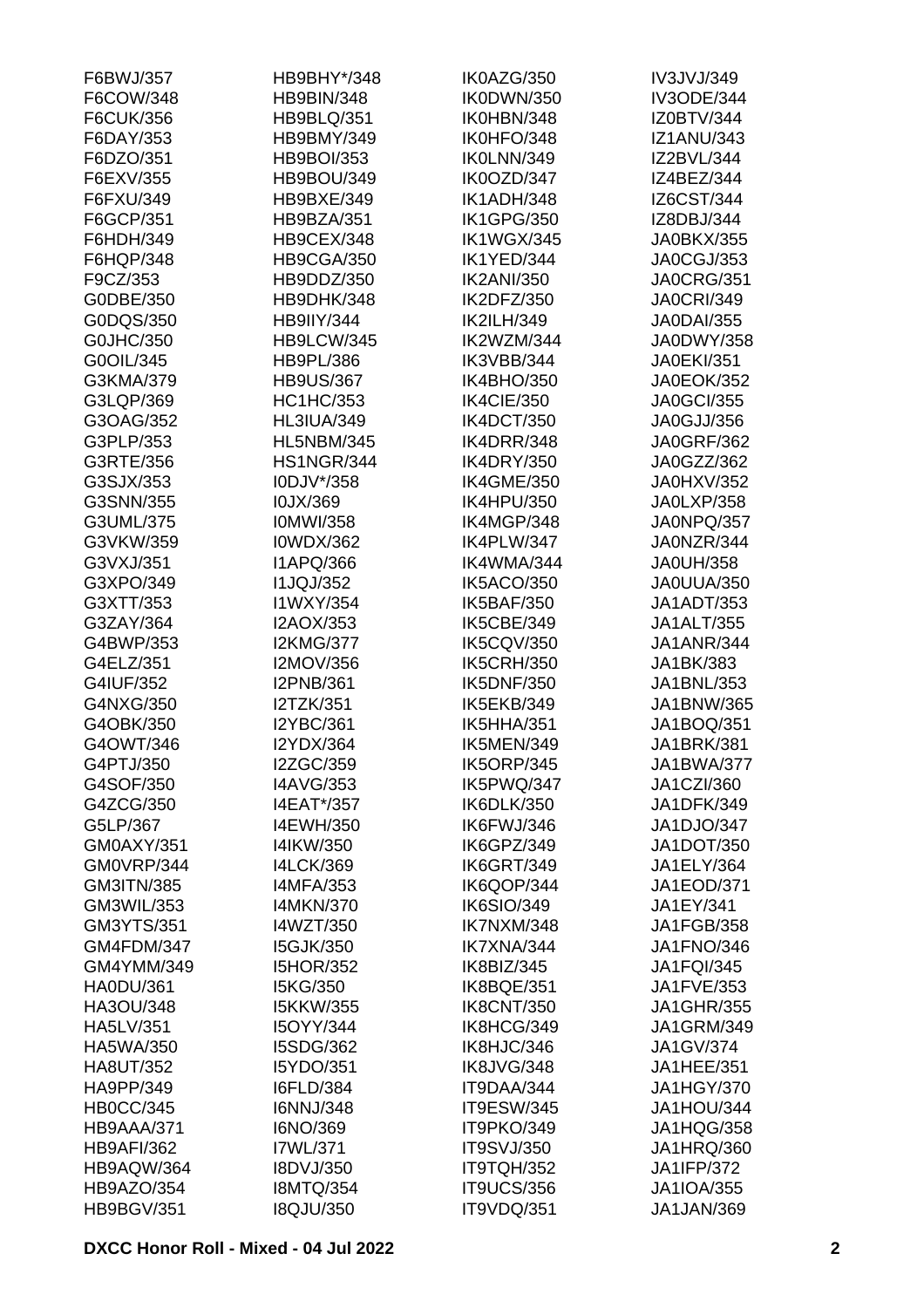F6BWJ/357
F6COW/348
F6CUK/356
F6DAY/353
F6DZO/351
F6EXV/355
F6FXU/349
F6GCP/351
F6HDH/349
F6HQP/348
F9CZ/353
G0DBE/350
G0DQS/350
G0JHC/350
G0OIL/345
G3KMA/379
G3LQP/369
G3OAG/352
G3PLP/353
G3RTE/356
G3SJX/353
G3SNN/355
G3UML/375
G3VKW/359
G3VXJ/351
G3XPO/349
G3XTT/353
G3ZAY/364
G4BWP/353
G4ELZ/351
G4IUF/352
G4NXG/350
G4OBK/350
G4OWT/346
G4PTJ/350
G4SOF/350
G4ZCG/350
G5LP/367
GM0AXY/351
GM0VRP/344
GM3ITN/385
GM3WIL/353
GM3YTS/351
GM4FDM/347
GM4YMM/349
HA0DU/361
HA3OU/348
HA5LV/351
HA5WA/350
HA8UT/352
HA9PP/349
HB0CC/345
HB9AAA/371
HB9AFI/362
HB9AQW/364
HB9AZO/354
HB9BGV/351
HB9BHY*/348
HB9BIN/348
HB9BLQ/351
HB9BMY/349
HB9BOI/353
HB9BOU/349
HB9BXE/349
HB9BZA/351
HB9CEX/348
HB9CGA/350
HB9DDZ/350
HB9DHK/348
HB9IIY/344
HB9LCW/345
HB9PL/386
HB9US/367
HC1HC/353
HL3IUA/349
HL5NBM/345
HS1NGR/344
I0DJV*/358
I0JX/369
I0MWI/358
I0WDX/362
I1APQ/366
I1JQJ/352
I1WXY/354
I2AOX/353
I2KMG/377
I2MOV/356
I2PNB/361
I2TZK/351
I2YBC/361
I2YDX/364
I2ZGC/359
I4AVG/353
I4EAT*/357
I4EWH/350
I4IKW/350
I4LCK/369
I4MFA/353
I4MKN/370
I4WZT/350
I5GJK/350
I5HOR/352
I5KG/350
I5KKW/355
I5OYY/344
I5SDG/362
I5YDO/351
I6FLD/384
I6NNJ/348
I6NO/369
I7WL/371
I8DVJ/350
I8MTQ/354
I8QJU/350
IK0AZG/350
IK0DWN/350
IK0HBN/348
IK0HFO/348
IK0LNN/349
IK0OZD/347
IK1ADH/348
IK1GPG/350
IK1WGX/345
IK1YED/344
IK2ANI/350
IK2DFZ/350
IK2ILH/349
IK2WZM/344
IK3VBB/344
IK4BHO/350
IK4CIE/350
IK4DCT/350
IK4DRR/348
IK4DRY/350
IK4GME/350
IK4HPU/350
IK4MGP/348
IK4PLW/347
IK4WMA/344
IK5ACO/350
IK5BAF/350
IK5CBE/349
IK5CQV/350
IK5CRH/350
IK5DNF/350
IK5EKB/349
IK5HHA/351
IK5MEN/349
IK5ORP/345
IK5PWQ/347
IK6DLK/350
IK6FWJ/346
IK6GPZ/349
IK6GRT/349
IK6QOP/344
IK6SIO/349
IK7NXM/348
IK7XNA/344
IK8BIZ/345
IK8BQE/351
IK8CNT/350
IK8HCG/349
IK8HJC/346
IK8JVG/348
IT9DAA/344
IT9ESW/345
IT9PKO/349
IT9SVJ/350
IT9TQH/352
IT9UCS/356
IT9VDQ/351
IV3JVJ/349
IV3ODE/344
IZ0BTV/344
IZ1ANU/343
IZ2BVL/344
IZ4BEZ/344
IZ6CST/344
IZ8DBJ/344
JA0BKX/355
JA0CGJ/353
JA0CRG/351
JA0CRI/349
JA0DAI/355
JA0DWY/358
JA0EKI/351
JA0EOK/352
JA0GCI/355
JA0GJJ/356
JA0GRF/362
JA0GZZ/362
JA0HXV/352
JA0LXP/358
JA0NPQ/357
JA0NZR/344
JA0UH/358
JA0UUA/350
JA1ADT/353
JA1ALT/355
JA1ANR/344
JA1BK/383
JA1BNL/353
JA1BNW/365
JA1BOQ/351
JA1BRK/381
JA1BWA/377
JA1CZI/360
JA1DFK/349
JA1DJO/347
JA1DOT/350
JA1ELY/364
JA1EOD/371
JA1EY/341
JA1FGB/358
JA1FNO/346
JA1FQI/345
JA1FVE/353
JA1GHR/355
JA1GRM/349
JA1GV/374
JA1HEE/351
JA1HGY/370
JA1HOU/344
JA1HQG/358
JA1HRQ/360
JA1IFP/372
JA1IOA/355
JA1JAN/369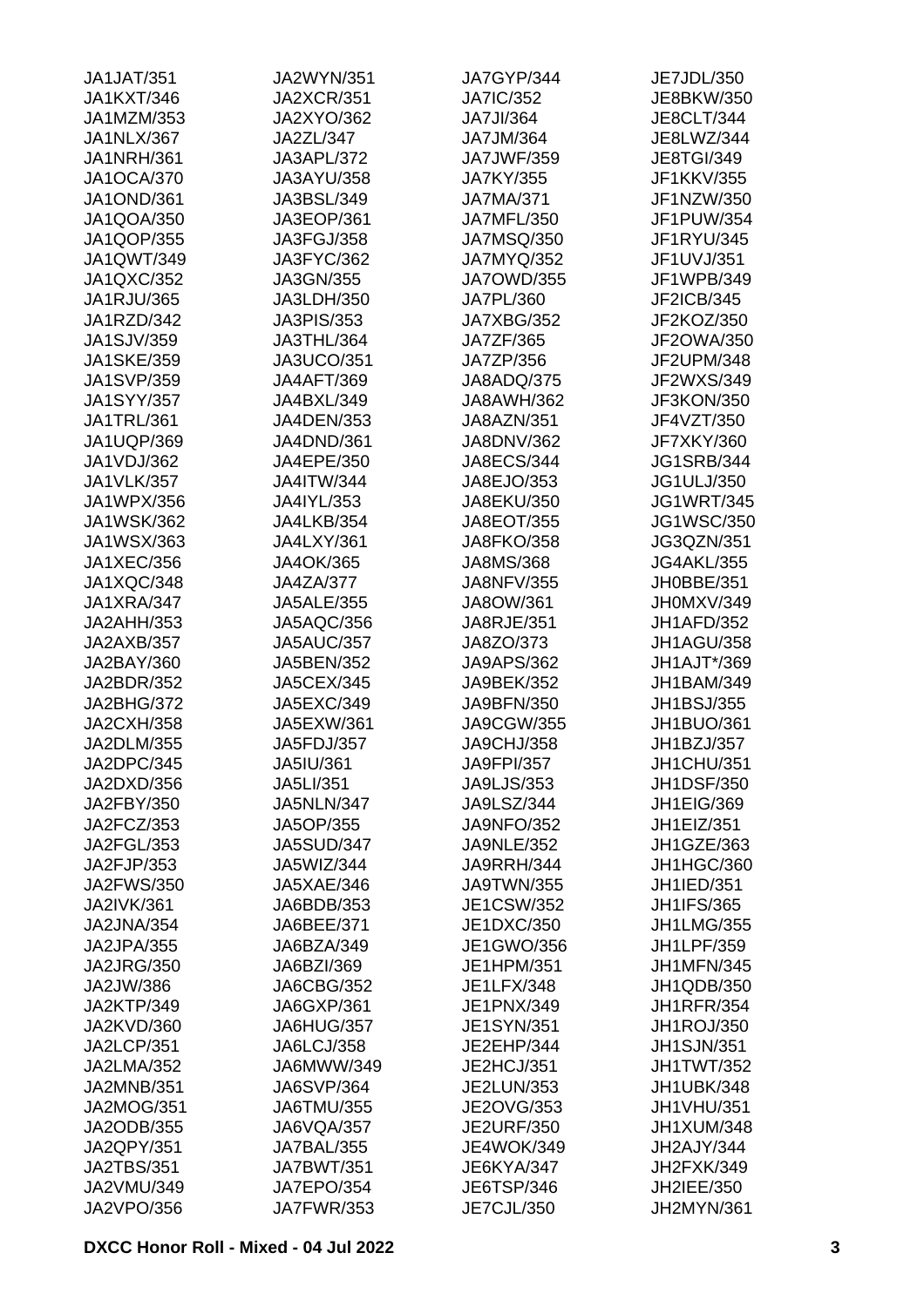JA1JAT/351
JA1KXT/346
JA1MZM/353
JA1NLX/367
JA1NRH/361
JA1OCA/370
JA1OND/361
JA1QOA/350
JA1QOP/355
JA1QWT/349
JA1QXC/352
JA1RJU/365
JA1RZD/342
JA1SJV/359
JA1SKE/359
JA1SVP/359
JA1SYY/357
JA1TRL/361
JA1UQP/369
JA1VDJ/362
JA1VLK/357
JA1WPX/356
JA1WSK/362
JA1WSX/363
JA1XEC/356
JA1XQC/348
JA1XRA/347
JA2AHH/353
JA2AXB/357
JA2BAY/360
JA2BDR/352
JA2BHG/372
JA2CXH/358
JA2DLM/355
JA2DPC/345
JA2DXD/356
JA2FBY/350
JA2FCZ/353
JA2FGL/353
JA2FJP/353
JA2FWS/350
JA2IVK/361
JA2JNA/354
JA2JPA/355
JA2JRG/350
JA2JW/386
JA2KTP/349
JA2KVD/360
JA2LCP/351
JA2LMA/352
JA2MNB/351
JA2MOG/351
JA2ODB/355
JA2QPY/351
JA2TBS/351
JA2VMU/349
JA2VPO/356
JA2WYN/351
JA2XCR/351
JA2XYO/362
JA2ZL/347
JA3APL/372
JA3AYU/358
JA3BSL/349
JA3EOP/361
JA3FGJ/358
JA3FYC/362
JA3GN/355
JA3LDH/350
JA3PIS/353
JA3THL/364
JA3UCO/351
JA4AFT/369
JA4BXL/349
JA4DEN/353
JA4DND/361
JA4EPE/350
JA4ITW/344
JA4IYL/353
JA4LKB/354
JA4LXY/361
JA4OK/365
JA4ZA/377
JA5ALE/355
JA5AQC/356
JA5AUC/357
JA5BEN/352
JA5CEX/345
JA5EXC/349
JA5EXW/361
JA5FDJ/357
JA5IU/361
JA5LI/351
JA5NLN/347
JA5OP/355
JA5SUD/347
JA5WIZ/344
JA5XAE/346
JA6BDB/353
JA6BEE/371
JA6BZA/349
JA6BZI/369
JA6CBG/352
JA6GXP/361
JA6HUG/357
JA6LCJ/358
JA6MWW/349
JA6SVP/364
JA6TMU/355
JA6VQA/357
JA7BAL/355
JA7BWT/351
JA7EPO/354
JA7FWR/353
JA7GYP/344
JA7IC/352
JA7JI/364
JA7JM/364
JA7JWF/359
JA7KY/355
JA7MA/371
JA7MFL/350
JA7MSQ/350
JA7MYQ/352
JA7OWD/355
JA7PL/360
JA7XBG/352
JA7ZF/365
JA7ZP/356
JA8ADQ/375
JA8AWH/362
JA8AZN/351
JA8DNV/362
JA8ECS/344
JA8EJO/353
JA8EKU/350
JA8EOT/355
JA8FKO/358
JA8MS/368
JA8NFV/355
JA8OW/361
JA8RJE/351
JA8ZO/373
JA9APS/362
JA9BEK/352
JA9BFN/350
JA9CGW/355
JA9CHJ/358
JA9FPI/357
JA9LJS/353
JA9LSZ/344
JA9NFO/352
JA9NLE/352
JA9RRH/344
JA9TWN/355
JE1CSW/352
JE1DXC/350
JE1GWO/356
JE1HPM/351
JE1LFX/348
JE1PNX/349
JE1SYN/351
JE2EHP/344
JE2HCJ/351
JE2LUN/353
JE2OVG/353
JE2URF/350
JE4WOK/349
JE6KYA/347
JE6TSP/346
JE7CJL/350
JE7JDL/350
JE8BKW/350
JE8CLT/344
JE8LWZ/344
JE8TGI/349
JF1KKV/355
JF1NZW/350
JF1PUW/354
JF1RYU/345
JF1UVJ/351
JF1WPB/349
JF2ICB/345
JF2KOZ/350
JF2OWA/350
JF2UPM/348
JF2WXS/349
JF3KON/350
JF4VZT/350
JF7XKY/360
JG1SRB/344
JG1ULJ/350
JG1WRT/345
JG1WSC/350
JG3QZN/351
JG4AKL/355
JH0BBE/351
JH0MXV/349
JH1AFD/352
JH1AGU/358
JH1AJT*/369
JH1BAM/349
JH1BSJ/355
JH1BUO/361
JH1BZJ/357
JH1CHU/351
JH1DSF/350
JH1EIG/369
JH1EIZ/351
JH1GZE/363
JH1HGC/360
JH1IED/351
JH1IFS/365
JH1LMG/355
JH1LPF/359
JH1MFN/345
JH1QDB/350
JH1RFR/354
JH1ROJ/350
JH1SJN/351
JH1TWT/352
JH1UBK/348
JH1VHU/351
JH1XUM/348
JH2AJY/344
JH2FXK/349
JH2IEE/350
JH2MYN/361

**DXCC Honor Roll - Mixed - 04 Jul 2022**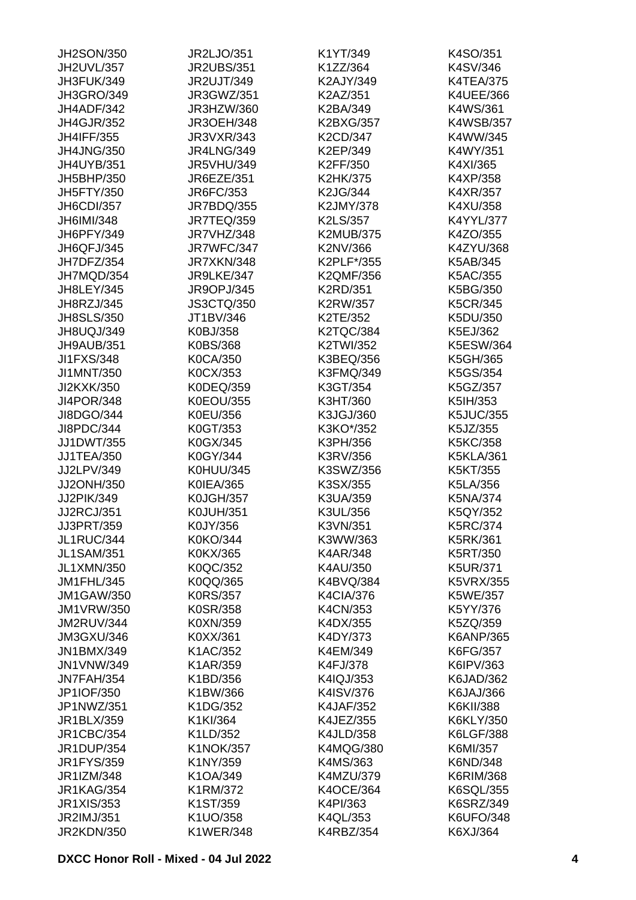JH2SON/350
JH2UVL/357
JH3FUK/349
JH3GRO/349
JH4ADF/342
JH4GJR/352
JH4IFF/355
JH4JNG/350
JH4UYB/351
JH5BHP/350
JH5FTY/350
JH6CDI/357
JH6IMI/348
JH6PFY/349
JH6QFJ/345
JH7DFZ/354
JH7MQD/354
JH8LEY/345
JH8RZJ/345
JH8SLS/350
JH8UQJ/349
JH9AUB/351
JI1FXS/348
JI1MNT/350
JI2KXK/350
JI4POR/348
JI8DGO/344
JI8PDC/344
JJ1DWT/355
JJ1TEA/350
JJ2LPV/349
JJ2ONH/350
JJ2PIK/349
JJ2RCJ/351
JJ3PRT/359
JL1RUC/344
JL1SAM/351
JL1XMN/350
JM1FHL/345
JM1GAW/350
JM1VRW/350
JM2RUV/344
JM3GXU/346
JN1BMX/349
JN1VNW/349
JN7FAH/354
JP1IOF/350
JP1NWZ/351
JR1BLX/359
JR1CBC/354
JR1DUP/354
JR1FYS/359
JR1IZM/348
JR1KAG/354
JR1XIS/353
JR2IMJ/351
JR2KDN/350
JR2LJO/351
JR2UBS/351
JR2UJT/349
JR3GWZ/351
JR3HZW/360
JR3OEH/348
JR3VXR/343
JR4LNG/349
JR5VHU/349
JR6EZE/351
JR6FC/353
JR7BDQ/355
JR7TEQ/359
JR7VHZ/348
JR7WFC/347
JR7XKN/348
JR9LKE/347
JR9OPJ/345
JS3CTQ/350
JT1BV/346
K0BJ/358
K0BS/368
K0CA/350
K0CX/353
K0DEQ/359
K0EOU/355
K0EU/356
K0GT/353
K0GX/345
K0GY/344
K0HUU/345
K0IEA/365
K0JGH/357
K0JUH/351
K0JY/356
K0KO/344
K0KX/365
K0QC/352
K0QQ/365
K0RS/357
K0SR/358
K0XN/359
K0XX/361
K1AC/352
K1AR/359
K1BD/356
K1BW/366
K1DG/352
K1KI/364
K1LD/352
K1NOK/357
K1NY/359
K1OA/349
K1RM/372
K1ST/359
K1UO/358
K1WER/348
K1YT/349
K1ZZ/364
K2AJY/349
K2AZ/351
K2BA/349
K2BXG/357
K2CD/347
K2EP/349
K2FF/350
K2HK/375
K2JG/344
K2JMY/378
K2LS/357
K2MUB/375
K2NV/366
K2PLF*/355
K2QMF/356
K2RD/351
K2RW/357
K2TE/352
K2TQC/384
K2TWI/352
K3BEQ/356
K3FMQ/349
K3GT/354
K3HT/360
K3JGJ/360
K3KO*/352
K3PH/356
K3RV/356
K3SWZ/356
K3SX/355
K3UA/359
K3UL/356
K3VN/351
K3WW/363
K4AR/348
K4AU/350
K4BVQ/384
K4CIA/376
K4CN/353
K4DX/355
K4DY/373
K4EM/349
K4FJ/378
K4IQJ/353
K4ISV/376
K4JAF/352
K4JEZ/355
K4JLD/358
K4MQG/380
K4MS/363
K4MZU/379
K4OCE/364
K4PI/363
K4QL/353
K4RBZ/354
K4SO/351
K4SV/346
K4TEA/375
K4UEE/366
K4WS/361
K4WSB/357
K4WW/345
K4WY/351
K4XI/365
K4XP/358
K4XR/357
K4XU/358
K4YYL/377
K4ZO/355
K4ZYU/368
K5AB/345
K5AC/355
K5BG/350
K5CR/345
K5DU/350
K5EJ/362
K5ESW/364
K5GH/365
K5GS/354
K5GZ/357
K5IH/353
K5JUC/355
K5JZ/355
K5KC/358
K5KLA/361
K5KT/355
K5LA/356
K5NA/374
K5QY/352
K5RC/374
K5RK/361
K5RT/350
K5UR/371
K5VRX/355
K5WE/357
K5YY/376
K5ZQ/359
K6ANP/365
K6FG/357
K6IPV/363
K6JAD/362
K6JAJ/366
K6KII/388
K6KLY/350
K6LGF/388
K6MI/357
K6ND/348
K6RIM/368
K6SQL/355
K6SRZ/349
K6UFO/348
K6XJ/364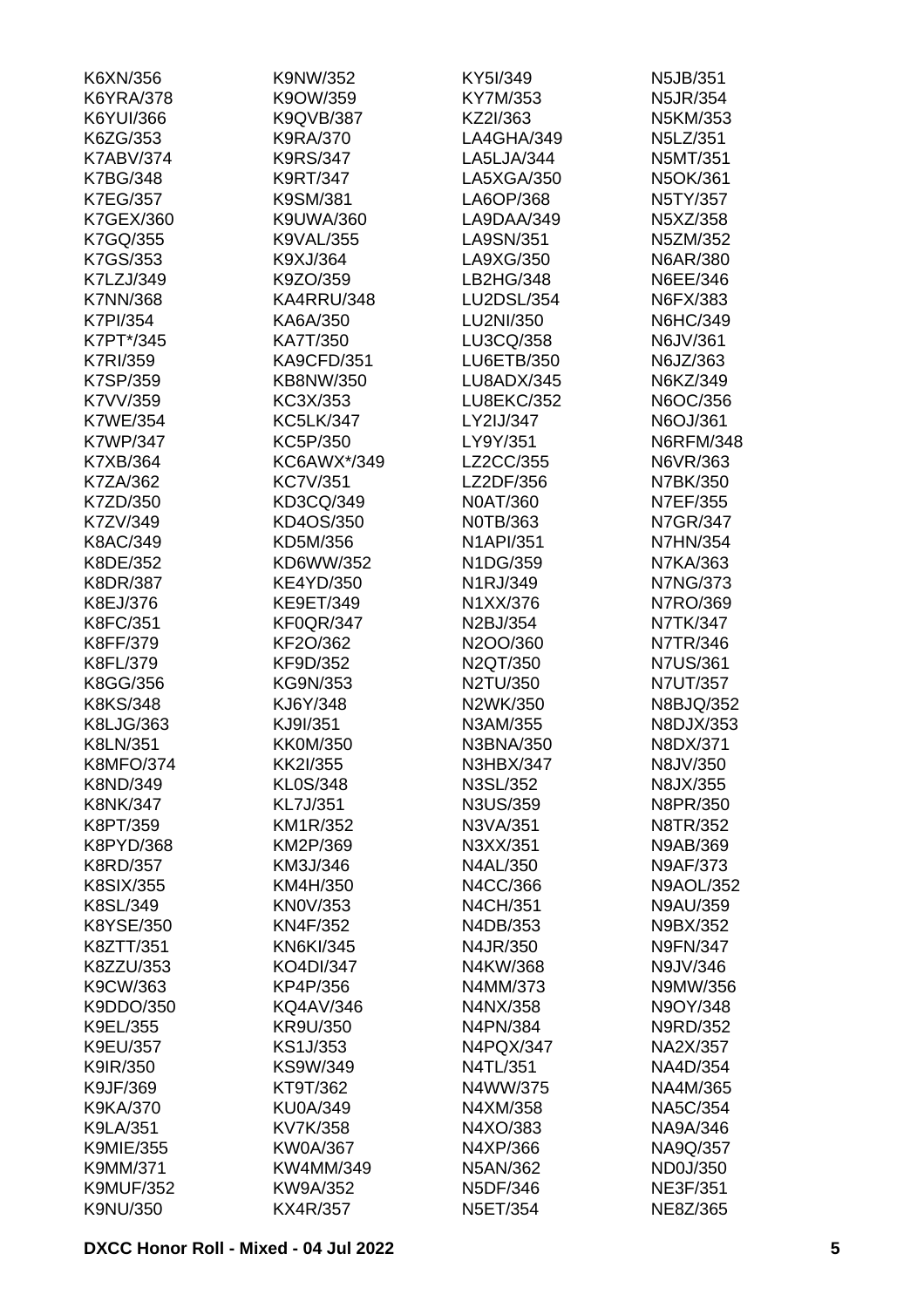K6XN/356
K6YRA/378
K6YUI/366
K6ZG/353
K7ABV/374
K7BG/348
K7EG/357
K7GEX/360
K7GQ/355
K7GS/353
K7LZJ/349
K7NN/368
K7PI/354
K7PT*/345
K7RI/359
K7SP/359
K7VV/359
K7WE/354
K7WP/347
K7XB/364
K7ZA/362
K7ZD/350
K7ZV/349
K8AC/349
K8DE/352
K8DR/387
K8EJ/376
K8FC/351
K8FF/379
K8FL/379
K8GG/356
K8KS/348
K8LJG/363
K8LN/351
K8MFO/374
K8ND/349
K8NK/347
K8PT/359
K8PYD/368
K8RD/357
K8SIX/355
K8SL/349
K8YSE/350
K8ZTT/351
K8ZZU/353
K9CW/363
K9DDO/350
K9EL/355
K9EU/357
K9IR/350
K9JF/369
K9KA/370
K9LA/351
K9MIE/355
K9MM/371
K9MUF/352
K9NU/350
K9NW/352
K9OW/359
K9QVB/387
K9RA/370
K9RS/347
K9RT/347
K9SM/381
K9UWA/360
K9VAL/355
K9XJ/364
K9ZO/359
KA4RRU/348
KA6A/350
KA7T/350
KA9CFD/351
KB8NW/350
KC3X/353
KC5LK/347
KC5P/350
KC6AWX*/349
KC7V/351
KD3CQ/349
KD4OS/350
KD5M/356
KD6WW/352
KE4YD/350
KE9ET/349
KF0QR/347
KF2O/362
KF9D/352
KG9N/353
KJ6Y/348
KJ9I/351
KK0M/350
KK2I/355
KL0S/348
KL7J/351
KM1R/352
KM2P/369
KM3J/346
KM4H/350
KN0V/353
KN4F/352
KN6KI/345
KO4DI/347
KP4P/356
KQ4AV/346
KR9U/350
KS1J/353
KS9W/349
KT9T/362
KU0A/349
KV7K/358
KW0A/367
KW4MM/349
KW9A/352
KX4R/357
KY5I/349
KY7M/353
KZ2I/363
LA4GHA/349
LA5LJA/344
LA5XGA/350
LA6OP/368
LA9DAA/349
LA9SN/351
LA9XG/350
LB2HG/348
LU2DSL/354
LU2NI/350
LU3CQ/358
LU6ETB/350
LU8ADX/345
LU8EKC/352
LY2IJ/347
LY9Y/351
LZ2CC/355
LZ2DF/356
N0AT/360
N0TB/363
N1API/351
N1DG/359
N1RJ/349
N1XX/376
N2BJ/354
N2OO/360
N2QT/350
N2TU/350
N2WK/350
N3AM/355
N3BNA/350
N3HBX/347
N3SL/352
N3US/359
N3VA/351
N3XX/351
N4AL/350
N4CC/366
N4CH/351
N4DB/353
N4JR/350
N4KW/368
N4MM/373
N4NX/358
N4PN/384
N4PQX/347
N4TL/351
N4WW/375
N4XM/358
N4XO/383
N4XP/366
N5AN/362
N5DF/346
N5ET/354
N5JB/351
N5JR/354
N5KM/353
N5LZ/351
N5MT/351
N5OK/361
N5TY/357
N5XZ/358
N5ZM/352
N6AR/380
N6EE/346
N6FX/383
N6HC/349
N6JV/361
N6JZ/363
N6KZ/349
N6OC/356
N6OJ/361
N6RFM/348
N6VR/363
N7BK/350
N7EF/355
N7GR/347
N7HN/354
N7KA/363
N7NG/373
N7RO/369
N7TK/347
N7TR/346
N7US/361
N7UT/357
N8BJQ/352
N8DJX/353
N8DX/371
N8JV/350
N8JX/355
N8PR/350
N8TR/352
N9AB/369
N9AF/373
N9AOL/352
N9AU/359
N9BX/352
N9FN/347
N9JV/346
N9MW/356
N9OY/348
N9RD/352
NA2X/357
NA4D/354
NA4M/365
NA5C/354
NA9A/346
NA9Q/357
ND0J/350
NE3F/351
NE8Z/365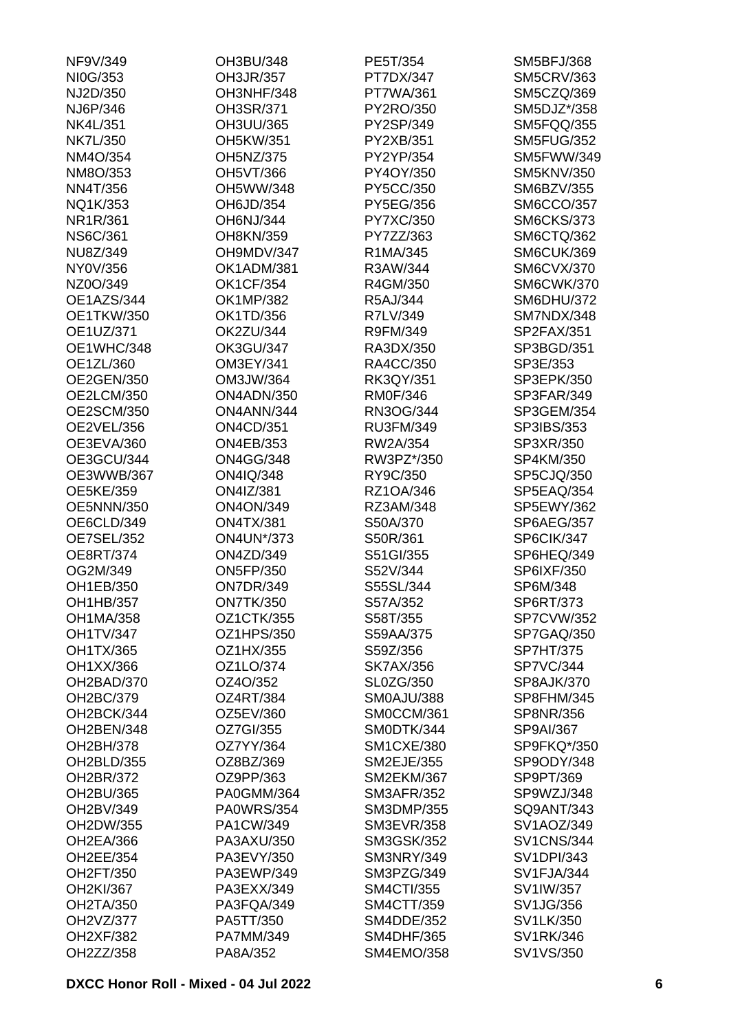NF9V/349
NI0G/353
NJ2D/350
NJ6P/346
NK4L/351
NK7L/350
NM4O/354
NM8O/353
NN4T/356
NQ1K/353
NR1R/361
NS6C/361
NU8Z/349
NY0V/356
NZ0O/349
OE1AZS/344
OE1TKW/350
OE1UZ/371
OE1WHC/348
OE1ZL/360
OE2GEN/350
OE2LCM/350
OE2SCM/350
OE2VEL/356
OE3EVA/360
OE3GCU/344
OE3WWB/367
OE5KE/359
OE5NNN/350
OE6CLD/349
OE7SEL/352
OE8RT/374
OG2M/349
OH1EB/350
OH1HB/357
OH1MA/358
OH1TV/347
OH1TX/365
OH1XX/366
OH2BAD/370
OH2BC/379
OH2BCK/344
OH2BEN/348
OH2BH/378
OH2BLD/355
OH2BR/372
OH2BU/365
OH2BV/349
OH2DW/355
OH2EA/366
OH2EE/354
OH2FT/350
OH2KI/367
OH2TA/350
OH2VZ/377
OH2XF/382
OH2ZZ/358
OH3BU/348
OH3JR/357
OH3NHF/348
OH3SR/371
OH3UU/365
OH5KW/351
OH5NZ/375
OH5VT/366
OH5WW/348
OH6JD/354
OH6NJ/344
OH8KN/359
OH9MDV/347
OK1ADM/381
OK1CF/354
OK1MP/382
OK1TD/356
OK2ZU/344
OK3GU/347
OM3EY/341
OM3JW/364
ON4ADN/350
ON4ANN/344
ON4CD/351
ON4EB/353
ON4GG/348
ON4IQ/348
ON4IZ/381
ON4ON/349
ON4TX/381
ON4UN*/373
ON4ZD/349
ON5FP/350
ON7DR/349
ON7TK/350
OZ1CTK/355
OZ1HPS/350
OZ1HX/355
OZ1LO/374
OZ4O/352
OZ4RT/384
OZ5EV/360
OZ7GI/355
OZ7YY/364
OZ8BZ/369
OZ9PP/363
PA0GMM/364
PA0WRS/354
PA1CW/349
PA3AXU/350
PA3EVY/350
PA3EWP/349
PA3EXX/349
PA3FQA/349
PA5TT/350
PA7MM/349
PA8A/352
PE5T/354
PT7DX/347
PT7WA/361
PY2RO/350
PY2SP/349
PY2XB/351
PY2YP/354
PY4OY/350
PY5CC/350
PY5EG/356
PY7XC/350
PY7ZZ/363
R1MA/345
R3AW/344
R4GM/350
R5AJ/344
R7LV/349
R9FM/349
RA3DX/350
RA4CC/350
RK3QY/351
RM0F/346
RN3OG/344
RU3FM/349
RW2A/354
RW3PZ*/350
RY9C/350
RZ1OA/346
RZ3AM/348
S50A/370
S50R/361
S51GI/355
S52V/344
S55SL/344
S57A/352
S58T/355
S59AA/375
S59Z/356
SK7AX/356
SL0ZG/350
SM0AJU/388
SM0CCM/361
SM0DTK/344
SM1CXE/380
SM2EJE/355
SM2EKM/367
SM3AFR/352
SM3DMP/355
SM3EVR/358
SM3GSK/352
SM3NRY/349
SM3PZG/349
SM4CTI/355
SM4CTT/359
SM4DDE/352
SM4DHF/365
SM4EMO/358
SM5BFJ/368
SM5CRV/363
SM5CZQ/369
SM5DJZ*/358
SM5FQQ/355
SM5FUG/352
SM5FWW/349
SM5KNV/350
SM6BZV/355
SM6CCO/357
SM6CKS/373
SM6CTQ/362
SM6CUK/369
SM6CVX/370
SM6CWK/370
SM6DHU/372
SM7NDX/348
SP2FAX/351
SP3BGD/351
SP3E/353
SP3EPK/350
SP3FAR/349
SP3GEM/354
SP3IBS/353
SP3XR/350
SP4KM/350
SP5CJQ/350
SP5EAQ/354
SP5EWY/362
SP6AEG/357
SP6CIK/347
SP6HEQ/349
SP6IXF/350
SP6M/348
SP6RT/373
SP7CVW/352
SP7GAQ/350
SP7HT/375
SP7VC/344
SP8AJK/370
SP8FHM/345
SP8NR/356
SP9AI/367
SP9FKQ*/350
SP9ODY/348
SP9PT/369
SP9WZJ/348
SQ9ANT/343
SV1AOZ/349
SV1CNS/344
SV1DPI/343
SV1FJA/344
SV1IW/357
SV1JG/356
SV1LK/350
SV1RK/346
SV1VS/350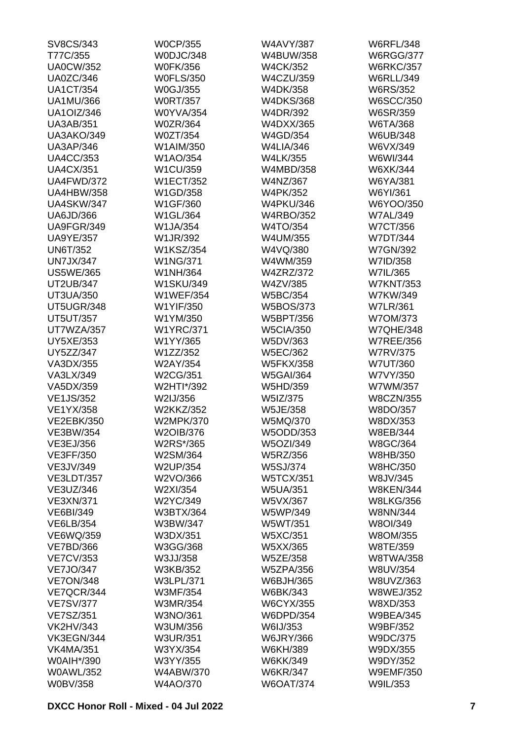SV8CS/343
T77C/355
UA0CW/352
UA0ZC/346
UA1CT/354
UA1MU/366
UA1OIZ/346
UA3AB/351
UA3AKO/349
UA3AP/346
UA4CC/353
UA4CX/351
UA4FWD/372
UA4HBW/358
UA4SKW/347
UA6JD/366
UA9FGR/349
UA9YE/357
UN6T/352
UN7JX/347
US5WE/365
UT2UB/347
UT3UA/350
UT5UGR/348
UT5UT/357
UT7WZA/357
UY5XE/353
UY5ZZ/347
VA3DX/355
VA3LX/349
VA5DX/359
VE1JS/352
VE1YX/358
VE2EBK/350
VE3BW/354
VE3EJ/356
VE3FF/350
VE3JV/349
VE3LDT/357
VE3UZ/346
VE3XN/371
VE6BI/349
VE6LB/354
VE6WQ/359
VE7BD/366
VE7CV/353
VE7JO/347
VE7ON/348
VE7QCR/344
VE7SV/377
VE7SZ/351
VK2HV/343
VK3EGN/344
VK4MA/351
W0AIH*/390
W0AWL/352
W0BV/358
W0CP/355
W0DJC/348
W0FK/356
W0FLS/350
W0GJ/355
W0RT/357
W0YVA/354
W0ZR/364
W0ZT/354
W1AIM/350
W1AO/354
W1CU/359
W1ECT/352
W1GD/358
W1GF/360
W1GL/364
W1JA/354
W1JR/392
W1KSZ/354
W1NG/371
W1NH/364
W1SKU/349
W1WEF/354
W1YIF/350
W1YM/350
W1YRC/371
W1YY/365
W1ZZ/352
W2AY/354
W2CG/351
W2HTI*/392
W2IJ/356
W2KKZ/352
W2MPK/370
W2OIB/376
W2RS*/365
W2SM/364
W2UP/354
W2VO/366
W2XI/354
W2YC/349
W3BTX/364
W3BW/347
W3DX/351
W3GG/368
W3JJ/358
W3KB/352
W3LPL/371
W3MF/354
W3MR/354
W3NO/361
W3UM/356
W3UR/351
W3YX/354
W3YY/355
W4ABW/370
W4AO/370
W4AVY/387
W4BUW/358
W4CK/352
W4CZU/359
W4DK/358
W4DKS/368
W4DR/392
W4DXX/365
W4GD/354
W4LIA/346
W4LK/355
W4MBD/358
W4NZ/367
W4PK/352
W4PKU/346
W4RBO/352
W4TO/354
W4UM/355
W4VQ/380
W4WM/359
W4ZRZ/372
W4ZV/385
W5BC/354
W5BOS/373
W5BPT/356
W5CIA/350
W5DV/363
W5EC/362
W5FKX/358
W5GAI/364
W5HD/359
W5IZ/375
W5JE/358
W5MQ/370
W5ODD/353
W5OZI/349
W5RZ/356
W5SJ/374
W5TCX/351
W5UA/351
W5VX/367
W5WP/349
W5WT/351
W5XC/351
W5XX/365
W5ZE/358
W5ZPA/356
W6BJH/365
W6BK/343
W6CYX/355
W6DPD/354
W6IJ/353
W6JRY/366
W6KH/389
W6KK/349
W6KR/347
W6OAT/374
W6RFL/348
W6RGG/377
W6RKC/357
W6RLL/349
W6RS/352
W6SCC/350
W6SR/359
W6TA/368
W6UB/348
W6VX/349
W6WI/344
W6XK/344
W6YA/381
W6YI/361
W6YOO/350
W7AL/349
W7CT/356
W7DT/344
W7GN/392
W7ID/358
W7IL/365
W7KNT/353
W7KW/349
W7LR/361
W7OM/373
W7QHE/348
W7REE/356
W7RV/375
W7UT/360
W7VY/350
W7WM/357
W8CZN/355
W8DO/357
W8DX/353
W8EB/344
W8GC/364
W8HB/350
W8HC/350
W8JV/345
W8KEN/344
W8LKG/356
W8NN/344
W8OI/349
W8OM/355
W8TE/359
W8TWA/358
W8UV/354
W8UVZ/363
W8WEJ/352
W8XD/353
W9BEA/345
W9BF/352
W9DC/375
W9DX/355
W9DY/352
W9EMF/350
W9IL/353

DXCC Honor Roll - Mixed - 04 Jul 2022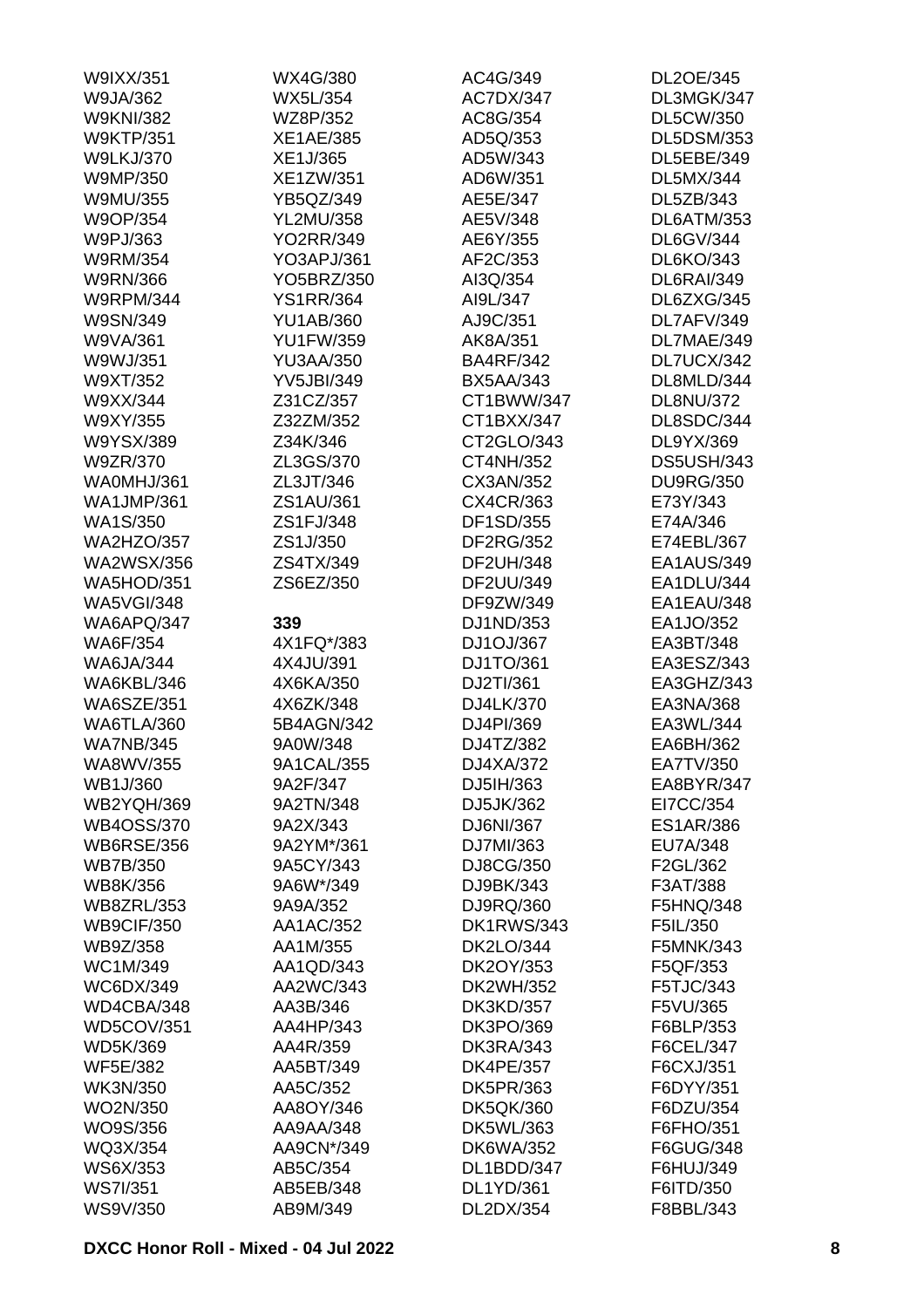W9IXX/351
W9JA/362
W9KNI/382
W9KTP/351
W9LKJ/370
W9MP/350
W9MU/355
W9OP/354
W9PJ/363
W9RM/354
W9RN/366
W9RPM/344
W9SN/349
W9VA/361
W9WJ/351
W9XT/352
W9XX/344
W9XY/355
W9YSX/389
W9ZR/370
WA0MHJ/361
WA1JMP/361
WA1S/350
WA2HZO/357
WA2WSX/356
WA5HOD/351
WA5VGI/348
WA6APQ/347
WA6F/354
WA6JA/344
WA6KBL/346
WA6SZE/351
WA6TLA/360
WA7NB/345
WA8WV/355
WB1J/360
WB2YQH/369
WB4OSS/370
WB6RSE/356
WB7B/350
WB8K/356
WB8ZRL/353
WB9CIF/350
WB9Z/358
WC1M/349
WC6DX/349
WD4CBA/348
WD5COV/351
WD5K/369
WF5E/382
WK3N/350
WO2N/350
WO9S/356
WQ3X/354
WS6X/353
WS7I/351
WS9V/350
WX4G/380
WX5L/354
WZ8P/352
XE1AE/385
XE1J/365
XE1ZW/351
YB5QZ/349
YL2MU/358
YO2RR/349
YO3APJ/361
YO5BRZ/350
YS1RR/364
YU1AB/360
YU1FW/359
YU3AA/350
YV5JBI/349
Z31CZ/357
Z32ZM/352
Z34K/346
ZL3GS/370
ZL3JT/346
ZS1AU/361
ZS1FJ/348
ZS1J/350
ZS4TX/349
ZS6EZ/350

**339**

4X1FQ*/383
4X4JU/391
4X6KA/350
4X6ZK/348
5B4AGN/342
9A0W/348
9A1CAL/355
9A2F/347
9A2TN/348
9A2X/343
9A2YM*/361
9A5CY/343
9A6W*/349
9A9A/352
AA1AC/352
AA1M/355
AA1QD/343
AA2WC/343
AA3B/346
AA4HP/343
AA4R/359
AA5BT/349
AA5C/352
AA8OY/346
AA9AA/348
AA9CN*/349
AB5C/354
AB5EB/348
AB9M/349
AC4G/349
AC7DX/347
AC8G/354
AD5Q/353
AD5W/343
AD6W/351
AE5E/347
AE5V/348
AE6Y/355
AF2C/353
AI3Q/354
AI9L/347
AJ9C/351
AK8A/351
BA4RF/342
BX5AA/343
CT1BWW/347
CT1BXX/347
CT2GLO/343
CT4NH/352
CX3AN/352
CX4CR/363
DF1SD/355
DF2RG/352
DF2UH/348
DF2UU/349
DF9ZW/349
DJ1ND/353
DJ1OJ/367
DJ1TO/361
DJ2TI/361
DJ4LK/370
DJ4PI/369
DJ4TZ/382
DJ4XA/372
DJ5IH/363
DJ5JK/362
DJ6NI/367
DJ7MI/363
DJ8CG/350
DJ9BK/343
DJ9RQ/360
DK1RWS/343
DK2LO/344
DK2OY/353
DK2WH/352
DK3KD/357
DK3PO/369
DK3RA/343
DK4PE/357
DK5PR/363
DK5QK/360
DK5WL/363
DK6WA/352
DL1BDD/347
DL1YD/361
DL2DX/354
DL2OE/345
DL3MGK/347
DL5CW/350
DL5DSM/353
DL5EBE/349
DL5MX/344
DL5ZB/343
DL6ATM/353
DL6GV/344
DL6KO/343
DL6RAI/349
DL6ZXG/345
DL7AFV/349
DL7MAE/349
DL7UCX/342
DL8MLD/344
DL8NU/372
DL8SDC/344
DL9YX/369
DS5USH/343
DU9RG/350
E73Y/343
E74A/346
E74EBL/367
EA1AUS/349
EA1DLU/344
EA1EAU/348
EA1JO/352
EA3BT/348
EA3ESZ/343
EA3GHZ/343
EA3NA/368
EA3WL/344
EA6BH/362
EA7TV/350
EA8BYR/347
EI7CC/354
ES1AR/386
EU7A/348
F2GL/362
F3AT/388
F5HNQ/348
F5IL/350
F5MNK/343
F5QF/353
F5TJC/343
F5VU/365
F6BLP/353
F6CEL/347
F6CXJ/351
F6DYY/351
F6DZU/354
F6FHO/351
F6GUG/348
F6HUJ/349
F6ITD/350
F8BBL/343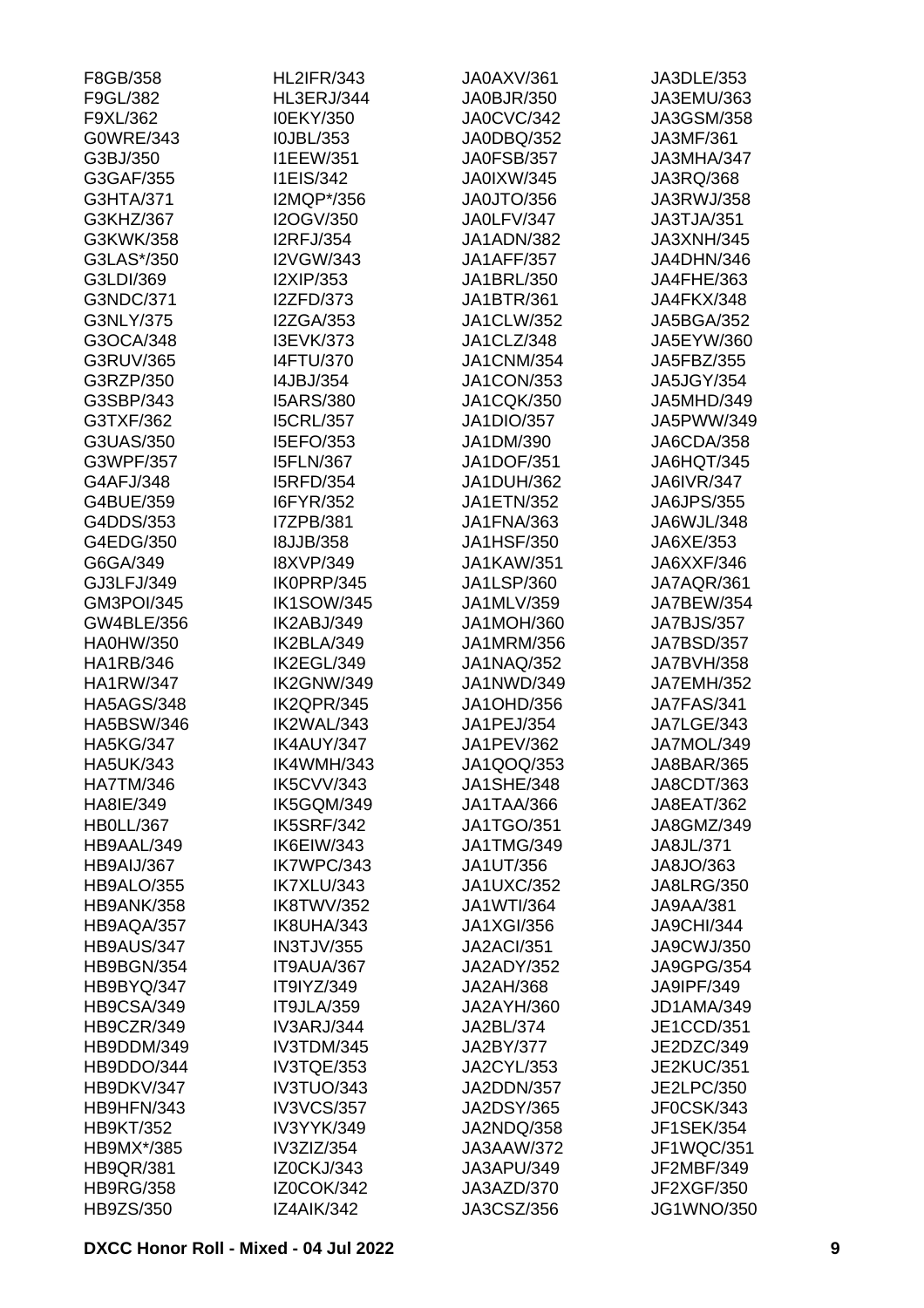F8GB/358
F9GL/382
F9XL/362
G0WRE/343
G3BJ/350
G3GAF/355
G3HTA/371
G3KHZ/367
G3KWK/358
G3LAS*/350
G3LDI/369
G3NDC/371
G3NLY/375
G3OCA/348
G3RUV/365
G3RZP/350
G3SBP/343
G3TXF/362
G3UAS/350
G3WPF/357
G4AFJ/348
G4BUE/359
G4DDS/353
G4EDG/350
G6GA/349
GJ3LFJ/349
GM3POI/345
GW4BLE/356
HA0HW/350
HA1RB/346
HA1RW/347
HA5AGS/348
HA5BSW/346
HA5KG/347
HA5UK/343
HA7TM/346
HA8IE/349
HB0LL/367
HB9AAL/349
HB9AIJ/367
HB9ALO/355
HB9ANK/358
HB9AQA/357
HB9AUS/347
HB9BGN/354
HB9BYQ/347
HB9CSA/349
HB9CZR/349
HB9DDM/349
HB9DDO/344
HB9DKV/347
HB9HFN/343
HB9KT/352
HB9MX*/385
HB9QR/381
HB9RG/358
HB9ZS/350
HL2IFR/343
HL3ERJ/344
I0EKY/350
I0JBL/353
I1EEW/351
I1EIS/342
I2MQP*/356
I2OGV/350
I2RFJ/354
I2VGW/343
I2XIP/353
I2ZFD/373
I2ZGA/353
I3EVK/373
I4FTU/370
I4JBJ/354
I5ARS/380
I5CRL/357
I5EFO/353
I5FLN/367
I5RFD/354
I6FYR/352
I7ZPB/381
I8JJB/358
I8XVP/349
IK0PRP/345
IK1SOW/345
IK2ABJ/349
IK2BLA/349
IK2EGL/349
IK2GNW/349
IK2QPR/345
IK2WAL/343
IK4AUY/347
IK4WMH/343
IK5CVV/343
IK5GQM/349
IK5SRF/342
IK6EIW/343
IK7WPC/343
IK7XLU/343
IK8TWV/352
IK8UHA/343
IN3TJV/355
IT9AUA/367
IT9IYZ/349
IT9JLA/359
IV3ARJ/344
IV3TDM/345
IV3TQE/353
IV3TUO/343
IV3VCS/357
IV3YYK/349
IV3ZIZ/354
IZ0CKJ/343
IZ0COK/342
IZ4AIK/342
JA0AXV/361
JA0BJR/350
JA0CVC/342
JA0DBQ/352
JA0FSB/357
JA0IXW/345
JA0JTO/356
JA0LFV/347
JA1ADN/382
JA1AFF/357
JA1BRL/350
JA1BTR/361
JA1CLW/352
JA1CLZ/348
JA1CNM/354
JA1CON/353
JA1CQK/350
JA1DIO/357
JA1DM/390
JA1DOF/351
JA1DUH/362
JA1ETN/352
JA1FNA/363
JA1HSF/350
JA1KAW/351
JA1LSP/360
JA1MLV/359
JA1MOH/360
JA1MRM/356
JA1NAQ/352
JA1NWD/349
JA1OHD/356
JA1PEJ/354
JA1PEV/362
JA1QOQ/353
JA1SHE/348
JA1TAA/366
JA1TGO/351
JA1TMG/349
JA1UT/356
JA1UXC/352
JA1WTI/364
JA1XGI/356
JA2ACI/351
JA2ADY/352
JA2AH/368
JA2AYH/360
JA2BL/374
JA2BY/377
JA2CYL/353
JA2DDN/357
JA2DSY/365
JA2NDQ/358
JA3AAW/372
JA3APU/349
JA3AZD/370
JA3CSZ/356
JA3DLE/353
JA3EMU/363
JA3GSM/358
JA3MF/361
JA3MHA/347
JA3RQ/368
JA3RWJ/358
JA3TJA/351
JA3XNH/345
JA4DHN/346
JA4FHE/363
JA4FKX/348
JA5BGA/352
JA5EYW/360
JA5FBZ/355
JA5JGY/354
JA5MHD/349
JA5PWW/349
JA6CDA/358
JA6HQT/345
JA6IVR/347
JA6JPS/355
JA6WJL/348
JA6XE/353
JA6XXF/346
JA7AQR/361
JA7BEW/354
JA7BJS/357
JA7BSD/357
JA7BVH/358
JA7EMH/352
JA7FAS/341
JA7LGE/343
JA7MOL/349
JA8BAR/365
JA8CDT/363
JA8EAT/362
JA8GMZ/349
JA8JL/371
JA8JO/363
JA8LRG/350
JA9AA/381
JA9CHI/344
JA9CWJ/350
JA9GPG/354
JA9IPF/349
JD1AMA/349
JE1CCD/351
JE2DZC/349
JE2KUC/351
JE2LPC/350
JF0CSK/343
JF1SEK/354
JF1WQC/351
JF2MBF/349
JF2XGF/350
JG1WNO/350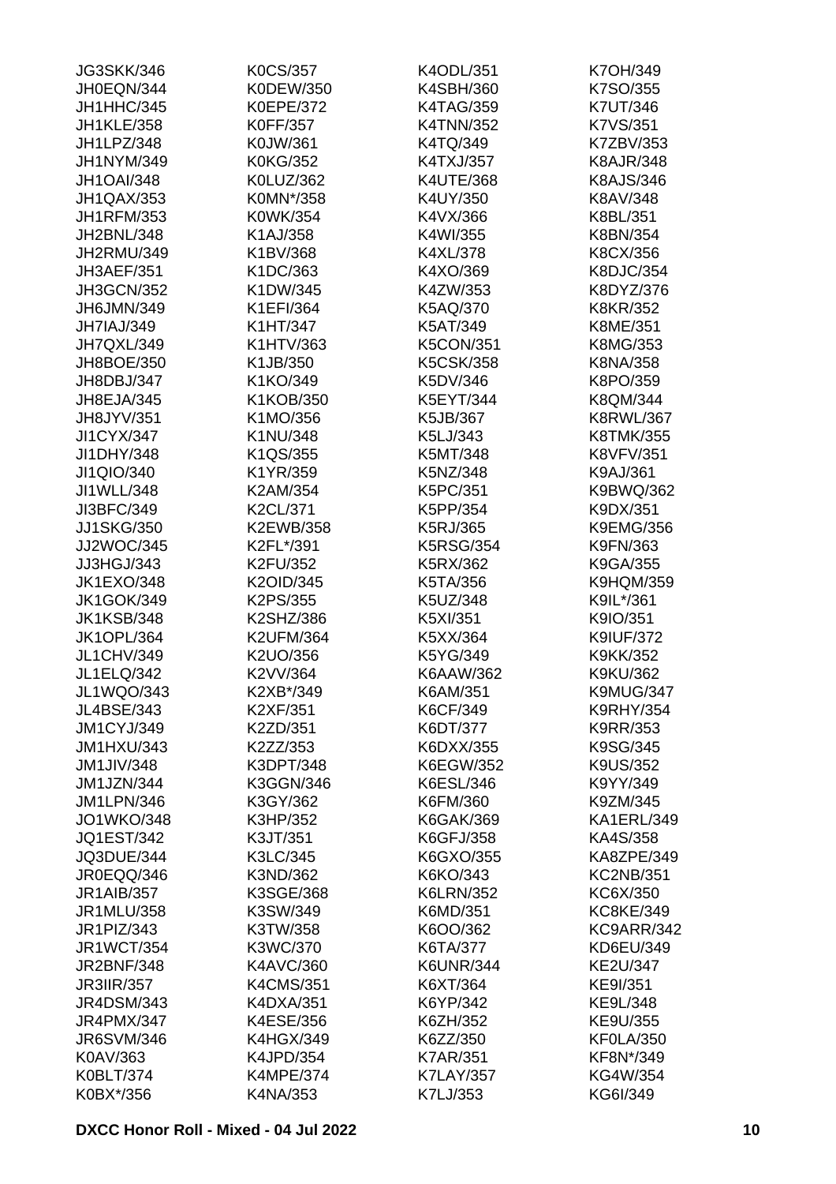JG3SKK/346
JH0EQN/344
JH1HHC/345
JH1KLE/358
JH1LPZ/348
JH1NYM/349
JH1OAI/348
JH1QAX/353
JH1RFM/353
JH2BNL/348
JH2RMU/349
JH3AEF/351
JH3GCN/352
JH6JMN/349
JH7IAJ/349
JH7QXL/349
JH8BOE/350
JH8DBJ/347
JH8EJA/345
JH8JYV/351
JI1CYX/347
JI1DHY/348
JI1QIO/340
JI1WLL/348
JI3BFC/349
JJ1SKG/350
JJ2WOC/345
JJ3HGJ/343
JK1EXO/348
JK1GOK/349
JK1KSB/348
JK1OPL/364
JL1CHV/349
JL1ELQ/342
JL1WQO/343
JL4BSE/343
JM1CYJ/349
JM1HXU/343
JM1JIV/348
JM1JZN/344
JM1LPN/346
JO1WKO/348
JQ1EST/342
JQ3DUE/344
JR0EQQ/346
JR1AIB/357
JR1MLU/358
JR1PIZ/343
JR1WCT/354
JR2BNF/348
JR3IIR/357
JR4DSM/343
JR4PMX/347
JR6SVM/346
K0AV/363
K0BLT/374
K0BX*/356
K0CS/357
K0DEW/350
K0EPE/372
K0FF/357
K0JW/361
K0KG/352
K0LUZ/362
K0MN*/358
K0WK/354
K1AJ/358
K1BV/368
K1DC/363
K1DW/345
K1EFI/364
K1HT/347
K1HTV/363
K1JB/350
K1KO/349
K1KOB/350
K1MO/356
K1NU/348
K1QS/355
K1YR/359
K2AM/354
K2CL/371
K2EWB/358
K2FL*/391
K2FU/352
K2OID/345
K2PS/355
K2SHZ/386
K2UFM/364
K2UO/356
K2VV/364
K2XB*/349
K2XF/351
K2ZD/351
K2ZZ/353
K3DPT/348
K3GGN/346
K3GY/362
K3HP/352
K3JT/351
K3LC/345
K3ND/362
K3SGE/368
K3SW/349
K3TW/358
K3WC/370
K4AVC/360
K4CMS/351
K4DXA/351
K4ESE/356
K4HGX/349
K4JPD/354
K4MPE/374
K4NA/353
K4ODL/351
K4SBH/360
K4TAG/359
K4TNN/352
K4TQ/349
K4TXJ/357
K4UTE/368
K4UY/350
K4VX/366
K4WI/355
K4XL/378
K4XO/369
K4ZW/353
K5AQ/370
K5AT/349
K5CON/351
K5CSK/358
K5DV/346
K5EYT/344
K5JB/367
K5LJ/343
K5MT/348
K5NZ/348
K5PC/351
K5PP/354
K5RJ/365
K5RSG/354
K5RX/362
K5TA/356
K5UZ/348
K5XI/351
K5XX/364
K5YG/349
K6AAW/362
K6AM/351
K6CF/349
K6DT/377
K6DXX/355
K6EGW/352
K6ESL/346
K6FM/360
K6GAK/369
K6GFJ/358
K6GXO/355
K6KO/343
K6LRN/352
K6MD/351
K6OO/362
K6TA/377
K6UNR/344
K6XT/364
K6YP/342
K6ZH/352
K6ZZ/350
K7AR/351
K7LAY/357
K7LJ/353
K7OH/349
K7SO/355
K7UT/346
K7VS/351
K7ZBV/353
K8AJR/348
K8AJS/346
K8AV/348
K8BL/351
K8BN/354
K8CX/356
K8DJC/354
K8DYZ/376
K8KR/352
K8ME/351
K8MG/353
K8NA/358
K8PO/359
K8QM/344
K8RWL/367
K8TMK/355
K8VFV/351
K9AJ/361
K9BWQ/362
K9DX/351
K9EMG/356
K9FN/363
K9GA/355
K9HQM/359
K9IL*/361
K9IO/351
K9IUF/372
K9KK/352
K9KU/362
K9MUG/347
K9RHY/354
K9RR/353
K9SG/345
K9US/352
K9YY/349
K9ZM/345
KA1ERL/349
KA4S/358
KA8ZPE/349
KC2NB/351
KC6X/350
KC8KE/349
KC9ARR/342
KD6EU/349
KE2U/347
KE9I/351
KE9L/348
KE9U/355
KF0LA/350
KF8N*/349
KG4W/354
KG6I/349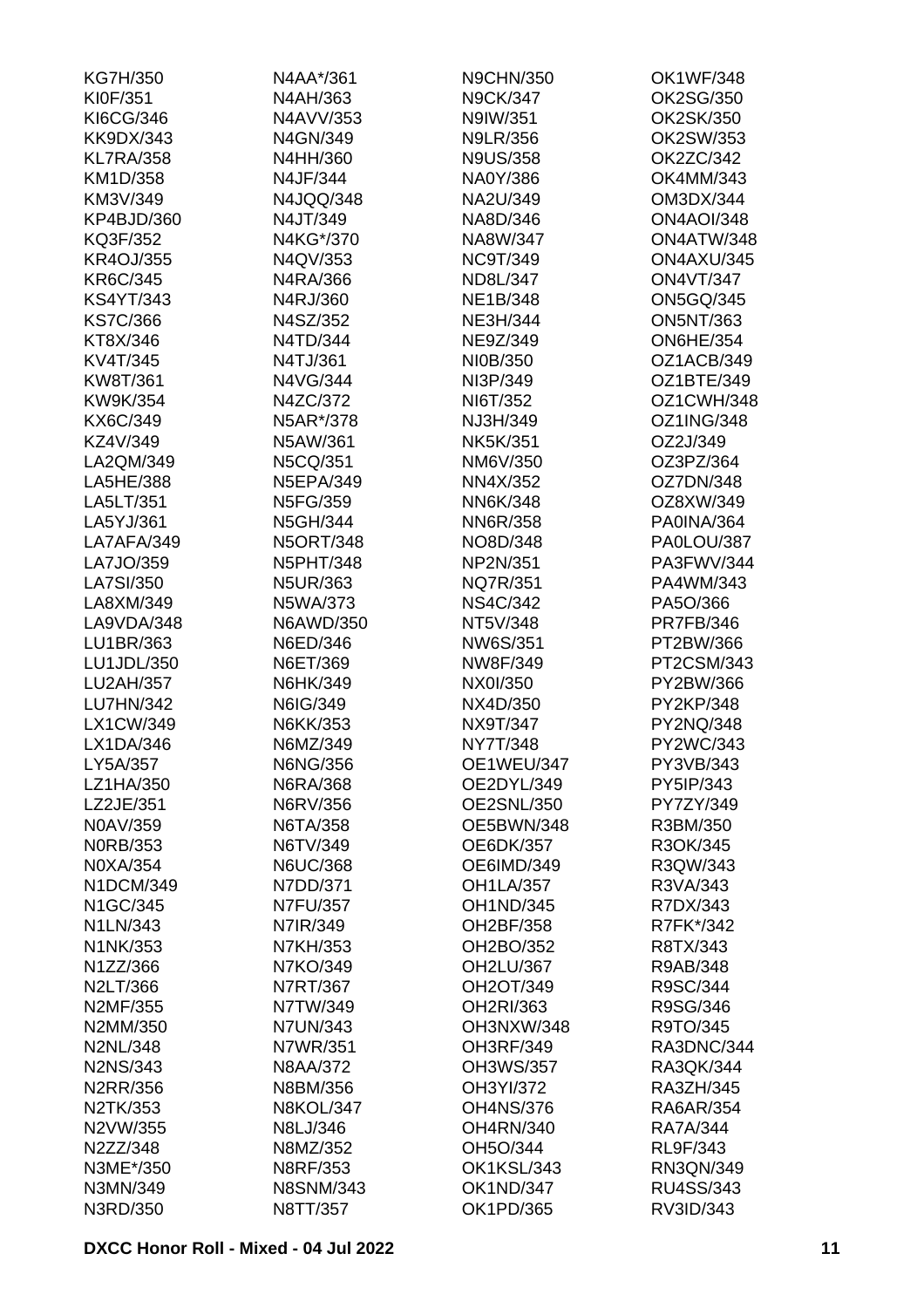KG7H/350
KI0F/351
KI6CG/346
KK9DX/343
KL7RA/358
KM1D/358
KM3V/349
KP4BJD/360
KQ3F/352
KR4OJ/355
KR6C/345
KS4YT/343
KS7C/366
KT8X/346
KV4T/345
KW8T/361
KW9K/354
KX6C/349
KZ4V/349
LA2QM/349
LA5HE/388
LA5LT/351
LA5YJ/361
LA7AFA/349
LA7JO/359
LA7SI/350
LA8XM/349
LA9VDA/348
LU1BR/363
LU1JDL/350
LU2AH/357
LU7HN/342
LX1CW/349
LX1DA/346
LY5A/357
LZ1HA/350
LZ2JE/351
N0AV/359
N0RB/353
N0XA/354
N1DCM/349
N1GC/345
N1LN/343
N1NK/353
N1ZZ/366
N2LT/366
N2MF/355
N2MM/350
N2NL/348
N2NS/343
N2RR/356
N2TK/353
N2VW/355
N2ZZ/348
N3ME*/350
N3MN/349
N3RD/350
N4AA*/361
N4AH/363
N4AVV/353
N4GN/349
N4HH/360
N4JF/344
N4JQQ/348
N4JT/349
N4KG*/370
N4QV/353
N4RA/366
N4RJ/360
N4SZ/352
N4TD/344
N4TJ/361
N4VG/344
N4ZC/372
N5AR*/378
N5AW/361
N5CQ/351
N5EPA/349
N5FG/359
N5GH/344
N5ORT/348
N5PHT/348
N5UR/363
N5WA/373
N6AWD/350
N6ED/346
N6ET/369
N6HK/349
N6IG/349
N6KK/353
N6MZ/349
N6NG/356
N6RA/368
N6RV/356
N6TA/358
N6TV/349
N6UC/368
N7DD/371
N7FU/357
N7IR/349
N7KH/353
N7KO/349
N7RT/367
N7TW/349
N7UN/343
N7WR/351
N8AA/372
N8BM/356
N8KOL/347
N8LJ/346
N8MZ/352
N8RF/353
N8SNM/343
N8TT/357
N9CHN/350
N9CK/347
N9IW/351
N9LR/356
N9US/358
NA0Y/386
NA2U/349
NA8D/346
NA8W/347
NC9T/349
ND8L/347
NE1B/348
NE3H/344
NE9Z/349
NI0B/350
NI3P/349
NI6T/352
NJ3H/349
NK5K/351
NM6V/350
NN4X/352
NN6K/348
NN6R/358
NO8D/348
NP2N/351
NQ7R/351
NS4C/342
NT5V/348
NW6S/351
NW8F/349
NX0I/350
NX4D/350
NX9T/347
NY7T/348
OE1WEU/347
OE2DYL/349
OE2SNL/350
OE5BWN/348
OE6DK/357
OE6IMD/349
OH1LA/357
OH1ND/345
OH2BF/358
OH2BO/352
OH2LU/367
OH2OT/349
OH2RI/363
OH3NXW/348
OH3RF/349
OH3WS/357
OH3YI/372
OH4NS/376
OH4RN/340
OH5O/344
OK1KSL/343
OK1ND/347
OK1PD/365
OK1WF/348
OK2SG/350
OK2SK/350
OK2SW/353
OK2ZC/342
OK4MM/343
OM3DX/344
ON4AOI/348
ON4ATW/348
ON4AXU/345
ON4VT/347
ON5GQ/345
ON5NT/363
ON6HE/354
OZ1ACB/349
OZ1BTE/349
OZ1CWH/348
OZ1ING/348
OZ2J/349
OZ3PZ/364
OZ7DN/348
OZ8XW/349
PA0INA/364
PA0LOU/387
PA3FWV/344
PA4WM/343
PA5O/366
PR7FB/346
PT2BW/366
PT2CSM/343
PY2BW/366
PY2KP/348
PY2NQ/348
PY2WC/343
PY3VB/343
PY5IP/343
PY7ZY/349
R3BM/350
R3OK/345
R3QW/343
R3VA/343
R7DX/343
R7FK*/342
R8TX/343
R9AB/348
R9SC/344
R9SG/346
R9TO/345
RA3DNC/344
RA3QK/344
RA3ZH/345
RA6AR/354
RA7A/344
RL9F/343
RN3QN/349
RU4SS/343
RV3ID/343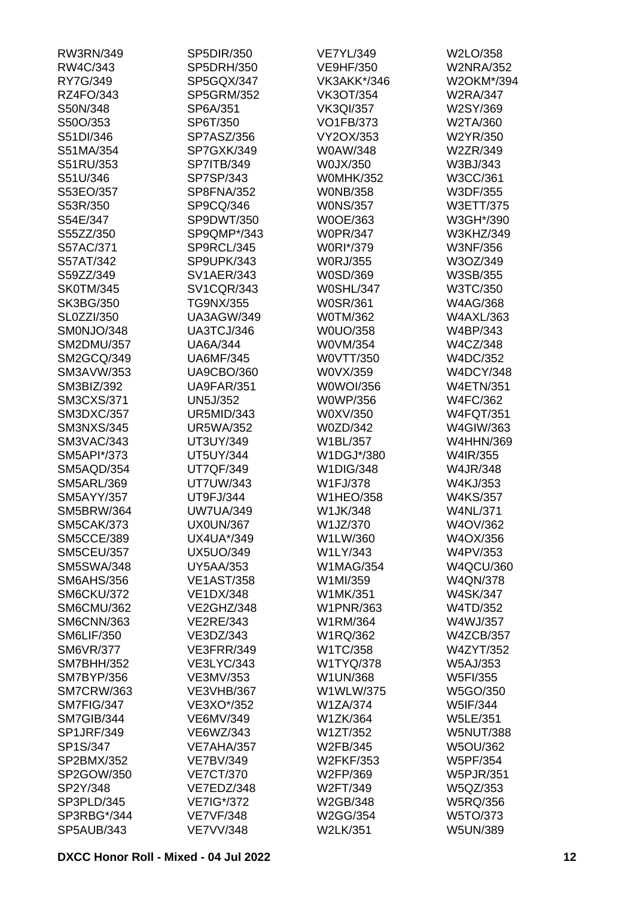RW3RN/349
RW4C/343
RY7G/349
RZ4FO/343
S50N/348
S50O/353
S51DI/346
S51MA/354
S51RU/353
S51U/346
S53EO/357
S53R/350
S54E/347
S55ZZ/350
S57AC/371
S57AT/342
S59ZZ/349
SK0TM/345
SK3BG/350
SL0ZZI/350
SM0NJO/348
SM2DMU/357
SM2GCQ/349
SM3AVW/353
SM3BIZ/392
SM3CXS/371
SM3DXC/357
SM3NXS/345
SM3VAC/343
SM5API*/373
SM5AQD/354
SM5ARL/369
SM5AYY/357
SM5BRW/364
SM5CAK/373
SM5CCE/389
SM5CEU/357
SM5SWA/348
SM6AHS/356
SM6CKU/372
SM6CMU/362
SM6CNN/363
SM6LIF/350
SM6VR/377
SM7BHH/352
SM7BYP/356
SM7CRW/363
SM7FIG/347
SM7GIB/344
SP1JRF/349
SP1S/347
SP2BMX/352
SP2GOW/350
SP2Y/348
SP3PLD/345
SP3RBG*/344
SP5AUB/343
SP5DIR/350
SP5DRH/350
SP5GQX/347
SP5GRM/352
SP6A/351
SP6T/350
SP7ASZ/356
SP7GXK/349
SP7ITB/349
SP7SP/343
SP8FNA/352
SP9CQ/346
SP9DWT/350
SP9QMP*/343
SP9RCL/345
SP9UPK/343
SV1AER/343
SV1CQR/343
TG9NX/355
UA3AGW/349
UA3TCJ/346
UA6A/344
UA6MF/345
UA9CBO/360
UA9FAR/351
UN5J/352
UR5MID/343
UR5WA/352
UT3UY/349
UT5UY/344
UT7QF/349
UT7UW/343
UT9FJ/344
UW7UA/349
UX0UN/367
UX4UA*/349
UX5UO/349
UY5AA/353
VE1AST/358
VE1DX/348
VE2GHZ/348
VE2RE/343
VE3DZ/343
VE3FRR/349
VE3LYC/343
VE3MV/353
VE3VHB/367
VE3XO*/352
VE6MV/349
VE6WZ/343
VE7AHA/357
VE7BV/349
VE7CT/370
VE7EDZ/348
VE7IG*/372
VE7VF/348
VE7VV/348
VE7YL/349
VE9HF/350
VK3AKK*/346
VK3OT/354
VK3QI/357
VO1FB/373
VY2OX/353
W0AW/348
W0JX/350
W0MHK/352
W0NB/358
W0NS/357
W0OE/363
W0PR/347
W0RI*/379
W0RJ/355
W0SD/369
W0SHL/347
W0SR/361
W0TM/362
W0UO/358
W0VM/354
W0VTT/350
W0VX/359
W0WOI/356
W0WP/356
W0XV/350
W0ZD/342
W1BL/357
W1DGJ*/380
W1DIG/348
W1FJ/378
W1HEO/358
W1JK/348
W1JZ/370
W1LW/360
W1LY/343
W1MAG/354
W1MI/359
W1MK/351
W1PNR/363
W1RM/364
W1RQ/362
W1TC/358
W1TYQ/378
W1UN/368
W1WLW/375
W1ZA/374
W1ZK/364
W1ZT/352
W2FB/345
W2FKF/353
W2FP/369
W2FT/349
W2GB/348
W2GG/354
W2LK/351
W2LO/358
W2NRA/352
W2OKM*/394
W2RA/347
W2SY/369
W2TA/360
W2YR/350
W2ZR/349
W3BJ/343
W3CC/361
W3DF/355
W3ETT/375
W3GH*/390
W3KHZ/349
W3NF/356
W3OZ/349
W3SB/355
W3TC/350
W4AG/368
W4AXL/363
W4BP/343
W4CZ/348
W4DC/352
W4DCY/348
W4ETN/351
W4FC/362
W4FQT/351
W4GIW/363
W4HHN/369
W4IR/355
W4JR/348
W4KJ/353
W4KS/357
W4NL/371
W4OV/362
W4OX/356
W4PV/353
W4QCU/360
W4QN/378
W4SK/347
W4TD/352
W4WJ/357
W4ZCB/357
W4ZYT/352
W5AJ/353
W5FI/355
W5GO/350
W5IF/344
W5LE/351
W5NUT/388
W5OU/362
W5PF/354
W5PJR/351
W5QZ/353
W5RQ/356
W5TO/373
W5UN/389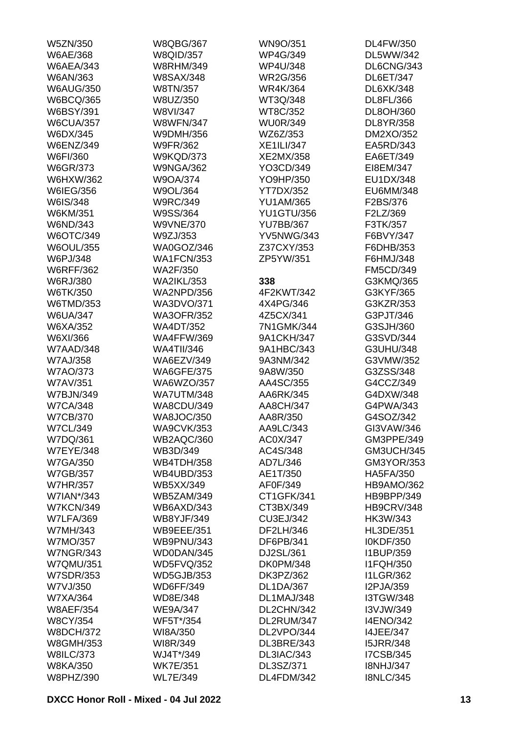W5ZN/350
W6AE/368
W6AEA/343
W6AN/363
W6AUG/350
W6BCQ/365
W6BSY/391
W6CUA/357
W6DX/345
W6ENZ/349
W6FI/360
W6GR/373
W6HXW/362
W6IEG/356
W6IS/348
W6KM/351
W6ND/343
W6OTC/349
W6OUL/355
W6PJ/348
W6RFF/362
W6RJ/380
W6TK/350
W6TMD/353
W6UA/347
W6XA/352
W6XI/366
W7AAD/348
W7AJ/358
W7AO/373
W7AV/351
W7BJN/349
W7CA/348
W7CB/370
W7CL/349
W7DQ/361
W7EYE/348
W7GA/350
W7GB/357
W7HR/357
W7IAN*/343
W7KCN/349
W7LFA/369
W7MH/343
W7MO/357
W7NGR/343
W7QMU/351
W7SDR/353
W7VJ/350
W7XA/364
W8AEF/354
W8CY/354
W8DCH/372
W8GMH/353
W8ILC/373
W8KA/350
W8PHZ/390
W8QBG/367
W8QID/357
W8RHM/349
W8SAX/348
W8TN/357
W8UZ/350
W8VI/347
W8WFN/347
W9DMH/356
W9FR/362
W9KQD/373
W9NGA/362
W9OA/374
W9OL/364
W9RC/349
W9SS/364
W9VNE/370
W9ZJ/353
WA0GOZ/346
WA1FCN/353
WA2F/350
WA2IKL/353
WA2NPD/356
WA3DVO/371
WA3OFR/352
WA4DT/352
WA4FFW/369
WA4TII/346
WA6EZV/349
WA6GFE/375
WA6WZO/357
WA7UTM/348
WA8CDU/349
WA8JOC/350
WA9CVK/353
WB2AQC/360
WB3D/349
WB4TDH/358
WB4UBD/353
WB5XX/349
WB5ZAM/349
WB6AXD/343
WB8YJF/349
WB9EEE/351
WB9PNU/343
WD0DAN/345
WD5FVQ/352
WD5GJB/353
WD6FF/349
WD8E/348
WE9A/347
WF5T*/354
WI8A/350
WI8R/349
WJ4T*/349
WK7E/351
WL7E/349
WN9O/351
WP4G/349
WP4U/348
WR2G/356
WR4K/364
WT3Q/348
WT8C/352
WU0R/349
WZ6Z/353
XE1ILI/347
XE2MX/358
YO3CD/349
YO9HP/350
YT7DX/352
YU1AM/365
YU1GTU/356
YU7BB/367
YV5NWG/343
Z37CXY/353
ZP5YW/351

**338**

4F2KWT/342
4X4PG/346
4Z5CX/341
7N1GMK/344
9A1CKH/347
9A1HBC/343
9A3NM/342
9A8W/350
AA4SC/355
AA6RK/345
AA8CH/347
AA8R/350
AA9LC/343
AC0X/347
AC4S/348
AD7L/346
AE1T/350
AF0F/349
CT1GFK/341
CT3BX/349
CU3EJ/342
DF2LH/346
DF6PB/341
DJ2SL/361
DK0PM/348
DK3PZ/362
DL1DA/367
DL1MAJ/348
DL2CHN/342
DL2RUM/347
DL2VPO/344
DL3BRE/343
DL3IAC/343
DL3SZ/371
DL4FDM/342
DL4FW/350
DL5WW/342
DL6CNG/343
DL6ET/347
DL6XK/348
DL8FL/366
DL8OH/360
DL8YR/358
DM2XO/352
EA5RD/343
EA6ET/349
EI8EM/347
EU1DX/348
EU6MM/348
F2BS/376
F2LZ/369
F3TK/357
F6BVY/347
F6DHB/353
F6HMJ/348
FM5CD/349
G3KMQ/365
G3KYF/365
G3KZR/353
G3PJT/346
G3SJH/360
G3SVD/344
G3UHU/348
G3VMW/352
G3ZSS/348
G4CCZ/349
G4DXW/348
G4PWA/343
G4SOZ/342
GI3VAW/346
GM3PPE/349
GM3UCH/345
GM3YOR/353
HA5FA/350
HB9AMO/362
HB9BPP/349
HB9CRV/348
HK3W/343
HL3DE/351
I0KDF/350
I1BUP/359
I1FQH/350
I1LGR/362
I2PJA/359
I3TGW/348
I3VJW/349
I4ENO/342
I4JEE/347
I5JRR/348
I7CSB/345
I8NHJ/347
I8NLC/345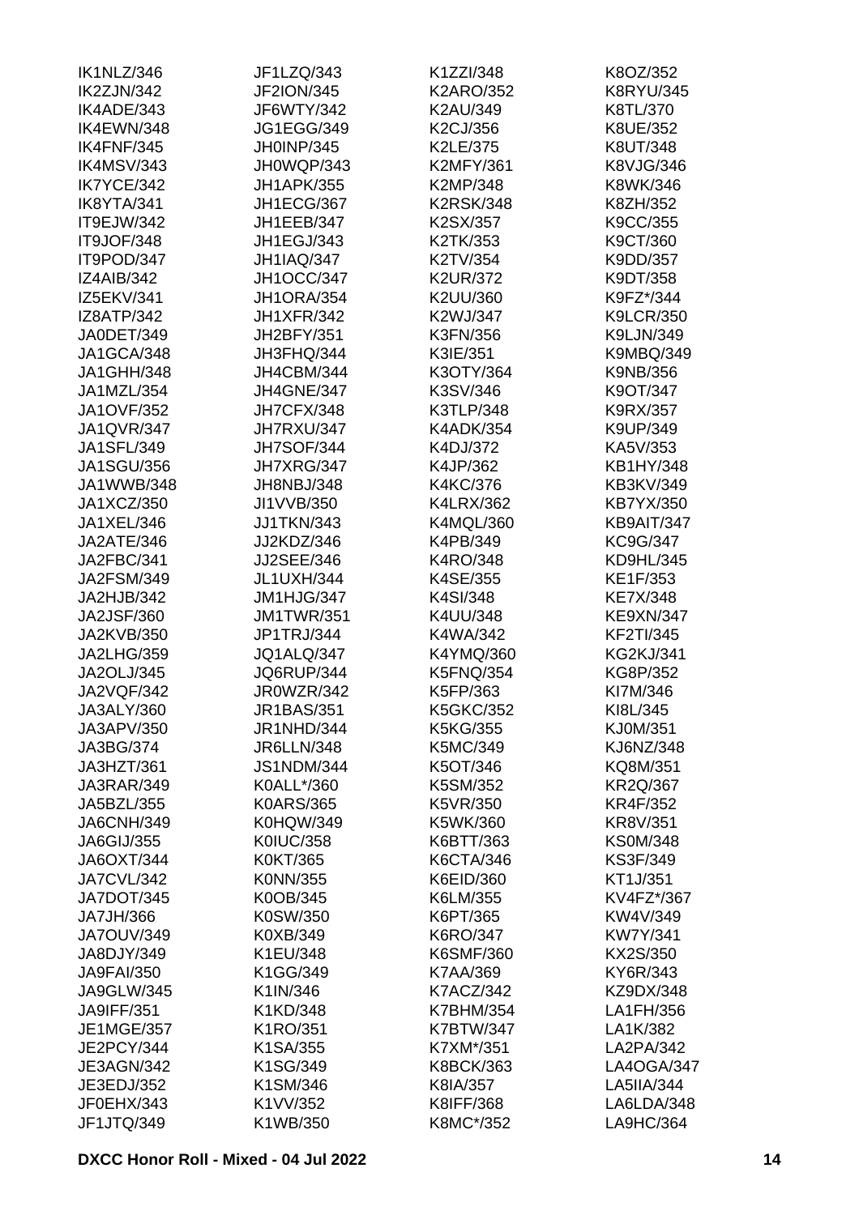IK1NLZ/346
IK2ZJN/342
IK4ADE/343
IK4EWN/348
IK4FNF/345
IK4MSV/343
IK7YCE/342
IK8YTA/341
IT9EJW/342
IT9JOF/348
IT9POD/347
IZ4AIB/342
IZ5EKV/341
IZ8ATP/342
JA0DET/349
JA1GCA/348
JA1GHH/348
JA1MZL/354
JA1OVF/352
JA1QVR/347
JA1SFL/349
JA1SGU/356
JA1WWB/348
JA1XCZ/350
JA1XEL/346
JA2ATE/346
JA2FBC/341
JA2FSM/349
JA2HJB/342
JA2JSF/360
JA2KVB/350
JA2LHG/359
JA2OLJ/345
JA2VQF/342
JA3ALY/360
JA3APV/350
JA3BG/374
JA3HZT/361
JA3RAR/349
JA5BZL/355
JA6CNH/349
JA6GIJ/355
JA6OXT/344
JA7CVL/342
JA7DOT/345
JA7JH/366
JA7OUV/349
JA8DJY/349
JA9FAI/350
JA9GLW/345
JA9IFF/351
JE1MGE/357
JE2PCY/344
JE3AGN/342
JE3EDJ/352
JF0EHX/343
JF1JTQ/349
JF1LZQ/343
JF2ION/345
JF6WTY/342
JG1EGG/349
JH0INP/345
JH0WQP/343
JH1APK/355
JH1ECG/367
JH1EEB/347
JH1EGJ/343
JH1IAQ/347
JH1OCC/347
JH1ORA/354
JH1XFR/342
JH2BFY/351
JH3FHQ/344
JH4CBM/344
JH4GNE/347
JH7CFX/348
JH7RXU/347
JH7SOF/344
JH7XRG/347
JH8NBJ/348
JI1VVB/350
JJ1TKN/343
JJ2KDZ/346
JJ2SEE/346
JL1UXH/344
JM1HJG/347
JM1TWR/351
JP1TRJ/344
JQ1ALQ/347
JQ6RUP/344
JR0WZR/342
JR1BAS/351
JR1NHD/344
JR6LLN/348
JS1NDM/344
K0ALL*/360
K0ARS/365
K0HQW/349
K0IUC/358
K0KT/365
K0NN/355
K0OB/345
K0SW/350
K0XB/349
K1EU/348
K1GG/349
K1IN/346
K1KD/348
K1RO/351
K1SA/355
K1SG/349
K1SM/346
K1VV/352
K1WB/350
K1ZZI/348
K2ARO/352
K2AU/349
K2CJ/356
K2LE/375
K2MFY/361
K2MP/348
K2RSK/348
K2SX/357
K2TK/353
K2TV/354
K2UR/372
K2UU/360
K2WJ/347
K3FN/356
K3IE/351
K3OTY/364
K3SV/346
K3TLP/348
K4ADK/354
K4DJ/372
K4JP/362
K4KC/376
K4LRX/362
K4MQL/360
K4PB/349
K4RO/348
K4SE/355
K4SI/348
K4UU/348
K4WA/342
K4YMQ/360
K5FNQ/354
K5FP/363
K5GKC/352
K5KG/355
K5MC/349
K5OT/346
K5SM/352
K5VR/350
K5WK/360
K6BTT/363
K6CTA/346
K6EID/360
K6LM/355
K6PT/365
K6RO/347
K6SMF/360
K7AA/369
K7ACZ/342
K7BHM/354
K7BTW/347
K7XM*/351
K8BCK/363
K8IA/357
K8IFF/368
K8MC*/352
K8OZ/352
K8RYU/345
K8TL/370
K8UE/352
K8UT/348
K8VJG/346
K8WK/346
K8ZH/352
K9CC/355
K9CT/360
K9DD/357
K9DT/358
K9FZ*/344
K9LCR/350
K9LJN/349
K9MBQ/349
K9NB/356
K9OT/347
K9RX/357
K9UP/349
KA5V/353
KB1HY/348
KB3KV/349
KB7YX/350
KB9AIT/347
KC9G/347
KD9HL/345
KE1F/353
KE7X/348
KE9XN/347
KF2TI/345
KG2KJ/341
KG8P/352
KI7M/346
KI8L/345
KJ0M/351
KJ6NZ/348
KQ8M/351
KR2Q/367
KR4F/352
KR8V/351
KS0M/348
KS3F/349
KT1J/351
KV4FZ*/367
KW4V/349
KW7Y/341
KX2S/350
KY6R/343
KZ9DX/348
LA1FH/356
LA1K/382
LA2PA/342
LA4OGA/347
LA5IIA/344
LA6LDA/348
LA9HC/364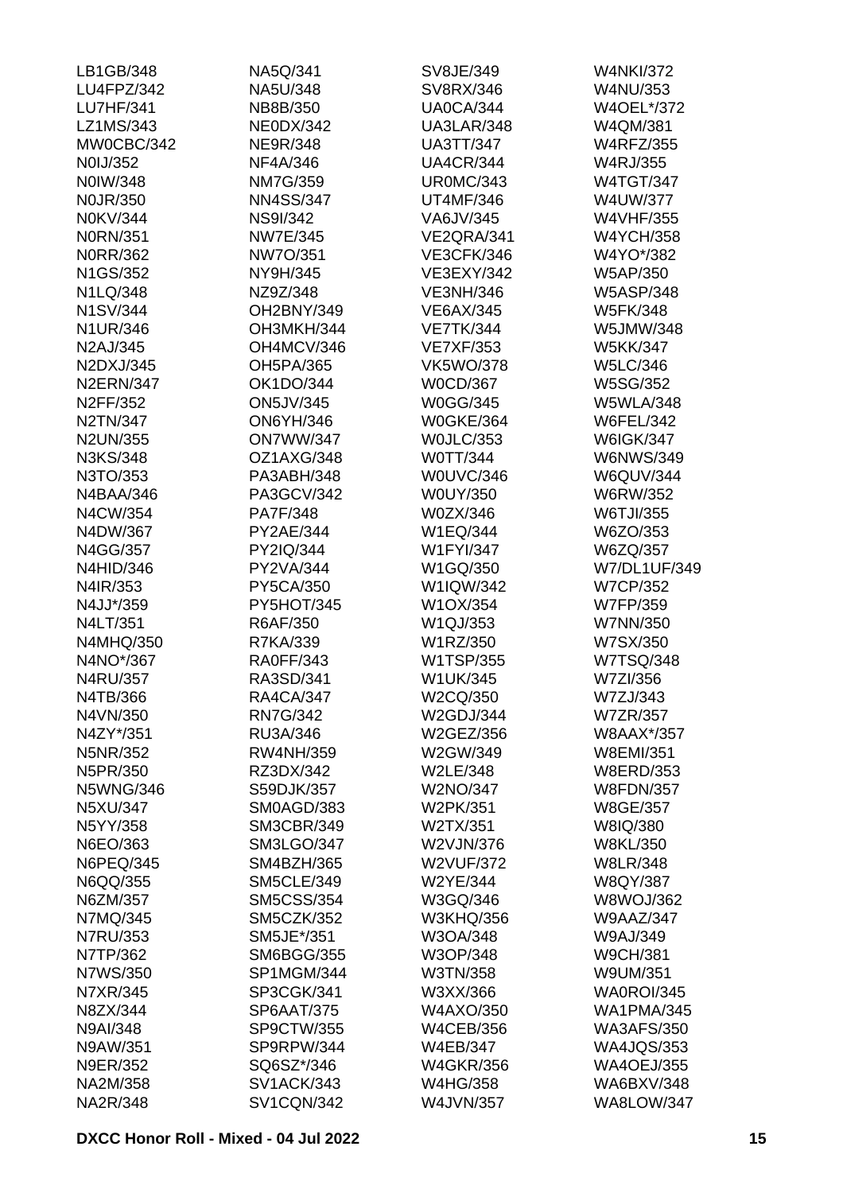LB1GB/348
LU4FPZ/342
LU7HF/341
LZ1MS/343
MW0CBC/342
N0IJ/352
N0IW/348
N0JR/350
N0KV/344
N0RN/351
N0RR/362
N1GS/352
N1LQ/348
N1SV/344
N1UR/346
N2AJ/345
N2DXJ/345
N2ERN/347
N2FF/352
N2TN/347
N2UN/355
N3KS/348
N3TO/353
N4BAA/346
N4CW/354
N4DW/367
N4GG/357
N4HID/346
N4IR/353
N4JJ*/359
N4LT/351
N4MHQ/350
N4NO*/367
N4RU/357
N4TB/366
N4VN/350
N4ZY*/351
N5NR/352
N5PR/350
N5WNG/346
N5XU/347
N5YY/358
N6EO/363
N6PEQ/345
N6QQ/355
N6ZM/357
N7MQ/345
N7RU/353
N7TP/362
N7WS/350
N7XR/345
N8ZX/344
N9AI/348
N9AW/351
N9ER/352
NA2M/358
NA2R/348
NA5Q/341
NA5U/348
NB8B/350
NE0DX/342
NE9R/348
NF4A/346
NM7G/359
NN4SS/347
NS9I/342
NW7E/345
NW7O/351
NY9H/345
NZ9Z/348
OH2BNY/349
OH3MKH/344
OH4MCV/346
OH5PA/365
OK1DO/344
ON5JV/345
ON6YH/346
ON7WW/347
OZ1AXG/348
PA3ABH/348
PA3GCV/342
PA7F/348
PY2AE/344
PY2IQ/344
PY2VA/344
PY5CA/350
PY5HOT/345
R6AF/350
R7KA/339
RA0FF/343
RA3SD/341
RA4CA/347
RN7G/342
RU3A/346
RW4NH/359
RZ3DX/342
S59DJK/357
SM0AGD/383
SM3CBR/349
SM3LGO/347
SM4BZH/365
SM5CLE/349
SM5CSS/354
SM5CZK/352
SM5JE*/351
SM6BGG/355
SP1MGM/344
SP3CGK/341
SP6AAT/375
SP9CTW/355
SP9RPW/344
SQ6SZ*/346
SV1ACK/343
SV1CQN/342
SV8JE/349
SV8RX/346
UA0CA/344
UA3LAR/348
UA3TT/347
UA4CR/344
UR0MC/343
UT4MF/346
VA6JV/345
VE2QRA/341
VE3CFK/346
VE3EXY/342
VE3NH/346
VE6AX/345
VE7TK/344
VE7XF/353
VK5WO/378
W0CD/367
W0GG/345
W0GKE/364
W0JLC/353
W0TT/344
W0UVC/346
W0UY/350
W0ZX/346
W1EQ/344
W1FYI/347
W1GQ/350
W1IQW/342
W1OX/354
W1QJ/353
W1RZ/350
W1TSP/355
W1UK/345
W2CQ/350
W2GDJ/344
W2GEZ/356
W2GW/349
W2LE/348
W2NO/347
W2PK/351
W2TX/351
W2VJN/376
W2VUF/372
W2YE/344
W3GQ/346
W3KHQ/356
W3OA/348
W3OP/348
W3TN/358
W3XX/366
W4AXO/350
W4CEB/356
W4EB/347
W4GKR/356
W4HG/358
W4JVN/357
W4NKI/372
W4NU/353
W4OEL*/372
W4QM/381
W4RFZ/355
W4RJ/355
W4TGT/347
W4UW/377
W4VHF/355
W4YCH/358
W4YO*/382
W5AP/350
W5ASP/348
W5FK/348
W5JMW/348
W5KK/347
W5LC/346
W5SG/352
W5WLA/348
W6FEL/342
W6IGK/347
W6NWS/349
W6QUV/344
W6RW/352
W6TJI/355
W6ZO/353
W6ZQ/357
W7/DL1UF/349
W7CP/352
W7FP/359
W7NN/350
W7SX/350
W7TSQ/348
W7ZI/356
W7ZJ/343
W7ZR/357
W8AAX*/357
W8EMI/351
W8ERD/353
W8FDN/357
W8GE/357
W8IQ/380
W8KL/350
W8LR/348
W8QY/387
W8WOJ/362
W9AAZ/347
W9AJ/349
W9CH/381
W9UM/351
WA0ROI/345
WA1PMA/345
WA3AFS/350
WA4JQS/353
WA4OEJ/355
WA6BXV/348
WA8LOW/347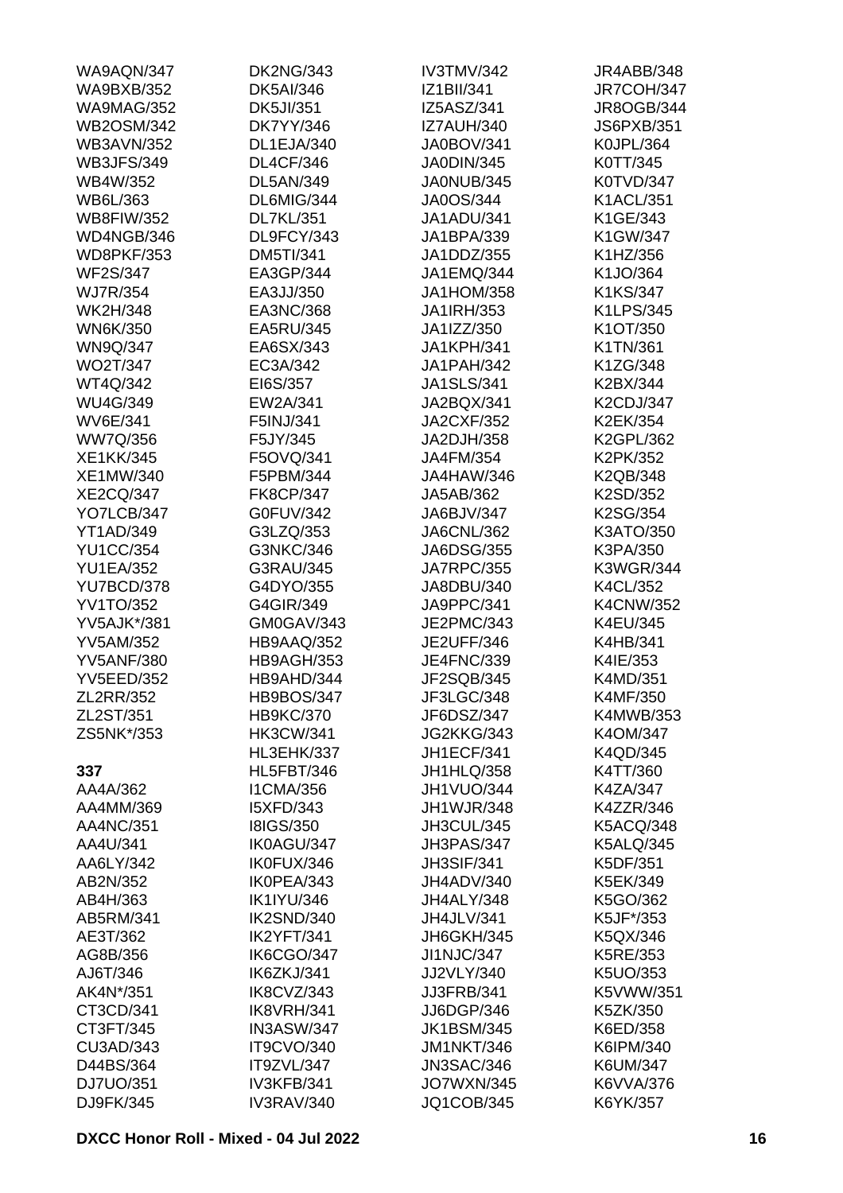WA9AQN/347
WA9BXB/352
WA9MAG/352
WB2OSM/342
WB3AVN/352
WB3JFS/349
WB4W/352
WB6L/363
WB8FIW/352
WD4NGB/346
WD8PKF/353
WF2S/347
WJ7R/354
WK2H/348
WN6K/350
WN9Q/347
WO2T/347
WT4Q/342
WU4G/349
WV6E/341
WW7Q/356
XE1KK/345
XE1MW/340
XE2CQ/347
YO7LCB/347
YT1AD/349
YU1CC/354
YU1EA/352
YU7BCD/378
YV1TO/352
YV5AJK*/381
YV5AM/352
YV5ANF/380
YV5EED/352
ZL2RR/352
ZL2ST/351
ZS5NK*/353

**337**

AA4A/362
AA4MM/369
AA4NC/351
AA4U/341
AA6LY/342
AB2N/352
AB4H/363
AB5RM/341
AE3T/362
AG8B/356
AJ6T/346
AK4N*/351
CT3CD/341
CT3FT/345
CU3AD/343
D44BS/364
DJ7UO/351
DJ9FK/345
DK2NG/343
DK5AI/346
DK5JI/351
DK7YY/346
DL1EJA/340
DL4CF/346
DL5AN/349
DL6MIG/344
DL7KL/351
DL9FCY/343
DM5TI/341
EA3GP/344
EA3JJ/350
EA3NC/368
EA5RU/345
EA6SX/343
EC3A/342
EI6S/357
EW2A/341
F5INJ/341
F5JY/345
F5OVQ/341
F5PBM/344
FK8CP/347
G0FUV/342
G3LZQ/353
G3NKC/346
G3RAU/345
G4DYO/355
G4GIR/349
GM0GAV/343
HB9AAQ/352
HB9AGH/353
HB9AHD/344
HB9BOS/347
HB9KC/370
HK3CW/341
HL3EHK/337
HL5FBT/346
I1CMA/356
I5XFD/343
I8IGS/350
IK0AGU/347
IK0FUX/346
IK0PEA/343
IK1IYU/346
IK2SND/340
IK2YFT/341
IK6CGO/347
IK6ZKJ/341
IK8CVZ/343
IK8VRH/341
IN3ASW/347
IT9CVO/340
IT9ZVL/347
IV3KFB/341
IV3RAV/340
IV3TMV/342
IZ1BII/341
IZ5ASZ/341
IZ7AUH/340
JA0BOV/341
JA0DIN/345
JA0NUB/345
JA0OS/344
JA1ADU/341
JA1BPA/339
JA1DDZ/355
JA1EMQ/344
JA1HOM/358
JA1IRH/353
JA1IZZ/350
JA1KPH/341
JA1PAH/342
JA1SLS/341
JA2BQX/341
JA2CXF/352
JA2DJH/358
JA4FM/354
JA4HAW/346
JA5AB/362
JA6BJV/347
JA6CNL/362
JA6DSG/355
JA7RPC/355
JA8DBU/340
JA9PPC/341
JE2PMC/343
JE2UFF/346
JE4FNC/339
JF2SQB/345
JF3LGC/348
JF6DSZ/347
JG2KKG/343
JH1ECF/341
JH1HLQ/358
JH1VUO/344
JH1WJR/348
JH3CUL/345
JH3PAS/347
JH3SIF/341
JH4ADV/340
JH4ALY/348
JH4JLV/341
JH6GKH/345
JI1NJC/347
JJ2VLY/340
JJ3FRB/341
JJ6DGP/346
JK1BSM/345
JM1NKT/346
JN3SAC/346
JO7WXN/345
JQ1COB/345
JR4ABB/348
JR7COH/347
JR8OGB/344
JS6PXB/351
K0JPL/364
K0TT/345
K0TVD/347
K1ACL/351
K1GE/343
K1GW/347
K1HZ/356
K1JO/364
K1KS/347
K1LPS/345
K1OT/350
K1TN/361
K1ZG/348
K2BX/344
K2CDJ/347
K2EK/354
K2GPL/362
K2PK/352
K2QB/348
K2SD/352
K2SG/354
K3ATO/350
K3PA/350
K3WGR/344
K4CL/352
K4CNW/352
K4EU/345
K4HB/341
K4IE/353
K4MD/351
K4MF/350
K4MWB/353
K4OM/347
K4QD/345
K4TT/360
K4ZA/347
K4ZZR/346
K5ACQ/348
K5ALQ/345
K5DF/351
K5EK/349
K5GO/362
K5JF*/353
K5QX/346
K5RE/353
K5UO/353
K5VWW/351
K5ZK/350
K6ED/358
K6IPM/340
K6UM/347
K6VVA/376
K6YK/357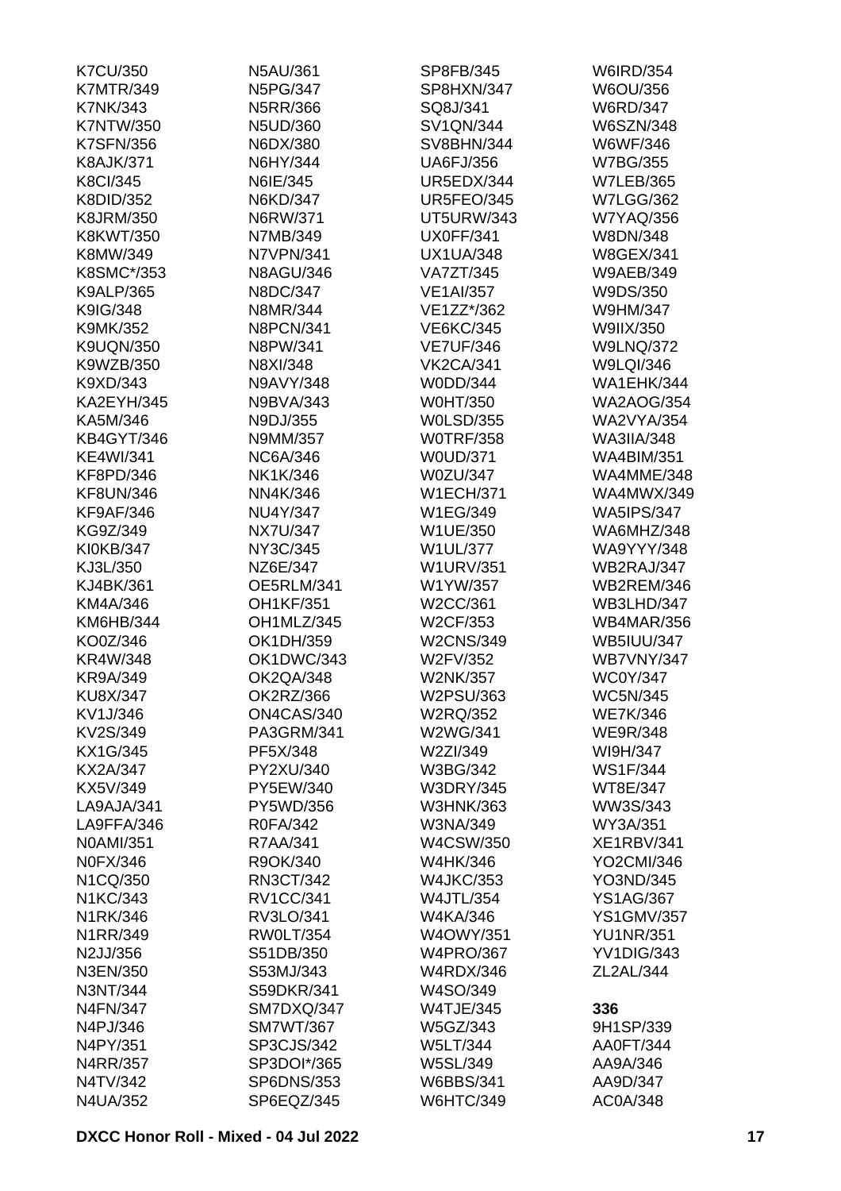K7CU/350
K7MTR/349
K7NK/343
K7NTW/350
K7SFN/356
K8AJK/371
K8CI/345
K8DID/352
K8JRM/350
K8KWT/350
K8MW/349
K8SMC*/353
K9ALP/365
K9IG/348
K9MK/352
K9UQN/350
K9WZB/350
K9XD/343
KA2EYH/345
KA5M/346
KB4GYT/346
KE4WI/341
KF8PD/346
KF8UN/346
KF9AF/346
KG9Z/349
KI0KB/347
KJ3L/350
KJ4BK/361
KM4A/346
KM6HB/344
KO0Z/346
KR4W/348
KR9A/349
KU8X/347
KV1J/346
KV2S/349
KX1G/345
KX2A/347
KX5V/349
LA9AJA/341
LA9FFA/346
N0AMI/351
N0FX/346
N1CQ/350
N1KC/343
N1RK/346
N1RR/349
N2JJ/356
N3EN/350
N3NT/344
N4FN/347
N4PJ/346
N4PY/351
N4RR/357
N4TV/342
N4UA/352
N5AU/361
N5PG/347
N5RR/366
N5UD/360
N6DX/380
N6HY/344
N6IE/345
N6KD/347
N6RW/371
N7MB/349
N7VPN/341
N8AGU/346
N8DC/347
N8MR/344
N8PCN/341
N8PW/341
N8XI/348
N9AVY/348
N9BVA/343
N9DJ/355
N9MM/357
NC6A/346
NK1K/346
NN4K/346
NU4Y/347
NX7U/347
NY3C/345
NZ6E/347
OE5RLM/341
OH1KF/351
OH1MLZ/345
OK1DH/359
OK1DWC/343
OK2QA/348
OK2RZ/366
ON4CAS/340
PA3GRM/341
PF5X/348
PY2XU/340
PY5EW/340
PY5WD/356
R0FA/342
R7AA/341
R9OK/340
RN3CT/342
RV1CC/341
RV3LO/341
RW0LT/354
S51DB/350
S53MJ/343
S59DKR/341
SM7DXQ/347
SM7WT/367
SP3CJS/342
SP3DOI*/365
SP6DNS/353
SP6EQZ/345
SP8FB/345
SP8HXN/347
SQ8J/341
SV1QN/344
SV8BHN/344
UA6FJ/356
UR5EDX/344
UR5FEO/345
UT5URW/343
UX0FF/341
UX1UA/348
VA7ZT/345
VE1AI/357
VE1ZZ*/362
VE6KC/345
VE7UF/346
VK2CA/341
W0DD/344
W0HT/350
W0LSD/355
W0TRF/358
W0UD/371
W0ZU/347
W1ECH/371
W1EG/349
W1UE/350
W1UL/377
W1URV/351
W1YW/357
W2CC/361
W2CF/353
W2CNS/349
W2FV/352
W2NK/357
W2PSU/363
W2RQ/352
W2WG/341
W2ZI/349
W3BG/342
W3DRY/345
W3HNK/363
W3NA/349
W4CSW/350
W4HK/346
W4JKC/353
W4JTL/354
W4KA/346
W4OWY/351
W4PRO/367
W4RDX/346
W4SO/349
W4TJE/345
W5GZ/343
W5LT/344
W5SL/349
W6BBS/341
W6HTC/349
W6IRD/354
W6OU/356
W6RD/347
W6SZN/348
W6WF/346
W7BG/355
W7LEB/365
W7LGG/362
W7YAQ/356
W8DN/348
W8GEX/341
W9AEB/349
W9DS/350
W9HM/347
W9IIX/350
W9LNQ/372
W9LQI/346
WA1EHK/344
WA2AOG/354
WA2VYA/354
WA3IIA/348
WA4BIM/351
WA4MME/348
WA4MWX/349
WA5IPS/347
WA6MHZ/348
WA9YYY/348
WB2RAJ/347
WB2REM/346
WB3LHD/347
WB4MAR/356
WB5IUU/347
WB7VNY/347
WC0Y/347
WC5N/345
WE7K/346
WE9R/348
WI9H/347
WS1F/344
WT8E/347
WW3S/343
WY3A/351
XE1RBV/341
YO2CMI/346
YO3ND/345
YS1AG/367
YS1GMV/357
YU1NR/351
YV1DIG/343
ZL2AL/344

**336**

9H1SP/339
AA0FT/344
AA9A/346
AA9D/347
AC0A/348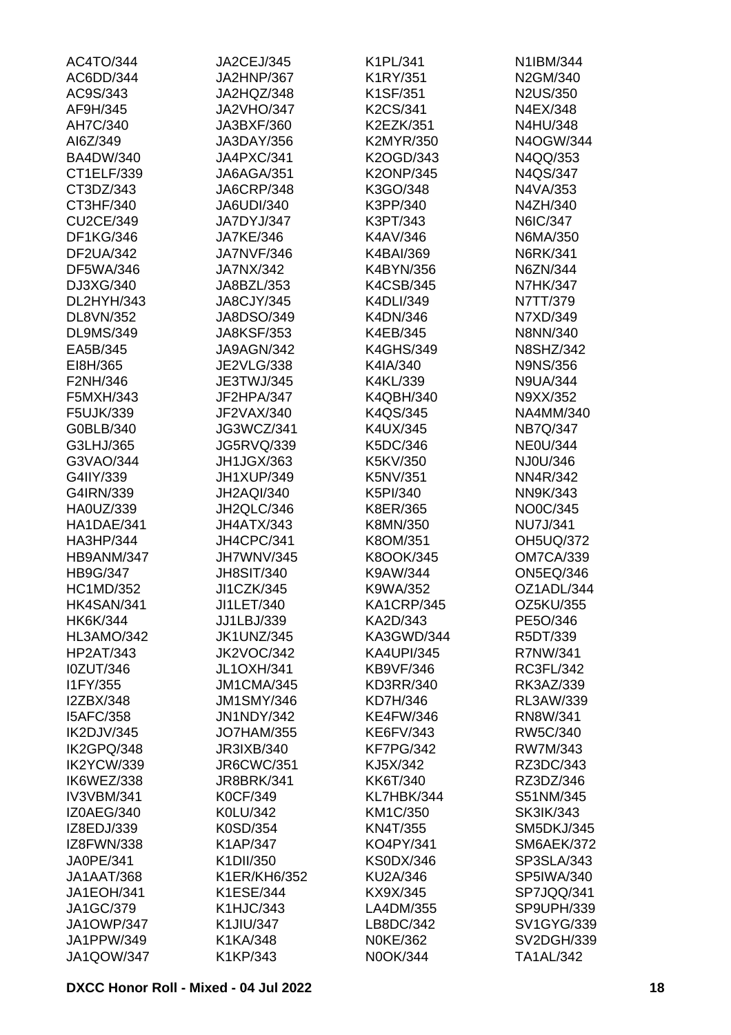AC4TO/344
AC6DD/344
AC9S/343
AF9H/345
AH7C/340
AI6Z/349
BA4DW/340
CT1ELF/339
CT3DZ/343
CT3HF/340
CU2CE/349
DF1KG/346
DF2UA/342
DF5WA/346
DJ3XG/340
DL2HYH/343
DL8VN/352
DL9MS/349
EA5B/345
EI8H/365
F2NH/346
F5MXH/343
F5UJK/339
G0BLB/340
G3LHJ/365
G3VAO/344
G4IIY/339
G4IRN/339
HA0UZ/339
HA1DAE/341
HA3HP/344
HB9ANM/347
HB9G/347
HC1MD/352
HK4SAN/341
HK6K/344
HL3AMO/342
HP2AT/343
I0ZUT/346
I1FY/355
I2ZBX/348
I5AFC/358
IK2DJV/345
IK2GPQ/348
IK2YCW/339
IK6WEZ/338
IV3VBM/341
IZ0AEG/340
IZ8EDJ/339
IZ8FWN/338
JA0PE/341
JA1AAT/368
JA1EOH/341
JA1GC/379
JA1OWP/347
JA1PPW/349
JA1QOW/347
JA2CEJ/345
JA2HNP/367
JA2HQZ/348
JA2VHO/347
JA3BXF/360
JA3DAY/356
JA4PXC/341
JA6AGA/351
JA6CRP/348
JA6UDI/340
JA7DYJ/347
JA7KE/346
JA7NVF/346
JA7NX/342
JA8BZL/353
JA8CJY/345
JA8DSO/349
JA8KSF/353
JA9AGN/342
JE2VLG/338
JE3TWJ/345
JF2HPA/347
JF2VAX/340
JG3WCZ/341
JG5RVQ/339
JH1JGX/363
JH1XUP/349
JH2AQI/340
JH2QLC/346
JH4ATX/343
JH4CPC/341
JH7WNV/345
JH8SIT/340
JI1CZK/345
JI1LET/340
JJ1LBJ/339
JK1UNZ/345
JK2VOC/342
JL1OXH/341
JM1CMA/345
JM1SMY/346
JN1NDY/342
JO7HAM/355
JR3IXB/340
JR6CWC/351
JR8BRK/341
K0CF/349
K0LU/342
K0SD/354
K1AP/347
K1DII/350
K1ER/KH6/352
K1ESE/344
K1HJC/343
K1JIU/347
K1KA/348
K1KP/343
K1PL/341
K1RY/351
K1SF/351
K2CS/341
K2EZK/351
K2MYR/350
K2OGD/343
K2ONP/345
K3GO/348
K3PP/340
K3PT/343
K4AV/346
K4BAI/369
K4BYN/356
K4CSB/345
K4DLI/349
K4DN/346
K4EB/345
K4GHS/349
K4IA/340
K4KL/339
K4QBH/340
K4QS/345
K4UX/345
K5DC/346
K5KV/350
K5NV/351
K5PI/340
K8ER/365
K8MN/350
K8OM/351
K8OOK/345
K9AW/344
K9WA/352
KA1CRP/345
KA2D/343
KA3GWD/344
KA4UPI/345
KB9VF/346
KD3RR/340
KD7H/346
KE4FW/346
KE6FV/343
KF7PG/342
KJ5X/342
KK6T/340
KL7HBK/344
KM1C/350
KN4T/355
KO4PY/341
KS0DX/346
KU2A/346
KX9X/345
LA4DM/355
LB8DC/342
N0KE/362
N0OK/344
N1IBM/344
N2GM/340
N2US/350
N4EX/348
N4HU/348
N4OGW/344
N4QQ/353
N4QS/347
N4VA/353
N4ZH/340
N6IC/347
N6MA/350
N6RK/341
N6ZN/344
N7HK/347
N7TT/379
N7XD/349
N8NN/340
N8SHZ/342
N9NS/356
N9UA/344
N9XX/352
NA4MM/340
NB7Q/347
NE0U/344
NJ0U/346
NN4R/342
NN9K/343
NO0C/345
NU7J/341
OH5UQ/372
OM7CA/339
ON5EQ/346
OZ1ADL/344
OZ5KU/355
PE5O/346
R5DT/339
R7NW/341
RC3FL/342
RK3AZ/339
RL3AW/339
RN8W/341
RW5C/340
RW7M/343
RZ3DC/343
RZ3DZ/346
S51NM/345
SK3IK/343
SM5DKJ/345
SM6AEK/372
SP3SLA/343
SP5IWA/340
SP7JQQ/341
SP9UPH/339
SV1GYG/339
SV2DGH/339
TA1AL/342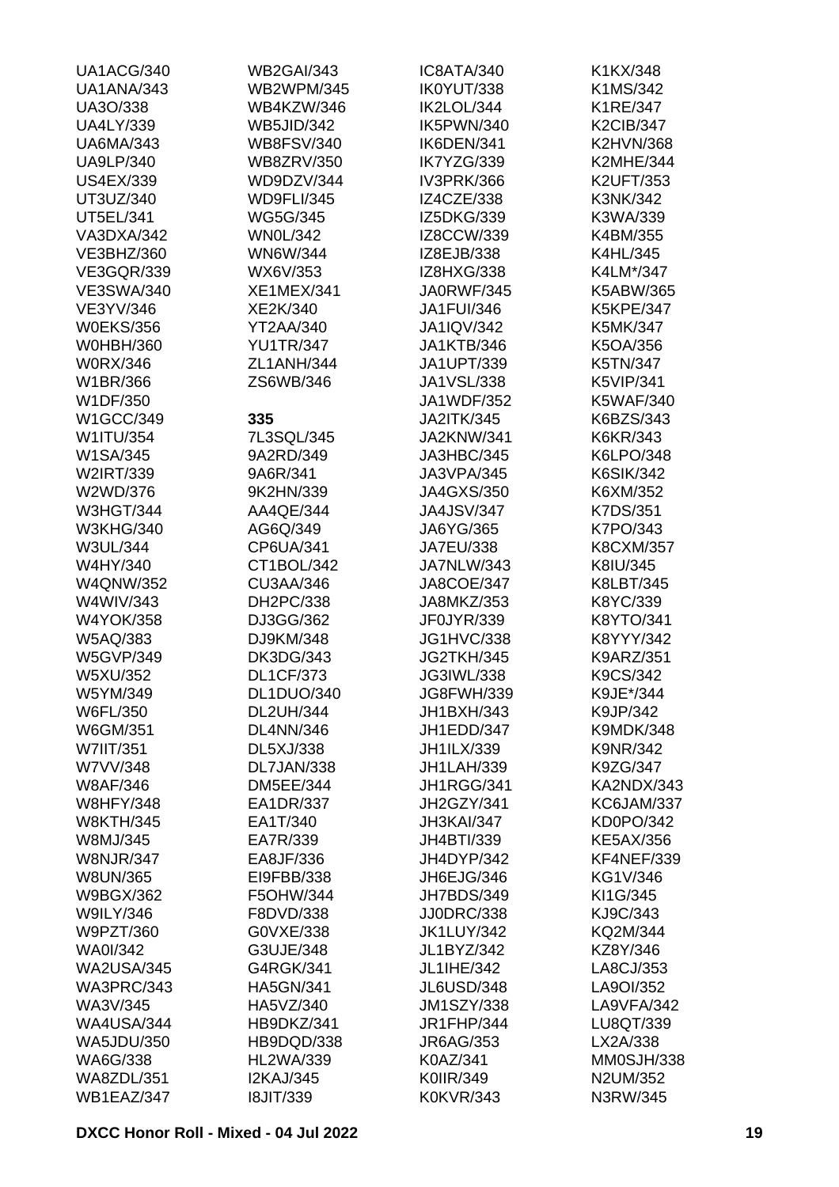UA1ACG/340
UA1ANA/343
UA3O/338
UA4LY/339
UA6MA/343
UA9LP/340
US4EX/339
UT3UZ/340
UT5EL/341
VA3DXA/342
VE3BHZ/360
VE3GQR/339
VE3SWA/340
VE3YV/346
W0EKS/356
W0HBH/360
W0RX/346
W1BR/366
W1DF/350
W1GCC/349
W1ITU/354
W1SA/345
W2IRT/339
W2WD/376
W3HGT/344
W3KHG/340
W3UL/344
W4HY/340
W4QNW/352
W4WIV/343
W4YOK/358
W5AQ/383
W5GVP/349
W5XU/352
W5YM/349
W6FL/350
W6GM/351
W7IIT/351
W7VV/348
W8AF/346
W8HFY/348
W8KTH/345
W8MJ/345
W8NJR/347
W8UN/365
W9BGX/362
W9ILY/346
W9PZT/360
WA0I/342
WA2USA/345
WA3PRC/343
WA3V/345
WA4USA/344
WA5JDU/350
WA6G/338
WA8ZDL/351
WB1EAZ/347
WB2GAI/343
WB2WPM/345
WB4KZW/346
WB5JID/342
WB8FSV/340
WB8ZRV/350
WD9DZV/344
WD9FLI/345
WG5G/345
WN0L/342
WN6W/344
WX6V/353
XE1MEX/341
XE2K/340
YT2AA/340
YU1TR/347
ZL1ANH/344
ZS6WB/346

**335**

7L3SQL/345
9A2RD/349
9A6R/341
9K2HN/339
AA4QE/344
AG6Q/349
CP6UA/341
CT1BOL/342
CU3AA/346
DH2PC/338
DJ3GG/362
DJ9KM/348
DK3DG/343
DL1CF/373
DL1DUO/340
DL2UH/344
DL4NN/346
DL5XJ/338
DL7JAN/338
DM5EE/344
EA1DR/337
EA1T/340
EA7R/339
EA8JF/336
EI9FBB/338
F5OHW/344
F8DVD/338
G0VXE/338
G3UJE/348
G4RGK/341
HA5GN/341
HA5VZ/340
HB9DKZ/341
HB9DQD/338
HL2WA/339
I2KAJ/345
I8JIT/339
IC8ATA/340
IK0YUT/338
IK2LOL/344
IK5PWN/340
IK6DEN/341
IK7YZG/339
IV3PRK/366
IZ4CZE/338
IZ5DKG/339
IZ8CCW/339
IZ8EJB/338
IZ8HXG/338
JA0RWF/345
JA1FUI/346
JA1IQV/342
JA1KTB/346
JA1UPT/339
JA1VSL/338
JA1WDF/352
JA2ITK/345
JA2KNW/341
JA3HBC/345
JA3VPA/345
JA4GXS/350
JA4JSV/347
JA6YG/365
JA7EU/338
JA7NLW/343
JA8COE/347
JA8MKZ/353
JF0JYR/339
JG1HVC/338
JG2TKH/345
JG3IWL/338
JG8FWH/339
JH1BXH/343
JH1EDD/347
JH1ILX/339
JH1LAH/339
JH1RGG/341
JH2GZY/341
JH3KAI/347
JH4BTI/339
JH4DYP/342
JH6EJG/346
JH7BDS/349
JJ0DRC/338
JK1LUY/342
JL1BYZ/342
JL1IHE/342
JL6USD/348
JM1SZY/338
JR1FHP/344
JR6AG/353
K0AZ/341
K0IIR/349
K0KVR/343
K1KX/348
K1MS/342
K1RE/347
K2CIB/347
K2HVN/368
K2MHE/344
K2UFT/353
K3NK/342
K3WA/339
K4BM/355
K4HL/345
K4LM*/347
K5ABW/365
K5KPE/347
K5MK/347
K5OA/356
K5TN/347
K5VIP/341
K5WAF/340
K6BZS/343
K6KR/343
K6LPO/348
K6SIK/342
K6XM/352
K7DS/351
K7PO/343
K8CXM/357
K8IU/345
K8LBT/345
K8YC/339
K8YTO/341
K8YYY/342
K9ARZ/351
K9CS/342
K9JE*/344
K9JP/342
K9MDK/348
K9NR/342
K9ZG/347
KA2NDX/343
KC6JAM/337
KD0PO/342
KE5AX/356
KF4NEF/339
KG1V/346
KI1G/345
KJ9C/343
KQ2M/344
KZ8Y/346
LA8CJ/353
LA9OI/352
LA9VFA/342
LU8QT/339
LX2A/338
MM0SJH/338
N2UM/352
N3RW/345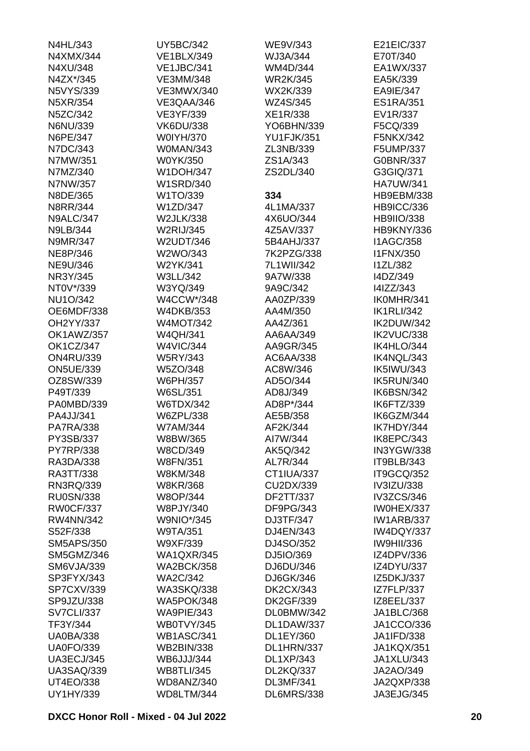N4HL/343
N4XMX/344
N4XU/348
N4ZX*/345
N5VYS/339
N5XR/354
N5ZC/342
N6NU/339
N6PE/347
N7DC/343
N7MW/351
N7MZ/340
N7NW/357
N8DE/365
N8RR/344
N9ALC/347
N9LB/344
N9MR/347
NE8P/346
NE9U/346
NR3Y/345
NT0V*/339
NU1O/342
OE6MDF/338
OH2YY/337
OK1AWZ/357
OK1CZ/347
ON4RU/339
ON5UE/339
OZ8SW/339
P49T/339
PA0MBD/339
PA4JJ/341
PA7RA/338
PY3SB/337
PY7RP/338
RA3DA/338
RA3TT/338
RN3RQ/339
RU0SN/338
RW0CF/337
RW4NN/342
S52F/338
SM5APS/350
SM5GMZ/346
SM6VJA/339
SP3FYX/343
SP7CXV/339
SP9JZU/338
SV7CLI/337
TF3Y/344
UA0BA/338
UA0FO/339
UA3ECJ/345
UA3SAQ/339
UT4EO/338
UY1HY/339
UY5BC/342
VE1BLX/349
VE1JBC/341
VE3MM/348
VE3MWX/340
VE3QAA/346
VE3YF/339
VK6DU/338
W0IYH/370
W0MAN/343
W0YK/350
W1DOH/347
W1SRD/340
W1TO/339
W1ZD/347
W2JLK/338
W2RIJ/345
W2UDT/346
W2WO/343
W2YK/341
W3LL/342
W3YQ/349
W4CCW*/348
W4DKB/353
W4MOT/342
W4QH/341
W4VIC/344
W5RY/343
W5ZO/348
W6PH/357
W6SL/351
W6TDX/342
W6ZPL/338
W7AM/344
W8BW/365
W8CD/349
W8FN/351
W8KM/348
W8KR/368
W8OP/344
W8PJY/340
W9NIO*/345
W9TA/351
W9XF/339
WA1QXR/345
WA2BCK/358
WA2C/342
WA3SKQ/338
WA5POK/348
WA9PIE/343
WB0TVY/345
WB1ASC/341
WB2BIN/338
WB6JJJ/344
WB8TLI/345
WD8ANZ/340
WD8LTM/344
WE9V/343
WJ3A/344
WM4D/344
WR2K/345
WX2K/339
WZ4S/345
XE1R/338
YO6BHN/339
YU1FJK/351
ZL3NB/339
ZS1A/343
ZS2DL/340

**334**

4L1MA/337
4X6UO/344
4Z5AV/337
5B4AHJ/337
7K2PZG/338
7L1WII/342
9A7W/338
9A9C/342
AA0ZP/339
AA4M/350
AA4Z/361
AA6AA/349
AA9GR/345
AC6AA/338
AC8W/346
AD5O/344
AD8J/349
AD8P*/344
AE5B/358
AF2K/344
AI7W/344
AK5Q/342
AL7R/344
CT1IUA/337
CU2DX/339
DF2TT/337
DF9PG/343
DJ3TF/347
DJ4EN/343
DJ4SO/352
DJ5IO/369
DJ6DU/346
DJ6GK/346
DK2CX/343
DK2GF/339
DL0BMW/342
DL1DAW/337
DL1EY/360
DL1HRN/337
DL1XP/343
DL2KQ/337
DL3MF/341
DL6MRS/338
E21EIC/337
E70T/340
EA1WX/337
EA5K/339
EA9IE/347
ES1RA/351
EV1R/337
F5CQ/339
F5NKX/342
F5UMP/337
G0BNR/337
G3GIQ/371
HA7UW/341
HB9EBM/338
HB9ICC/336
HB9IIO/338
HB9KNY/336
I1AGC/358
I1FNX/350
I1ZL/382
I4DZ/349
I4IZZ/343
IK0MHR/341
IK1RLI/342
IK2DUW/342
IK2VUC/338
IK4HLO/344
IK4NQL/343
IK5IWU/343
IK5RUN/340
IK6BSN/342
IK6FTZ/339
IK6GZM/344
IK7HDY/344
IK8EPC/343
IN3YGW/338
IT9BLB/343
IT9GCQ/352
IV3IZU/338
IV3ZCS/346
IW0HEX/337
IW1ARB/337
IW4DQY/337
IW9HII/336
IZ4DPV/336
IZ4DYU/337
IZ5DKJ/337
IZ7FLP/337
IZ8EEL/337
JA1BLC/368
JA1CCO/336
JA1IFD/338
JA1KQX/351
JA1XLU/343
JA2AO/349
JA2QXP/338
JA3EJG/345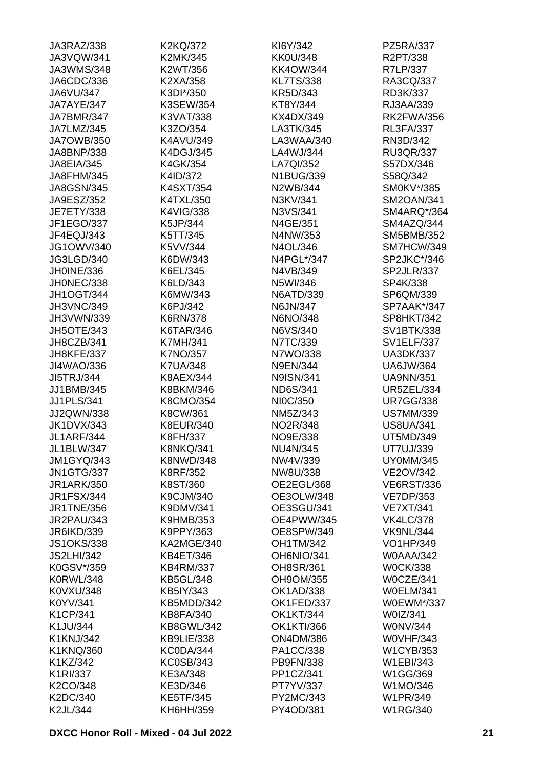JA3RAZ/338
JA3VQW/341
JA3WMS/348
JA6CDC/336
JA6VU/347
JA7AYE/347
JA7BMR/347
JA7LMZ/345
JA7OWB/350
JA8BNP/338
JA8EIA/345
JA8FHM/345
JA8GSN/345
JA9ESZ/352
JE7ETY/338
JF1EGO/337
JF4EQJ/343
JG1OWV/340
JG3LGD/340
JH0INE/336
JH0NEC/338
JH1OGT/344
JH3VNC/349
JH3VWN/339
JH5OTE/343
JH8CZB/341
JH8KFE/337
JI4WAO/336
JI5TRJ/344
JJ1BMB/345
JJ1PLS/341
JJ2QWN/338
JK1DVX/343
JL1ARF/344
JL1BLW/347
JM1GYQ/343
JN1GTG/337
JR1ARK/350
JR1FSX/344
JR1TNE/356
JR2PAU/343
JR6IKD/339
JS1OKS/338
JS2LHI/342
K0GSV*/359
K0RWL/348
K0VXU/348
K0YV/341
K1CP/341
K1JU/344
K1KNJ/342
K1KNQ/360
K1KZ/342
K1RI/337
K2CO/348
K2DC/340
K2JL/344
K2KQ/372
K2MK/345
K2WT/356
K2XA/358
K3DI*/350
K3SEW/354
K3VAT/338
K3ZO/354
K4AVU/349
K4DGJ/345
K4GK/354
K4ID/372
K4SXT/354
K4TXL/350
K4VIG/338
K5JP/344
K5TT/345
K5VV/344
K6DW/343
K6EL/345
K6LD/343
K6MW/343
K6PJ/342
K6RN/378
K6TAR/346
K7MH/341
K7NO/357
K7UA/348
K8AEX/344
K8BKM/346
K8CMO/354
K8CW/361
K8EUR/340
K8FH/337
K8NKQ/341
K8NWD/348
K8RF/352
K8ST/360
K9CJM/340
K9DMV/341
K9HMB/353
K9PPY/363
KA2MGE/340
KB4ET/346
KB4RM/337
KB5GL/348
KB5IY/343
KB5MDD/342
KB8FA/340
KB8GWL/342
KB9LIE/338
KC0DA/344
KC0SB/343
KE3A/348
KE3D/346
KE5TF/345
KH6HH/359
KI6Y/342
KK0U/348
KK4OW/344
KL7TS/338
KR5D/343
KT8Y/344
KX4DX/349
LA3TK/345
LA3WAA/340
LA4WJ/344
LA7QI/352
N1BUG/339
N2WB/344
N3KV/341
N3VS/341
N4GE/351
N4NW/353
N4OL/346
N4PGL*/347
N4VB/349
N5WI/346
N6ATD/339
N6JN/347
N6NO/348
N6VS/340
N7TC/339
N7WO/338
N9EN/344
N9ISN/341
ND6S/341
NI0C/350
NM5Z/343
NO2R/348
NO9E/338
NU4N/345
NW4V/339
NW8U/338
OE2EGL/368
OE3OLW/348
OE3SGU/341
OE4PWW/345
OE8SPW/349
OH1TM/342
OH6NIO/341
OH8SR/361
OH9OM/355
OK1AD/338
OK1FED/337
OK1KT/344
OK1KTI/366
ON4DM/386
PA1CC/338
PB9FN/338
PP1CZ/341
PT7YV/337
PY2MC/343
PY4OD/381
PZ5RA/337
R2PT/338
R7LP/337
RA3CQ/337
RD3K/337
RJ3AA/339
RK2FWA/356
RL3FA/337
RN3D/342
RU3QR/337
S57DX/346
S58Q/342
SM0KV*/385
SM2OAN/341
SM4ARQ*/364
SM4AZQ/344
SM5BMB/352
SM7HCW/349
SP2JKC*/346
SP2JLR/337
SP4K/338
SP6QM/339
SP7AAK*/347
SP8HKT/342
SV1BTK/338
SV1ELF/337
UA3DK/337
UA6JW/364
UA9NN/351
UR5ZEL/334
UR7GG/338
US7MM/339
US8UA/341
UT5MD/349
UT7UJ/339
UY0MM/345
VE2OV/342
VE6RST/336
VE7DP/353
VE7XT/341
VK4LC/378
VK9NL/344
VO1HP/349
W0AAA/342
W0CK/338
W0CZE/341
W0ELM/341
W0EWM*/337
W0IZ/341
W0NV/344
W0VHF/343
W1CYB/353
W1EBI/343
W1GG/369
W1MO/346
W1PR/349
W1RG/340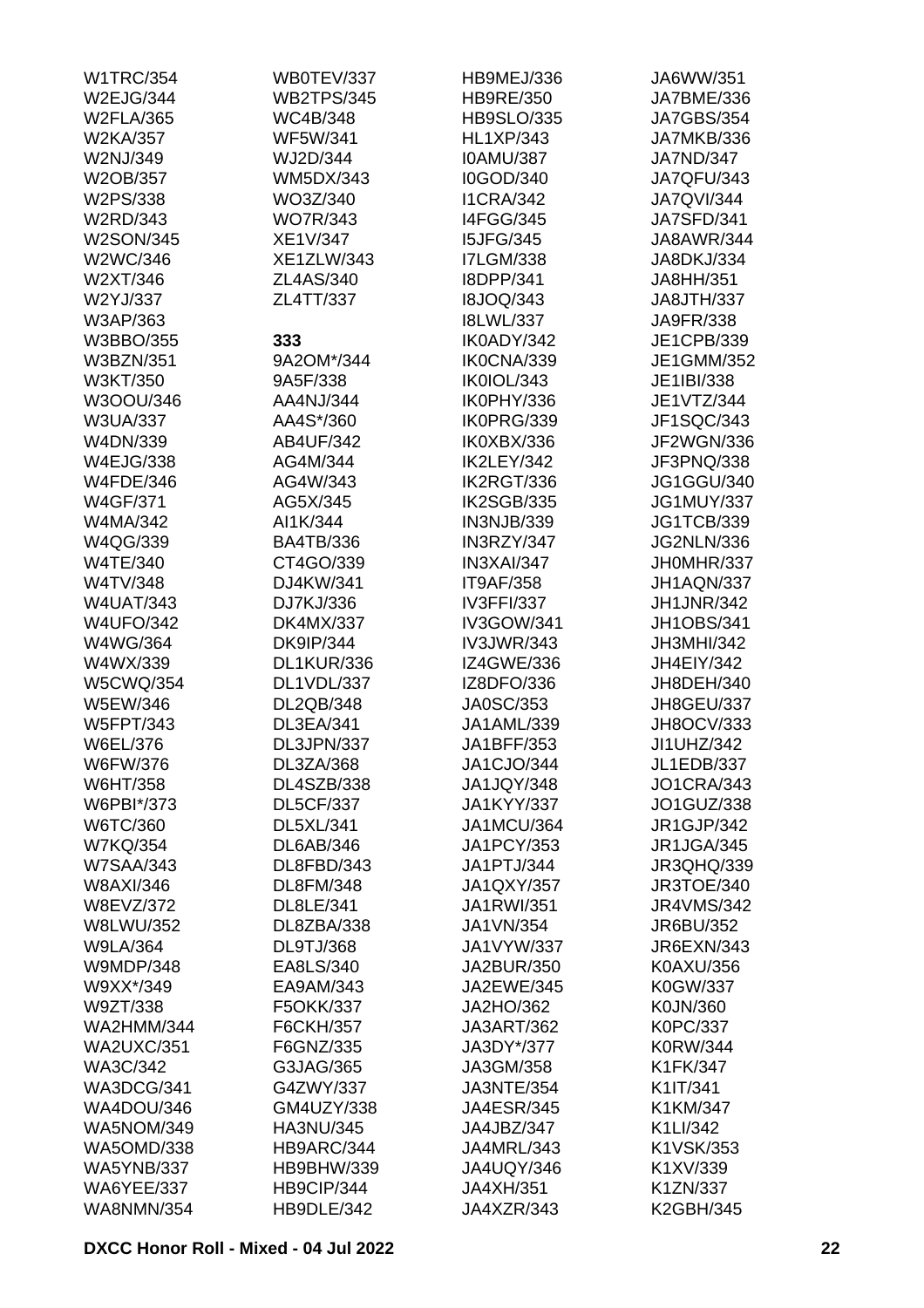W1TRC/354
W2EJG/344
W2FLA/365
W2KA/357
W2NJ/349
W2OB/357
W2PS/338
W2RD/343
W2SON/345
W2WC/346
W2XT/346
W2YJ/337
W3AP/363
W3BBO/355
W3BZN/351
W3KT/350
W3OOU/346
W3UA/337
W4DN/339
W4EJG/338
W4FDE/346
W4GF/371
W4MA/342
W4QG/339
W4TE/340
W4TV/348
W4UAT/343
W4UFO/342
W4WG/364
W4WX/339
W5CWQ/354
W5EW/346
W5FPT/343
W6EL/376
W6FW/376
W6HT/358
W6PBI*/373
W6TC/360
W7KQ/354
W7SAA/343
W8AXI/346
W8EVZ/372
W8LWU/352
W9LA/364
W9MDP/348
W9XX*/349
W9ZT/338
WA2HMM/344
WA2UXC/351
WA3C/342
WA3DCG/341
WA4DOU/346
WA5NOM/349
WA5OMD/338
WA5YNB/337
WA6YEE/337
WA8NMN/354
WB0TEV/337
WB2TPS/345
WC4B/348
WF5W/341
WJ2D/344
WM5DX/343
WO3Z/340
WO7R/343
XE1V/347
XE1ZLW/343
ZL4AS/340
ZL4TT/337

**333**

9A2OM*/344
9A5F/338
AA4NJ/344
AA4S*/360
AB4UF/342
AG4M/344
AG4W/343
AG5X/345
AI1K/344
BA4TB/336
CT4GO/339
DJ4KW/341
DJ7KJ/336
DK4MX/337
DK9IP/344
DL1KUR/336
DL1VDL/337
DL2QB/348
DL3EA/341
DL3JPN/337
DL3ZA/368
DL4SZB/338
DL5CF/337
DL5XL/341
DL6AB/346
DL8FBD/343
DL8FM/348
DL8LE/341
DL8ZBA/338
DL9TJ/368
EA8LS/340
EA9AM/343
F5OKK/337
F6CKH/357
F6GNZ/335
G3JAG/365
G4ZWY/337
GM4UZY/338
HA3NU/345
HB9ARC/344
HB9BHW/339
HB9CIP/344
HB9DLE/342
HB9MEJ/336
HB9RE/350
HB9SLO/335
HL1XP/343
I0AMU/387
I0GOD/340
I1CRA/342
I4FGG/345
I5JFG/345
I7LGM/338
I8DPP/341
I8JOQ/343
I8LWL/337
IK0ADY/342
IK0CNA/339
IK0IOL/343
IK0PHY/336
IK0PRG/339
IK0XBX/336
IK2LEY/342
IK2RGT/336
IK2SGB/335
IN3NJB/339
IN3RZY/347
IN3XAI/347
IT9AF/358
IV3FFI/337
IV3GOW/341
IV3JWR/343
IZ4GWE/336
IZ8DFO/336
JA0SC/353
JA1AML/339
JA1BFF/353
JA1CJO/344
JA1JQY/348
JA1KYY/337
JA1MCU/364
JA1PCY/353
JA1PTJ/344
JA1QXY/357
JA1RWI/351
JA1VN/354
JA1VYW/337
JA2BUR/350
JA2EWE/345
JA2HO/362
JA3ART/362
JA3DY*/377
JA3GM/358
JA3NTE/354
JA4ESR/345
JA4JBZ/347
JA4MRL/343
JA4UQY/346
JA4XH/351
JA4XZR/343
JA6WW/351
JA7BME/336
JA7GBS/354
JA7MKB/336
JA7ND/347
JA7QFU/343
JA7QVI/344
JA7SFD/341
JA8AWR/344
JA8DKJ/334
JA8HH/351
JA8JTH/337
JA9FR/338
JE1CPB/339
JE1GMM/352
JE1IBI/338
JE1VTZ/344
JF1SQC/343
JF2WGN/336
JF3PNQ/338
JG1GGU/340
JG1MUY/337
JG1TCB/339
JG2NLN/336
JH0MHR/337
JH1AQN/337
JH1JNR/342
JH1OBS/341
JH3MHI/342
JH4EIY/342
JH8DEH/340
JH8GEU/337
JH8OCV/333
JI1UHZ/342
JL1EDB/337
JO1CRA/343
JO1GUZ/338
JR1GJP/342
JR1JGA/345
JR3QHQ/339
JR3TOE/340
JR4VMS/342
JR6BU/352
JR6EXN/343
K0AXU/356
K0GW/337
K0JN/360
K0PC/337
K0RW/344
K1FK/347
K1IT/341
K1KM/347
K1LI/342
K1VSK/353
K1XV/339
K1ZN/337
K2GBH/345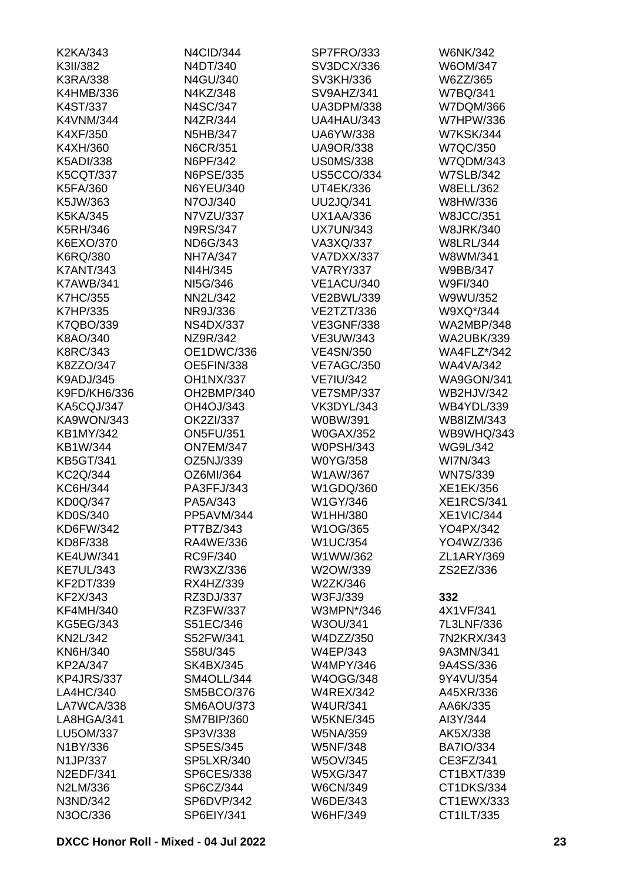K2KA/343
K3II/382
K3RA/338
K4HMB/336
K4ST/337
K4VNM/344
K4XF/350
K4XH/360
K5ADI/338
K5CQT/337
K5FA/360
K5JW/363
K5KA/345
K5RH/346
K6EXO/370
K6RQ/380
K7ANT/343
K7AWB/341
K7HC/355
K7HP/335
K7QBO/339
K8AO/340
K8RC/343
K8ZZO/347
K9ADJ/345
K9FD/KH6/336
KA5CQJ/347
KA9WON/343
KB1MY/342
KB1W/344
KB5GT/341
KC2Q/344
KC6H/344
KD0Q/347
KD0S/340
KD6FW/342
KD8F/338
KE4UW/341
KE7UL/343
KF2DT/339
KF2X/343
KF4MH/340
KG5EG/343
KN2L/342
KN6H/340
KP2A/347
KP4JRS/337
LA4HC/340
LA7WCA/338
LA8HGA/341
LU5OM/337
N1BY/336
N1JP/337
N2EDF/341
N2LM/336
N3ND/342
N3OC/336
N4CID/344
N4DT/340
N4GU/340
N4KZ/348
N4SC/347
N4ZR/344
N5HB/347
N6CR/351
N6PF/342
N6PSE/335
N6YEU/340
N7OJ/340
N7VZU/337
N9RS/347
ND6G/343
NH7A/347
NI4H/345
NI5G/346
NN2L/342
NR9J/336
NS4DX/337
NZ9R/342
OE1DWC/336
OE5FIN/338
OH1NX/337
OH2BMP/340
OH4OJ/343
OK2ZI/337
ON5FU/351
ON7EM/347
OZ5NJ/339
OZ6MI/364
PA3FFJ/343
PA5A/343
PP5AVM/344
PT7BZ/343
RA4WE/336
RC9F/340
RW3XZ/336
RX4HZ/339
RZ3DJ/337
RZ3FW/337
S51EC/346
S52FW/341
S58U/345
SK4BX/345
SM4OLL/344
SM5BCO/376
SM6AOU/373
SM7BIP/360
SP3V/338
SP5ES/345
SP5LXR/340
SP6CES/338
SP6CZ/344
SP6DVP/342
SP6EIY/341
SP7FRO/333
SV3DCX/336
SV3KH/336
SV9AHZ/341
UA3DPM/338
UA4HAU/343
UA6YW/338
UA9OR/338
US0MS/338
US5CCO/334
UT4EK/336
UU2JQ/341
UX1AA/336
UX7UN/343
VA3XQ/337
VA7DXX/337
VA7RY/337
VE1ACU/340
VE2BWL/339
VE2TZT/336
VE3GNF/338
VE3UW/343
VE4SN/350
VE7AGC/350
VE7IU/342
VE7SMP/337
VK3DYL/343
W0BW/391
W0GAX/352
W0PSH/343
W0YG/358
W1AW/367
W1GDQ/360
W1GY/346
W1HH/380
W1OG/365
W1UC/354
W1WW/362
W2OW/339
W2ZK/346
W3FJ/339
W3MPN*/346
W3OU/341
W4DZZ/350
W4EP/343
W4MPY/346
W4OGG/348
W4REX/342
W4UR/341
W5KNE/345
W5NA/359
W5NF/348
W5OV/345
W5XG/347
W6CN/349
W6DE/343
W6HF/349
W6NK/342
W6OM/347
W6ZZ/365
W7BQ/341
W7DQM/366
W7HPW/336
W7KSK/344
W7QC/350
W7QDM/343
W7SLB/342
W8ELL/362
W8HW/336
W8JCC/351
W8JRK/340
W8LRL/344
W8WM/341
W9BB/347
W9FI/340
W9WU/352
W9XQ*/344
WA2MBP/348
WA2UBK/339
WA4FLZ*/342
WA4VA/342
WA9GON/341
WB2HJV/342
WB4YDL/339
WB8IZM/343
WB9WHQ/343
WG9L/342
WI7N/343
WN7S/339
XE1EK/356
XE1RCS/341
XE1VIC/344
YO4PX/342
YO4WZ/336
ZL1ARY/369
ZS2EZ/336

**332**

4X1VF/341
7L3LNF/336
7N2KRX/343
9A3MN/341
9A4SS/336
9Y4VU/354
A45XR/336
AA6K/335
AI3Y/344
AK5X/338
BA7IO/334
CE3FZ/341
CT1BXT/339
CT1DKS/334
CT1EWX/333
CT1ILT/335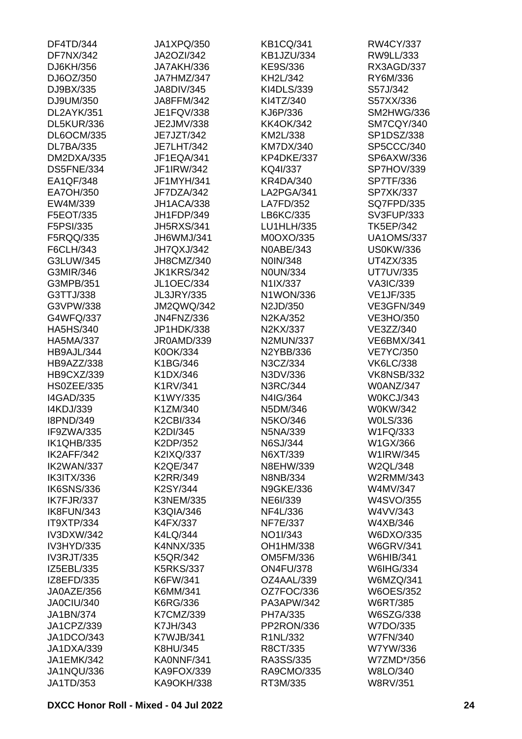DF4TD/344
DF7NX/342
DJ6KH/356
DJ6OZ/350
DJ9BX/335
DJ9UM/350
DL2AYK/351
DL5KUR/336
DL6OCM/335
DL7BA/335
DM2DXA/335
DS5FNE/334
EA1QF/348
EA7OH/350
EW4M/339
F5EOT/335
F5PSI/335
F5RQQ/335
F6CLH/343
G3LUW/345
G3MIR/346
G3MPB/351
G3TTJ/338
G3VPW/338
G4WFQ/337
HA5HS/340
HA5MA/337
HB9AJL/344
HB9AZZ/338
HB9CXZ/339
HS0ZEE/335
I4GAD/335
I4KDJ/339
I8PND/349
IF9ZWA/335
IK1QHB/335
IK2AFF/342
IK2WAN/337
IK3ITX/336
IK6SNS/336
IK7FJR/337
IK8FUN/343
IT9XTP/334
IV3DXW/342
IV3HYD/335
IV3RJT/335
IZ5EBL/335
IZ8EFD/335
JA0AZE/356
JA0CIU/340
JA1BN/374
JA1CPZ/339
JA1DCO/343
JA1DXA/339
JA1EMK/342
JA1NQU/336
JA1TD/353
JA1XPQ/350
JA2OZI/342
JA7AKH/336
JA7HMZ/347
JA8DIV/345
JA8FFM/342
JE1FQV/338
JE2JMV/338
JE7JZT/342
JE7LHT/342
JF1EQA/341
JF1IRW/342
JF1MYH/341
JF7DZA/342
JH1ACA/338
JH1FDP/349
JH5RXS/341
JH6WMJ/341
JH7QXJ/342
JH8CMZ/340
JK1KRS/342
JL1OEC/334
JL3JRY/335
JM2QWQ/342
JN4FNZ/336
JP1HDK/338
JR0AMD/339
K0OK/334
K1BG/346
K1DX/346
K1RV/341
K1WY/335
K1ZM/340
K2CBI/334
K2DI/345
K2DP/352
K2IXQ/337
K2QE/347
K2RR/349
K2SY/344
K3NEM/335
K3QIA/346
K4FX/337
K4LQ/344
K4NNX/335
K5QR/342
K5RKS/337
K6FW/341
K6MM/341
K6RG/336
K7CMZ/339
K7JH/343
K7WJB/341
K8HU/345
KA0NNF/341
KA9FOX/339
KA9OKH/338
KB1CQ/341
KB1JZU/334
KE9S/336
KH2L/342
KI4DLS/339
KI4TZ/340
KJ6P/336
KK4OK/342
KM2L/338
KM7DX/340
KP4DKE/337
KQ4I/337
KR4DA/340
LA2PGA/341
LA7FD/352
LB6KC/335
LU1HLH/335
M0OXO/335
N0ABE/343
N0IN/348
N0UN/334
N1IX/337
N1WON/336
N2JD/350
N2KA/352
N2KX/337
N2MUN/337
N2YBB/336
N3CZ/334
N3DV/336
N3RC/344
N4IG/364
N5DM/346
N5KO/346
N5NA/339
N6SJ/344
N6XT/339
N8EHW/339
N8NB/334
N9GKE/336
NE6I/339
NF4L/336
NF7E/337
NO1I/343
OH1HM/338
OM5FM/336
ON4FU/378
OZ4AAL/339
OZ7FOC/336
PA3APW/342
PH7A/335
PP2RON/336
R1NL/332
R8CT/335
RA3SS/335
RA9CMO/335
RT3M/335
RW4CY/337
RW9LL/333
RX3AGD/337
RY6M/336
S57J/342
S57XX/336
SM2HWG/336
SM7CQY/340
SP1DSZ/338
SP5CCC/340
SP6AXW/336
SP7HOV/339
SP7TF/336
SP7XK/337
SQ7FPD/335
SV3FUP/333
TK5EP/342
UA1OMS/337
US0KW/336
UT4ZX/335
UT7UV/335
VA3IC/339
VE1JF/335
VE3GFN/349
VE3HO/350
VE3ZZ/340
VE6BMX/341
VE7YC/350
VK6LC/338
VK8NSB/332
W0ANZ/347
W0KCJ/343
W0KW/342
W0LS/336
W1FQ/333
W1GX/366
W1IRW/345
W2QL/348
W2RMM/343
W4MV/347
W4SVO/355
W4VV/343
W4XB/346
W6DXO/335
W6GRV/341
W6HIB/341
W6IHG/334
W6MZQ/341
W6OES/352
W6RT/385
W6SZG/338
W7DO/335
W7FN/340
W7YW/336
W7ZMD*/356
W8LO/340
W8RV/351

**DXCC Honor Roll - Mixed - 04 Jul 2022**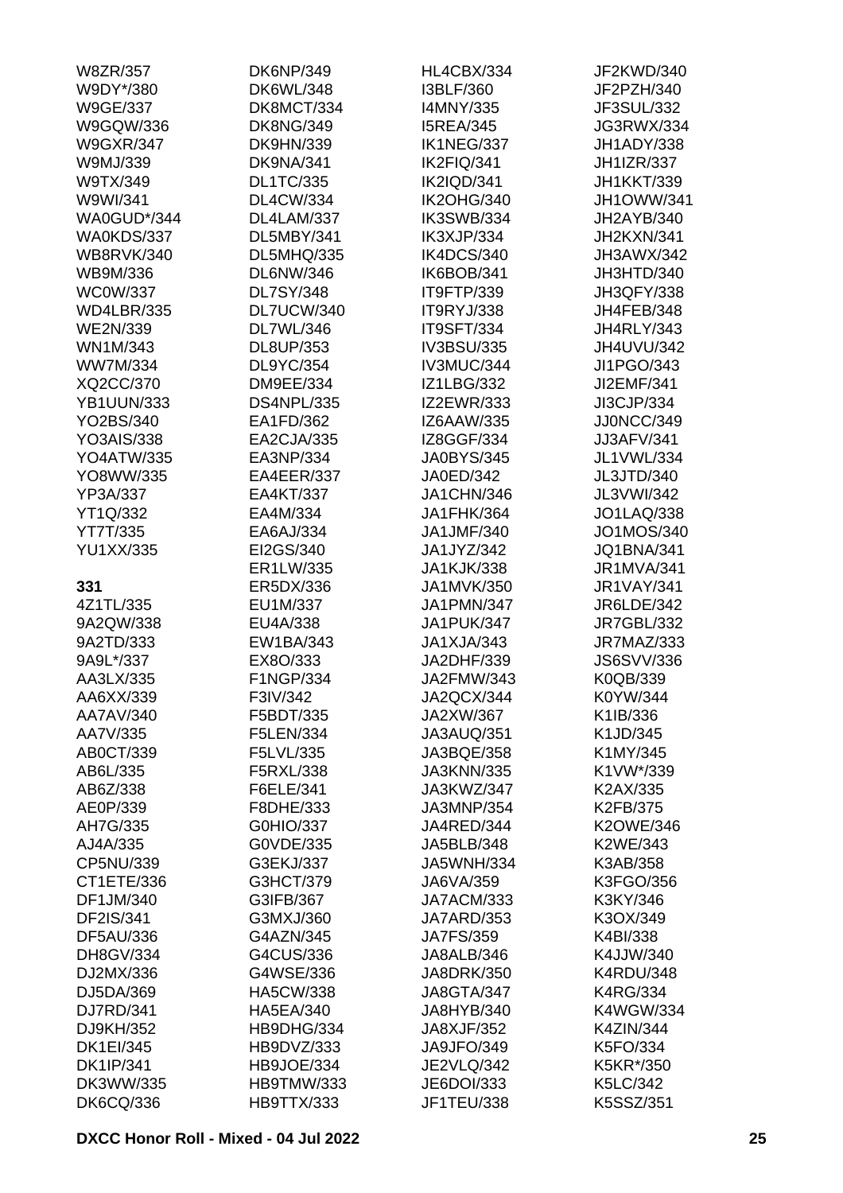W8ZR/357
W9DY*/380
W9GE/337
W9GQW/336
W9GXR/347
W9MJ/339
W9TX/349
W9WI/341
WA0GUD*/344
WA0KDS/337
WB8RVK/340
WB9M/336
WC0W/337
WD4LBR/335
WE2N/339
WN1M/343
WW7M/334
XQ2CC/370
YB1UUN/333
YO2BS/340
YO3AIS/338
YO4ATW/335
YO8WW/335
YP3A/337
YT1Q/332
YT7T/335
YU1XX/335

**331**

4Z1TL/335
9A2QW/338
9A2TD/333
9A9L*/337
AA3LX/335
AA6XX/339
AA7AV/340
AA7V/335
AB0CT/339
AB6L/335
AB6Z/338
AE0P/339
AH7G/335
AJ4A/335
CP5NU/339
CT1ETE/336
DF1JM/340
DF2IS/341
DF5AU/336
DH8GV/334
DJ2MX/336
DJ5DA/369
DJ7RD/341
DJ9KH/352
DK1EI/345
DK1IP/341
DK3WW/335
DK6CQ/336
DK6NP/349
DK6WL/348
DK8MCT/334
DK8NG/349
DK9HN/339
DK9NA/341
DL1TC/335
DL4CW/334
DL4LAM/337
DL5MBY/341
DL5MHQ/335
DL6NW/346
DL7SY/348
DL7UCW/340
DL7WL/346
DL8UP/353
DL9YC/354
DM9EE/334
DS4NPL/335
EA1FD/362
EA2CJA/335
EA3NP/334
EA4EER/337
EA4KT/337
EA4M/334
EA6AJ/334
EI2GS/340
ER1LW/335
ER5DX/336
EU1M/337
EU4A/338
EW1BA/343
EX8O/333
F1NGP/334
F3IV/342
F5BDT/335
F5LEN/334
F5LVL/335
F5RXL/338
F6ELE/341
F8DHE/333
G0HIO/337
G0VDE/335
G3EKJ/337
G3HCT/379
G3IFB/367
G3MXJ/360
G4AZN/345
G4CUS/336
G4WSE/336
HA5CW/338
HA5EA/340
HB9DHG/334
HB9DVZ/333
HB9JOE/334
HB9TMW/333
HB9TTX/333
HL4CBX/334
I3BLF/360
I4MNY/335
I5REA/345
IK1NEG/337
IK2FIQ/341
IK2IQD/341
IK2OHG/340
IK3SWB/334
IK3XJP/334
IK4DCS/340
IK6BOB/341
IT9FTP/339
IT9RYJ/338
IT9SFT/334
IV3BSU/335
IV3MUC/344
IZ1LBG/332
IZ2EWR/333
IZ6AAW/335
IZ8GGF/334
JA0BYS/345
JA0ED/342
JA1CHN/346
JA1FHK/364
JA1JMF/340
JA1JYZ/342
JA1KJK/338
JA1MVK/350
JA1PMN/347
JA1PUK/347
JA1XJA/343
JA2DHF/339
JA2FMW/343
JA2QCX/344
JA2XW/367
JA3AUQ/351
JA3BQE/358
JA3KNN/335
JA3KWZ/347
JA3MNP/354
JA4RED/344
JA5BLB/348
JA5WNH/334
JA6VA/359
JA7ACM/333
JA7ARD/353
JA7FS/359
JA8ALB/346
JA8DRK/350
JA8GTA/347
JA8HYB/340
JA8XJF/352
JA9JFO/349
JE2VLQ/342
JE6DOI/333
JF1TEU/338
JF2KWD/340
JF2PZH/340
JF3SUL/332
JG3RWX/334
JH1ADY/338
JH1IZR/337
JH1KKT/339
JH1OWW/341
JH2AYB/340
JH2KXN/341
JH3AWX/342
JH3HTD/340
JH3QFY/338
JH4FEB/348
JH4RLY/343
JH4UVU/342
JI1PGO/343
JI2EMF/341
JI3CJP/334
JJ0NCC/349
JJ3AFV/341
JL1VWL/334
JL3JTD/340
JL3VWI/342
JO1LAQ/338
JO1MOS/340
JQ1BNA/341
JR1MVA/341
JR1VAY/341
JR6LDE/342
JR7GBL/332
JR7MAZ/333
JS6SVV/336
K0QB/339
K0YW/344
K1IB/336
K1JD/345
K1MY/345
K1VW*/339
K2AX/335
K2FB/375
K2OWE/346
K2WE/343
K3AB/358
K3FGO/356
K3KY/346
K3OX/349
K4BI/338
K4JJW/340
K4RDU/348
K4RG/334
K4WGW/334
K4ZIN/344
K5FO/334
K5KR*/350
K5LC/342
K5SSZ/351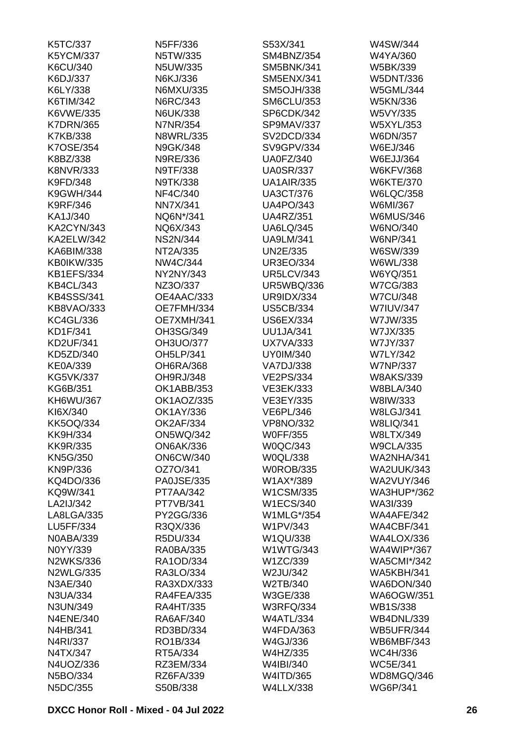K5TC/337
K5YCM/337
K6CU/340
K6DJ/337
K6LY/338
K6TIM/342
K6VWE/335
K7DRN/365
K7KB/338
K7OSE/354
K8BZ/338
K8NVR/333
K9FD/348
K9GWH/344
K9RF/346
KA1J/340
KA2CYN/343
KA2ELW/342
KA6BIM/338
KB0IKW/335
KB1EFS/334
KB4CL/343
KB4SSS/341
KB8VAO/333
KC4GL/336
KD1F/341
KD2UF/341
KD5ZD/340
KE0A/339
KG5VK/337
KG6B/351
KH6WU/367
KI6X/340
KK5OQ/334
KK9H/334
KK9R/335
KN5G/350
KN9P/336
KQ4DO/336
KQ9W/341
LA2IJ/342
LA8LGA/335
LU5FF/334
N0ABA/339
N0YY/339
N2WKS/336
N2WLG/335
N3AE/340
N3UA/334
N3UN/349
N4ENE/340
N4HB/341
N4RI/337
N4TX/347
N4UOZ/336
N5BO/334
N5DC/355
N5FF/336
N5TW/335
N5UW/335
N6KJ/336
N6MXU/335
N6RC/343
N6UK/338
N7NR/354
N8WRL/335
N9GK/348
N9RE/336
N9TF/338
N9TK/338
NF4C/340
NN7X/341
NQ6N*/341
NQ6X/343
NS2N/344
NT2A/335
NW4C/344
NY2NY/343
NZ3O/337
OE4AAC/333
OE7FMH/334
OE7XMH/341
OH3SG/349
OH3UO/377
OH5LP/341
OH6RA/368
OH9RJ/348
OK1ABB/353
OK1AOZ/335
OK1AY/336
OK2AF/334
ON5WQ/342
ON6AK/336
ON6CW/340
OZ7O/341
PA0JSE/335
PT7AA/342
PT7VB/341
PY2GG/336
R3QX/336
R5DU/334
RA0BA/335
RA1OD/334
RA3LO/334
RA3XDX/333
RA4FEA/335
RA4HT/335
RA6AF/340
RD3BD/334
RO1B/334
RT5A/334
RZ3EM/334
RZ6FA/339
S50B/338
S53X/341
SM4BNZ/354
SM5BNK/341
SM5ENX/341
SM5OJH/338
SM6CLU/353
SP6CDK/342
SP9MAV/337
SV2DCD/334
SV9GPV/334
UA0FZ/340
UA0SR/337
UA1AIR/335
UA3CT/376
UA4PO/343
UA4RZ/351
UA6LQ/345
UA9LM/341
UN2E/335
UR3EO/334
UR5LCV/343
UR5WBQ/336
UR9IDX/334
US5CB/334
US6EX/334
UU1JA/341
UX7VA/333
UY0IM/340
VA7DJ/338
VE2PS/334
VE3EK/333
VE3EY/335
VE6PL/346
VP8NO/332
W0FF/355
W0QC/343
W0QL/338
W0ROB/335
W1AX*/389
W1CSM/335
W1ECS/340
W1MLG*/354
W1PV/343
W1QU/338
W1WTG/343
W1ZC/339
W2JU/342
W2TB/340
W3GE/338
W3RFQ/334
W4ATL/334
W4FDA/363
W4GJ/336
W4HZ/335
W4IBI/340
W4ITD/365
W4LLX/338
W4SW/344
W4YA/360
W5BK/339
W5DNT/336
W5GML/344
W5KN/336
W5VY/335
W5XYL/353
W6DN/357
W6EJ/346
W6EJJ/364
W6KFV/368
W6KTE/370
W6LQC/358
W6MI/367
W6MUS/346
W6NO/340
W6NP/341
W6SW/339
W6WL/338
W6YQ/351
W7CG/383
W7CU/348
W7IUV/347
W7JW/335
W7JX/335
W7JY/337
W7LY/342
W7NP/337
W8AKS/339
W8BLA/340
W8IW/333
W8LGJ/341
W8LIQ/341
W8LTX/349
W9CLA/335
WA2NHA/341
WA2UUK/343
WA2VUY/346
WA3HUP*/362
WA3I/339
WA4AFE/342
WA4CBF/341
WA4LOX/336
WA4WIP*/367
WA5CMI*/342
WA5KBH/341
WA6DON/340
WA6OGW/351
WB1S/338
WB4DNL/339
WB5UFR/344
WB6MBF/343
WC4H/336
WC5E/341
WD8MGQ/346
WG6P/341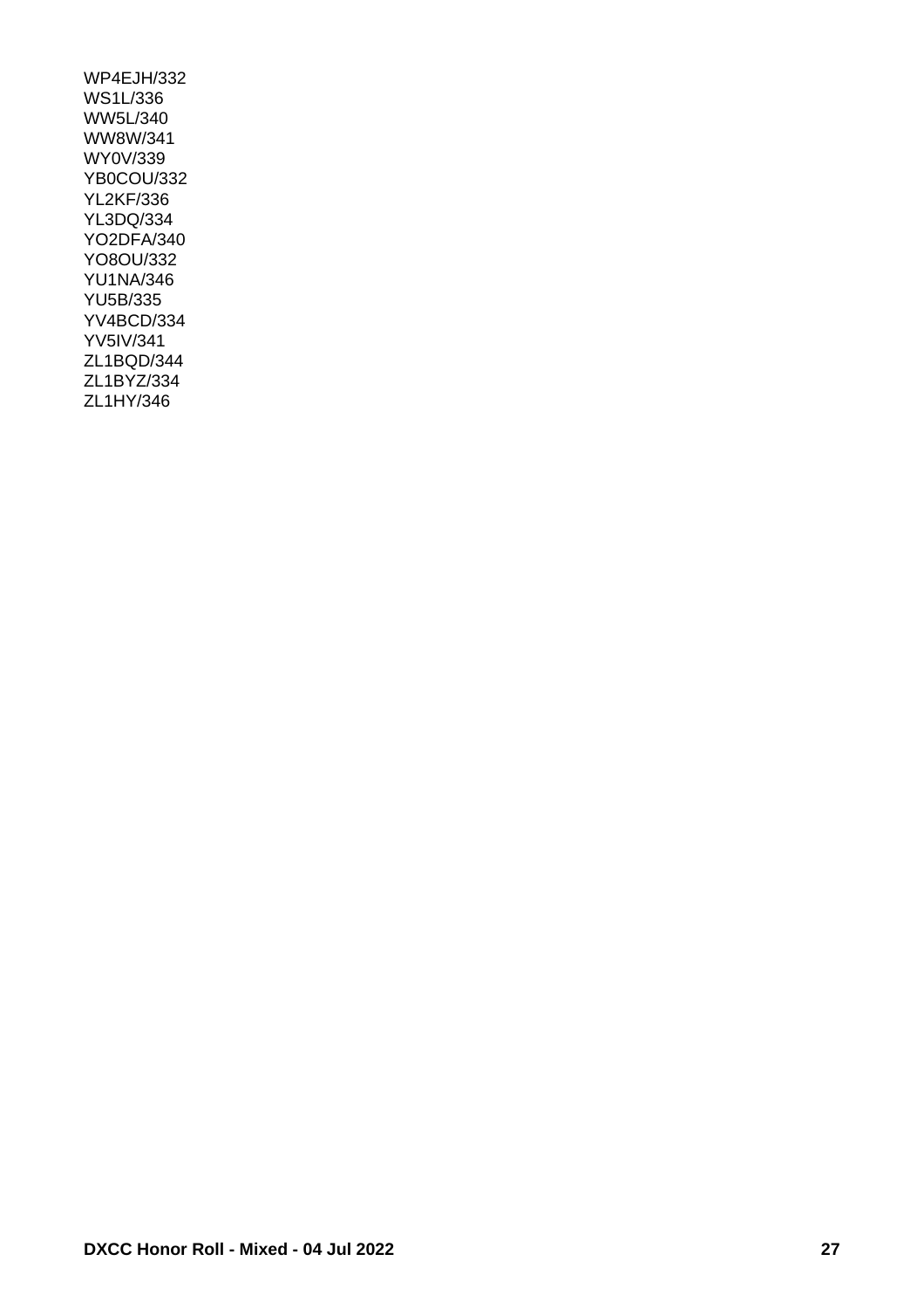WP4EJH/332
WS1L/336
WW5L/340
WW8W/341
WY0V/339
YB0COU/332
YL2KF/336
YL3DQ/334
YO2DFA/340
YO8OU/332
YU1NA/346
YU5B/335
YV4BCD/334
YV5IV/341
ZL1BQD/344
ZL1BYZ/334
ZL1HY/346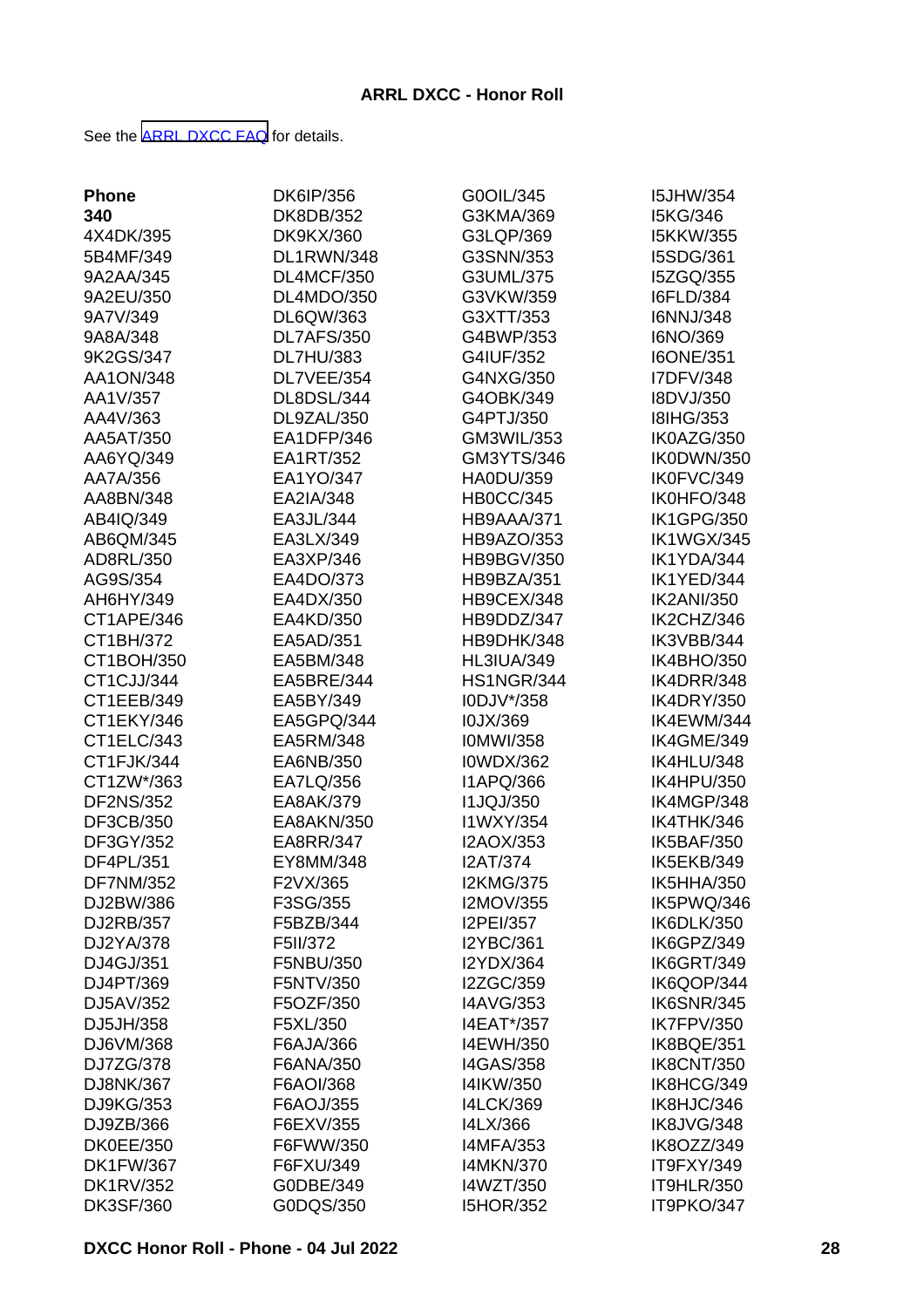**ARRL DXCC - Honor Roll**

See the [ARRL DXCC FAQ](#) for details.

**Phone**
**340**
4X4DK/395
5B4MF/349
9A2AA/345
9A2EU/350
9A7V/349
9A8A/348
9K2GS/347
AA1ON/348
AA1V/357
AA4V/363
AA5AT/350
AA6YQ/349
AA7A/356
AA8BN/348
AB4IQ/349
AB6QM/345
AD8RL/350
AG9S/354
AH6HY/349
CT1APE/346
CT1BH/372
CT1BOH/350
CT1CJJ/344
CT1EEB/349
CT1EKY/346
CT1ELC/343
CT1FJK/344
CT1ZW*/363
DF2NS/352
DF3CB/350
DF3GY/352
DF4PL/351
DF7NM/352
DJ2BW/386
DJ2RB/357
DJ2YA/378
DJ4GJ/351
DJ4PT/369
DJ5AV/352
DJ5JH/358
DJ6VM/368
DJ7ZG/378
DJ8NK/367
DJ9KG/353
DJ9ZB/366
DK0EE/350
DK1FW/367
DK1RV/352
DK3SF/360
DK6IP/356
DK8DB/352
DK9KX/360
DL1RWN/348
DL4MCF/350
DL4MDO/350
DL6QW/363
DL7AFS/350
DL7HU/383
DL7VEE/354
DL8DSL/344
DL9ZAL/350
EA1DFP/346
EA1RT/352
EA1YO/347
EA2IA/348
EA3JL/344
EA3LX/349
EA3XP/346
EA4DO/373
EA4DX/350
EA4KD/350
EA5AD/351
EA5BM/348
EA5BRE/344
EA5BY/349
EA5GPQ/344
EA5RM/348
EA6NB/350
EA7LQ/356
EA8AK/379
EA8AKN/350
EA8RR/347
EY8MM/348
F2VX/365
F3SG/355
F5BZB/344
F5II/372
F5NBU/350
F5NTV/350
F5OZF/350
F5XL/350
F6AJA/366
F6ANA/350
F6AOI/368
F6AOJ/355
F6EXV/355
F6FWW/350
F6FXU/349
G0DBE/349
G0DQS/350
G0OIL/345
G3KMA/369
G3LQP/369
G3SNN/353
G3UML/375
G3VKW/359
G3XTT/353
G4BWP/353
G4IUF/352
G4NXG/350
G4OBK/349
G4PTJ/350
GM3WIL/353
GM3YTS/346
HA0DU/359
HB0CC/345
HB9AAA/371
HB9AZO/353
HB9BGV/350
HB9BZA/351
HB9CEX/348
HB9DDZ/347
HB9DHK/348
HL3IUA/349
HS1NGR/344
I0DJV*/358
I0JX/369
I0MWI/358
I0WDX/362
I1APQ/366
I1JQJ/350
I1WXY/354
I2AOX/353
I2AT/374
I2KMG/375
I2MOV/355
I2PEI/357
I2YBC/361
I2YDX/364
I2ZGC/359
I4AVG/353
I4EAT*/357
I4EWH/350
I4GAS/358
I4IKW/350
I4LCK/369
I4LX/366
I4MFA/353
I4MKN/370
I4WZT/350
I5HOR/352
I5JHW/354
I5KG/346
I5KKW/355
I5SDG/361
I5ZGQ/355
I6FLD/384
I6NNJ/348
I6NO/369
I6ONE/351
I7DFV/348
I8DVJ/350
I8IHG/353
IK0AZG/350
IK0DWN/350
IK0FVC/349
IK0HFO/348
IK1GPG/350
IK1WGX/345
IK1YDA/344
IK1YED/344
IK2ANI/350
IK2CHZ/346
IK3VBB/344
IK4BHO/350
IK4DRR/348
IK4DRY/350
IK4EWM/344
IK4GME/349
IK4HLU/348
IK4HPU/350
IK4MGP/348
IK4THK/346
IK5BAF/350
IK5EKB/349
IK5HHA/350
IK5PWQ/346
IK6DLK/350
IK6GPZ/349
IK6GRT/349
IK6QOP/344
IK6SNR/345
IK7FPV/350
IK8BQE/351
IK8CNT/350
IK8HCG/349
IK8HJC/346
IK8JVG/348
IK8OZZ/349
IT9FXY/349
IT9HLR/350
IT9PKO/347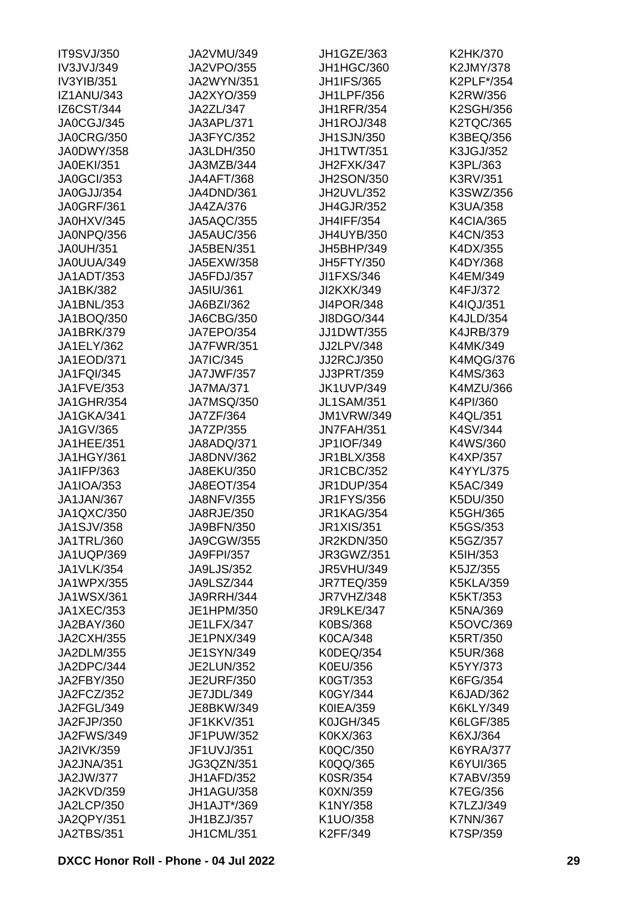IT9SVJ/350
IV3JVJ/349
IV3YIB/351
IZ1ANU/343
IZ6CST/344
JA0CGJ/345
JA0CRG/350
JA0DWY/358
JA0EKI/351
JA0GCI/353
JA0GJJ/354
JA0GRF/361
JA0HXV/345
JA0NPQ/356
JA0UH/351
JA0UUA/349
JA1ADT/353
JA1BK/382
JA1BNL/353
JA1BOQ/350
JA1BRK/379
JA1ELY/362
JA1EOD/371
JA1FQI/345
JA1FVE/353
JA1GHR/354
JA1GKA/341
JA1GV/365
JA1HEE/351
JA1HGY/361
JA1IFP/363
JA1IOA/353
JA1JAN/367
JA1QXC/350
JA1SJV/358
JA1TRL/360
JA1UQP/369
JA1VLK/354
JA1WPX/355
JA1WSX/361
JA1XEC/353
JA2BAY/360
JA2CXH/355
JA2DLM/355
JA2DPC/344
JA2FBY/350
JA2FCZ/352
JA2FGL/349
JA2FJP/350
JA2FWS/349
JA2IVK/359
JA2JNA/351
JA2JW/377
JA2KVD/359
JA2LCP/350
JA2QPY/351
JA2TBS/351
JA2VMU/349
JA2VPO/355
JA2WYN/351
JA2XYO/359
JA2ZL/347
JA3APL/371
JA3FYC/352
JA3LDH/350
JA3MZB/344
JA4AFT/368
JA4DND/361
JA4ZA/376
JA5AQC/355
JA5AUC/356
JA5BEN/351
JA5EXW/358
JA5FDJ/357
JA5IU/361
JA6BZI/362
JA6CBG/350
JA7EPO/354
JA7FWR/351
JA7IC/345
JA7JWF/357
JA7MA/371
JA7MSQ/350
JA7ZF/364
JA7ZP/355
JA8ADQ/371
JA8DNV/362
JA8EKU/350
JA8EOT/354
JA8NFV/355
JA8RJE/350
JA9BFN/350
JA9CGW/355
JA9FPI/357
JA9LJS/352
JA9LSZ/344
JA9RRH/344
JE1HPM/350
JE1LFX/347
JE1PNX/349
JE1SYN/349
JE2LUN/352
JE2URF/350
JE7JDL/349
JE8BKW/349
JF1KKV/351
JF1PUW/352
JF1UVJ/351
JG3QZN/351
JH1AFD/352
JH1AGU/358
JH1AJT*/369
JH1BZJ/357
JH1CML/351
JH1GZE/363
JH1HGC/360
JH1IFS/365
JH1LPF/356
JH1RFR/354
JH1ROJ/348
JH1SJN/350
JH1TWT/351
JH2FXK/347
JH2SON/350
JH2UVL/352
JH4GJR/352
JH4IFF/354
JH4UYB/350
JH5BHP/349
JH5FTY/350
JI1FXS/346
JI2KXK/349
JI4POR/348
JI8DGO/344
JJ1DWT/355
JJ2LPV/348
JJ2RCJ/350
JJ3PRT/359
JK1UVP/349
JL1SAM/351
JM1VRW/349
JN7FAH/351
JP1IOF/349
JR1BLX/358
JR1CBC/352
JR1DUP/354
JR1FYS/356
JR1KAG/354
JR1XIS/351
JR2KDN/350
JR3GWZ/351
JR5VHU/349
JR7TEQ/359
JR7VHZ/348
JR9LKE/347
K0BS/368
K0CA/348
K0DEQ/354
K0EU/356
K0GT/353
K0GY/344
K0IEA/359
K0JGH/345
K0KX/363
K0QC/350
K0QQ/365
K0SR/354
K0XN/359
K1NY/358
K1UO/358
K2FF/349
K2HK/370
K2JMY/378
K2PLF*/354
K2RW/356
K2SGH/356
K2TQC/365
K3BEQ/356
K3JGJ/352
K3PL/363
K3RV/351
K3SWZ/356
K3UA/358
K4CIA/365
K4CN/353
K4DX/355
K4DY/368
K4EM/349
K4FJ/372
K4IQJ/351
K4JLD/354
K4JRB/379
K4MK/349
K4MQG/376
K4MS/363
K4MZU/366
K4PI/360
K4QL/351
K4SV/344
K4WS/360
K4XP/357
K4YYL/375
K5AC/349
K5DU/350
K5GH/365
K5GS/353
K5GZ/357
K5IH/353
K5JZ/355
K5KLA/359
K5KT/353
K5NA/369
K5OVC/369
K5RT/350
K5UR/368
K5YY/373
K6FG/354
K6JAD/362
K6KLY/349
K6LGF/385
K6XJ/364
K6YRA/377
K6YUI/365
K7ABV/359
K7EG/356
K7LZJ/349
K7NN/367
K7SP/359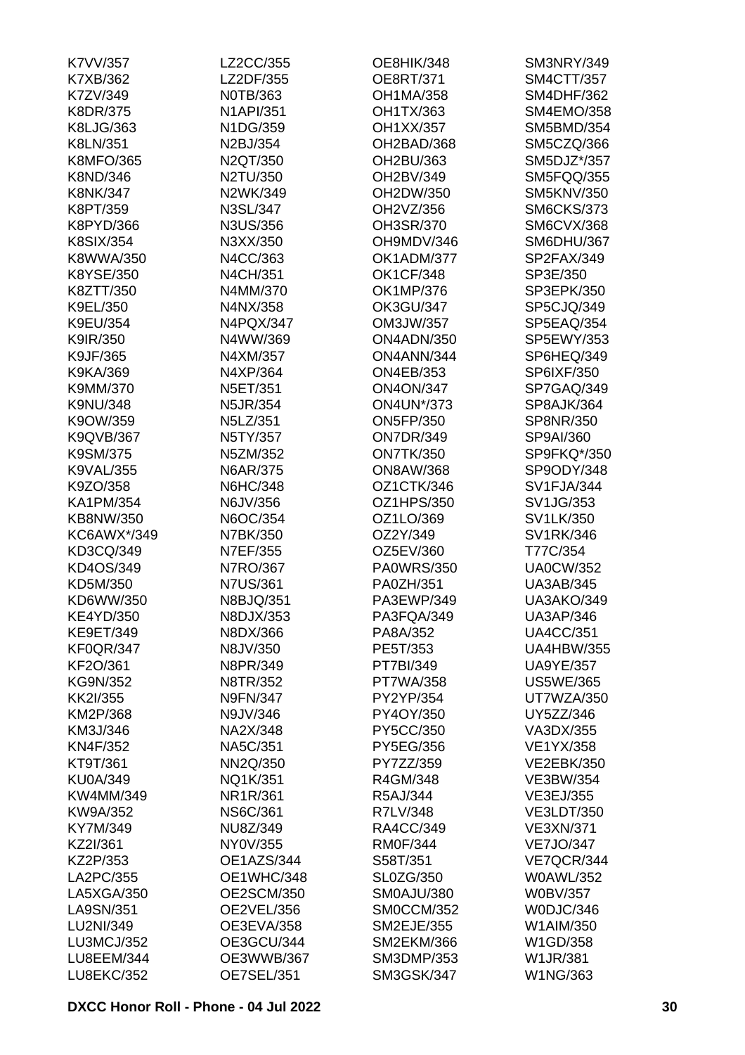K7VV/357
K7XB/362
K7ZV/349
K8DR/375
K8LJG/363
K8LN/351
K8MFO/365
K8ND/346
K8NK/347
K8PT/359
K8PYD/366
K8SIX/354
K8WWA/350
K8YSE/350
K8ZTT/350
K9EL/350
K9EU/354
K9IR/350
K9JF/365
K9KA/369
K9MM/370
K9NU/348
K9OW/359
K9QVB/367
K9SM/375
K9VAL/355
K9ZO/358
KA1PM/354
KB8NW/350
KC6AWX*/349
KD3CQ/349
KD4OS/349
KD5M/350
KD6WW/350
KE4YD/350
KE9ET/349
KF0QR/347
KF2O/361
KG9N/352
KK2I/355
KM2P/368
KM3J/346
KN4F/352
KT9T/361
KU0A/349
KW4MM/349
KW9A/352
KY7M/349
KZ2I/361
KZ2P/353
LA2PC/355
LA5XGA/350
LA9SN/351
LU2NI/349
LU3MCJ/352
LU8EEM/344
LU8EKC/352
LZ2CC/355
LZ2DF/355
N0TB/363
N1API/351
N1DG/359
N2BJ/354
N2QT/350
N2TU/350
N2WK/349
N3SL/347
N3US/356
N3XX/350
N4CC/363
N4CH/351
N4MM/370
N4NX/358
N4PQX/347
N4WW/369
N4XM/357
N4XP/364
N5ET/351
N5JR/354
N5LZ/351
N5TY/357
N5ZM/352
N6AR/375
N6HC/348
N6JV/356
N6OC/354
N7BK/350
N7EF/355
N7RO/367
N7US/361
N8BJQ/351
N8DJX/353
N8DX/366
N8JV/350
N8PR/349
N8TR/352
N9FN/347
N9JV/346
NA2X/348
NA5C/351
NN2Q/350
NQ1K/351
NR1R/361
NS6C/361
NU8Z/349
NY0V/355
OE1AZS/344
OE1WHC/348
OE2SCM/350
OE2VEL/356
OE3EVA/358
OE3GCU/344
OE3WWB/367
OE7SEL/351
OE8HIK/348
OE8RT/371
OH1MA/358
OH1TX/363
OH1XX/357
OH2BAD/368
OH2BU/363
OH2BV/349
OH2DW/350
OH2VZ/356
OH3SR/370
OH9MDV/346
OK1ADM/377
OK1CF/348
OK1MP/376
OK3GU/347
OM3JW/357
ON4ADN/350
ON4ANN/344
ON4EB/353
ON4ON/347
ON4UN*/373
ON5FP/350
ON7DR/349
ON7TK/350
ON8AW/368
OZ1CTK/346
OZ1HPS/350
OZ1LO/369
OZ2Y/349
OZ5EV/360
PA0WRS/350
PA0ZH/351
PA3EWP/349
PA3FQA/349
PA8A/352
PE5T/353
PT7BI/349
PT7WA/358
PY2YP/354
PY4OY/350
PY5CC/350
PY5EG/356
PY7ZZ/359
R4GM/348
R5AJ/344
R7LV/348
RA4CC/349
RM0F/344
S58T/351
SL0ZG/350
SM0AJU/380
SM0CCM/352
SM2EJE/355
SM2EKM/366
SM3DMP/353
SM3GSK/347
SM3NRY/349
SM4CTT/357
SM4DHF/362
SM4EMO/358
SM5BMD/354
SM5CZQ/366
SM5DJZ*/357
SM5FQQ/355
SM5KNV/350
SM6CKS/373
SM6CVX/368
SM6DHU/367
SP2FAX/349
SP3E/350
SP3EPK/350
SP5CJQ/349
SP5EAQ/354
SP5EWY/353
SP6HEQ/349
SP6IXF/350
SP7GAQ/349
SP8AJK/364
SP8NR/350
SP9AI/360
SP9FKQ*/350
SP9ODY/348
SV1FJA/344
SV1JG/353
SV1LK/350
SV1RK/346
T77C/354
UA0CW/352
UA3AB/345
UA3AKO/349
UA3AP/346
UA4CC/351
UA4HBW/355
UA9YE/357
US5WE/365
UT7WZA/350
UY5ZZ/346
VA3DX/355
VE1YX/358
VE2EBK/350
VE3BW/354
VE3EJ/355
VE3LDT/350
VE3XN/371
VE7JO/347
VE7QCR/344
W0AWL/352
W0BV/357
W0DJC/346
W1AIM/350
W1GD/358
W1JR/381
W1NG/363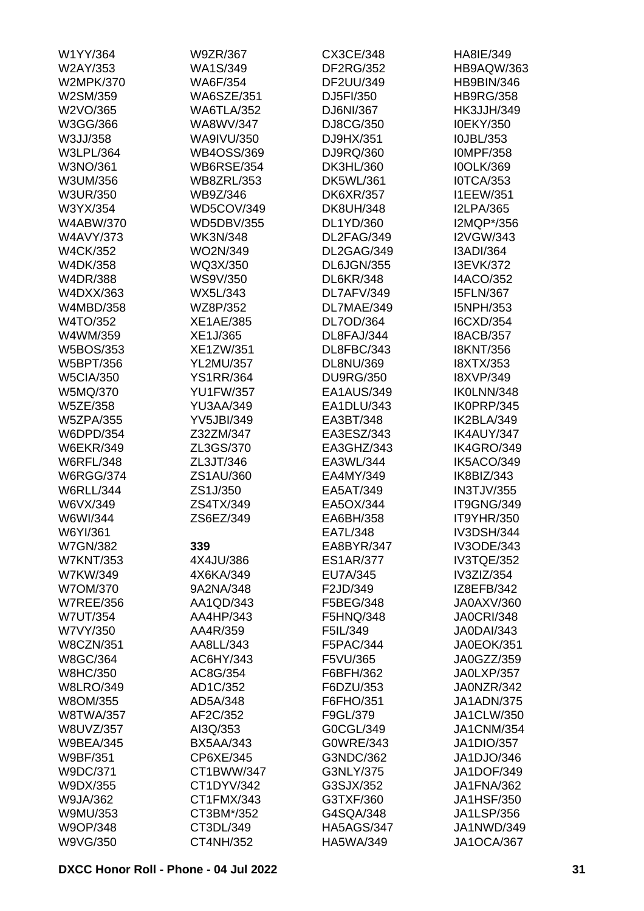W1YY/364
W2AY/353
W2MPK/370
W2SM/359
W2VO/365
W3GG/366
W3JJ/358
W3LPL/364
W3NO/361
W3UM/356
W3UR/350
W3YX/354
W4ABW/370
W4AVY/373
W4CK/352
W4DK/358
W4DR/388
W4DXX/363
W4MBD/358
W4TO/352
W4WM/359
W5BOS/353
W5BPT/356
W5CIA/350
W5MQ/370
W5ZE/358
W5ZPA/355
W6DPD/354
W6EKR/349
W6RFL/348
W6RGG/374
W6RLL/344
W6VX/349
W6WI/344
W6YI/361
W7GN/382
W7KNT/353
W7KW/349
W7OM/370
W7REE/356
W7UT/354
W7VY/350
W8CZN/351
W8GC/364
W8HC/350
W8LRO/349
W8OM/355
W8TWA/357
W8UVZ/357
W9BEA/345
W9BF/351
W9DC/371
W9DX/355
W9JA/362
W9MU/353
W9OP/348
W9VG/350
W9ZR/367
WA1S/349
WA6F/354
WA6SZE/351
WA6TLA/352
WA8WV/347
WA9IVU/350
WB4OSS/369
WB6RSE/354
WB8ZRL/353
WB9Z/346
WD5COV/349
WD5DBV/355
WK3N/348
WO2N/349
WQ3X/350
WS9V/350
WX5L/343
WZ8P/352
XE1AE/385
XE1J/365
XE1ZW/351
YL2MU/357
YS1RR/364
YU1FW/357
YU3AA/349
YV5JBI/349
Z32ZM/347
ZL3GS/370
ZL3JT/346
ZS1AU/360
ZS1J/350
ZS4TX/349
ZS6EZ/349

**339**

4X4JU/386
4X6KA/349
9A2NA/348
AA1QD/343
AA4HP/343
AA4R/359
AA8LL/343
AC6HY/343
AC8G/354
AD1C/352
AD5A/348
AF2C/352
AI3Q/353
BX5AA/343
CP6XE/345
CT1BWW/347
CT1DYV/342
CT1FMX/343
CT3BM*/352
CT3DL/349
CT4NH/352
CX3CE/348
DF2RG/352
DF2UU/349
DJ5FI/350
DJ6NI/367
DJ8CG/350
DJ9HX/351
DJ9RQ/360
DK3HL/360
DK5WL/361
DK6XR/357
DK8UH/348
DL1YD/360
DL2FAG/349
DL2GAG/349
DL6JGN/355
DL6KR/348
DL7AFV/349
DL7MAE/349
DL7OD/364
DL8FAJ/344
DL8FBC/343
DL8NU/369
DU9RG/350
EA1AUS/349
EA1DLU/343
EA3BT/348
EA3ESZ/343
EA3GHZ/343
EA3WL/344
EA4MY/349
EA5AT/349
EA5OX/344
EA6BH/358
EA7L/348
EA8BYR/347
ES1AR/377
EU7A/345
F2JD/349
F5BEG/348
F5HNQ/348
F5IL/349
F5PAC/344
F5VU/365
F6BFH/362
F6DZU/353
F6FHO/351
F9GL/379
G0CGL/349
G0WRE/343
G3NDC/362
G3NLY/375
G3SJX/352
G3TXF/360
G4SQA/348
HA5AGS/347
HA5WA/349
HA8IE/349
HB9AQW/363
HB9BIN/346
HB9RG/358
HK3JJH/349
I0EKY/350
I0JBL/353
I0MPF/358
I0OLK/369
I0TCA/353
I1EEW/351
I2LPA/365
I2MQP*/356
I2VGW/343
I3ADI/364
I3EVK/372
I4ACO/352
I5FLN/367
I5NPH/353
I6CXD/354
I8ACB/357
I8KNT/356
I8XTX/353
I8XVP/349
IK0LNN/348
IK0PRP/345
IK2BLA/349
IK4AUY/347
IK4GRO/349
IK5ACO/349
IK8BIZ/343
IN3TJV/355
IT9GNG/349
IT9YHR/350
IV3DSH/344
IV3ODE/343
IV3TQE/352
IV3ZIZ/354
IZ8EFB/342
JA0AXV/360
JA0CRI/348
JA0DAI/343
JA0EOK/351
JA0GZZ/359
JA0LXP/357
JA0NZR/342
JA1ADN/375
JA1CLW/350
JA1CNM/354
JA1DIO/357
JA1DJO/346
JA1DOF/349
JA1FNA/362
JA1HSF/350
JA1LSP/356
JA1NWD/349
JA1OCA/367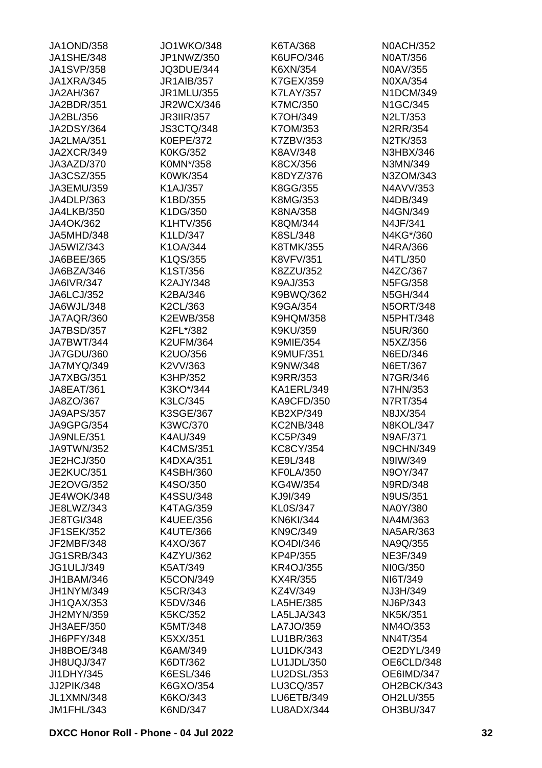| | | | |
|---|---|---|---|
| JA1OND/358 | JO1WKO/348 | K6TA/368 | N0ACH/352 |
| JA1SHE/348 | JP1NWZ/350 | K6UFO/346 | N0AT/356 |
| JA1SVP/358 | JQ3DUE/344 | K6XN/354 | N0AV/355 |
| JA1XRA/345 | JR1AIB/357 | K7GEX/359 | N0XA/354 |
| JA2AH/367 | JR1MLU/355 | K7LAY/357 | N1DCM/349 |
| JA2BDR/351 | JR2WCX/346 | K7MC/350 | N1GC/345 |
| JA2BL/356 | JR3IIR/357 | K7OH/349 | N2LT/353 |
| JA2DSY/364 | JS3CTQ/348 | K7OM/353 | N2RR/354 |
| JA2LMA/351 | K0EPE/372 | K7ZBV/353 | N2TK/353 |
| JA2XCR/349 | K0KG/352 | K8AV/348 | N3HBX/346 |
| JA3AZD/370 | K0MN*/358 | K8CX/356 | N3MN/349 |
| JA3CSZ/355 | K0WK/354 | K8DYZ/376 | N3ZOM/343 |
| JA3EMU/359 | K1AJ/357 | K8GG/355 | N4AVV/353 |
| JA4DLP/363 | K1BD/355 | K8MG/353 | N4DB/349 |
| JA4LKB/350 | K1DG/350 | K8NA/358 | N4GN/349 |
| JA4OK/362 | K1HTV/356 | K8QM/344 | N4JF/341 |
| JA5MHD/348 | K1LD/347 | K8SL/348 | N4KG*/360 |
| JA5WIZ/343 | K1OA/344 | K8TMK/355 | N4RA/366 |
| JA6BEE/365 | K1QS/355 | K8VFV/351 | N4TL/350 |
| JA6BZA/346 | K1ST/356 | K8ZZU/352 | N4ZC/367 |
| JA6IVR/347 | K2AJY/348 | K9AJ/353 | N5FG/358 |
| JA6LCJ/352 | K2BA/346 | K9BWQ/362 | N5GH/344 |
| JA6WJL/348 | K2CL/363 | K9GA/354 | N5ORT/348 |
| JA7AQR/360 | K2EWB/358 | K9HQM/358 | N5PHT/348 |
| JA7BSD/357 | K2FL*/382 | K9KU/359 | N5UR/360 |
| JA7BWT/344 | K2UFM/364 | K9MIE/354 | N5XZ/356 |
| JA7GDU/360 | K2UO/356 | K9MUF/351 | N6ED/346 |
| JA7MYQ/349 | K2VV/363 | K9NW/348 | N6ET/367 |
| JA7XBG/351 | K3HP/352 | K9RR/353 | N7GR/346 |
| JA8EAT/361 | K3KO*/344 | KA1ERL/349 | N7HN/353 |
| JA8ZO/367 | K3LC/345 | KA9CFD/350 | N7RT/354 |
| JA9APS/357 | K3SGE/367 | KB2XP/349 | N8JX/354 |
| JA9GPG/354 | K3WC/370 | KC2NB/348 | N8KOL/347 |
| JA9NLE/351 | K4AU/349 | KC5P/349 | N9AF/371 |
| JA9TWN/352 | K4CMS/351 | KC8CY/354 | N9CHN/349 |
| JE2HCJ/350 | K4DXA/351 | KE9L/348 | N9IW/349 |
| JE2KUC/351 | K4SBH/360 | KF0LA/350 | N9OY/347 |
| JE2OVG/352 | K4SO/350 | KG4W/354 | N9RD/348 |
| JE4WOK/348 | K4SSU/348 | KJ9I/349 | N9US/351 |
| JE8LWZ/343 | K4TAG/359 | KL0S/347 | NA0Y/380 |
| JE8TGI/348 | K4UEE/356 | KN6KI/344 | NA4M/363 |
| JF1SEK/352 | K4UTE/366 | KN9C/349 | NA5AR/363 |
| JF2MBF/348 | K4XO/367 | KO4DI/346 | NA9Q/355 |
| JG1SRB/343 | K4ZYU/362 | KP4P/355 | NE3F/349 |
| JG1ULJ/349 | K5AT/349 | KR4OJ/355 | NI0G/350 |
| JH1BAM/346 | K5CON/349 | KX4R/355 | NI6T/349 |
| JH1NYM/349 | K5CR/343 | KZ4V/349 | NJ3H/349 |
| JH1QAX/353 | K5DV/346 | LA5HE/385 | NJ6P/343 |
| JH2MYN/359 | K5KC/352 | LA5LJA/343 | NK5K/351 |
| JH3AEF/350 | K5MT/348 | LA7JO/359 | NM4O/353 |
| JH6PFY/348 | K5XX/351 | LU1BR/363 | NN4T/354 |
| JH8BOE/348 | K6AM/349 | LU1DK/343 | OE2DYL/349 |
| JH8UQJ/347 | K6DT/362 | LU1JDL/350 | OE6CLD/348 |
| JI1DHY/345 | K6ESL/346 | LU2DSL/353 | OE6IMD/347 |
| JJ2PIK/348 | K6GXO/354 | LU3CQ/357 | OH2BCK/343 |
| JL1XMN/348 | K6KO/343 | LU6ETB/349 | OH2LU/355 |
| JM1FHL/343 | K6ND/347 | LU8ADX/344 | OH3BU/347 |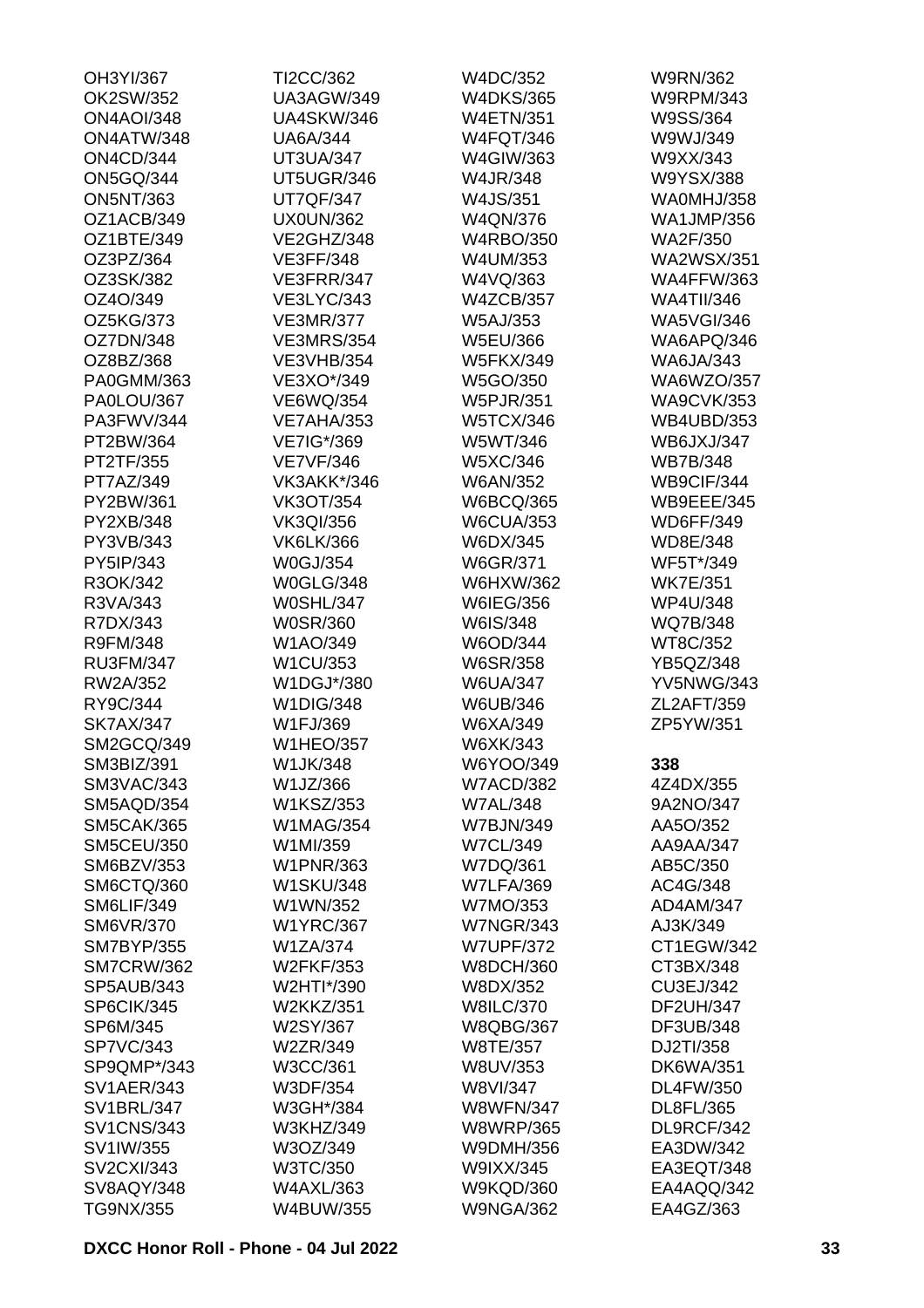OH3YI/367
OK2SW/352
ON4AOI/348
ON4ATW/348
ON4CD/344
ON5GQ/344
ON5NT/363
OZ1ACB/349
OZ1BTE/349
OZ3PZ/364
OZ3SK/382
OZ4O/349
OZ5KG/373
OZ7DN/348
OZ8BZ/368
PA0GMM/363
PA0LOU/367
PA3FWV/344
PT2BW/364
PT2TF/355
PT7AZ/349
PY2BW/361
PY2XB/348
PY3VB/343
PY5IP/343
R3OK/342
R3VA/343
R7DX/343
R9FM/348
RU3FM/347
RW2A/352
RY9C/344
SK7AX/347
SM2GCQ/349
SM3BIZ/391
SM3VAC/343
SM5AQD/354
SM5CAK/365
SM5CEU/350
SM6BZV/353
SM6CTQ/360
SM6LIF/349
SM6VR/370
SM7BYP/355
SM7CRW/362
SP5AUB/343
SP6CIK/345
SP6M/345
SP7VC/343
SP9QMP*/343
SV1AER/343
SV1BRL/347
SV1CNS/343
SV1IW/355
SV2CXI/343
SV8AQY/348
TG9NX/355
TI2CC/362
UA3AGW/349
UA4SKW/346
UA6A/344
UT3UA/347
UT5UGR/346
UT7QF/347
UX0UN/362
VE2GHZ/348
VE3FF/348
VE3FRR/347
VE3LYC/343
VE3MR/377
VE3MRS/354
VE3VHB/354
VE3XO*/349
VE6WQ/354
VE7AHA/353
VE7IG*/369
VE7VF/346
VK3AKK*/346
VK3OT/354
VK3QI/356
VK6LK/366
W0GJ/354
W0GLG/348
W0SHL/347
W0SR/360
W1AO/349
W1CU/353
W1DGJ*/380
W1DIG/348
W1FJ/369
W1HEO/357
W1JK/348
W1JZ/366
W1KSZ/353
W1MAG/354
W1MI/359
W1PNR/363
W1SKU/348
W1WN/352
W1YRC/367
W1ZA/374
W2FKF/353
W2HTI*/390
W2KKZ/351
W2SY/367
W2ZR/349
W3CC/361
W3DF/354
W3GH*/384
W3KHZ/349
W3OZ/349
W3TC/350
W4AXL/363
W4BUW/355
W4DC/352
W4DKS/365
W4ETN/351
W4FQT/346
W4GIW/363
W4JR/348
W4JS/351
W4QN/376
W4RBO/350
W4UM/353
W4VQ/363
W4ZCB/357
W5AJ/353
W5EU/366
W5FKX/349
W5GO/350
W5PJR/351
W5TCX/346
W5WT/346
W5XC/346
W6AN/352
W6BCQ/365
W6CUA/353
W6DX/345
W6GR/371
W6HXW/362
W6IEG/356
W6IS/348
W6OD/344
W6SR/358
W6UA/347
W6UB/346
W6XA/349
W6XK/343
W6YOO/349
W7ACD/382
W7AL/348
W7BJN/349
W7CL/349
W7DQ/361
W7LFA/369
W7MO/353
W7NGR/343
W7UPF/372
W8DCH/360
W8DX/352
W8ILC/370
W8QBG/367
W8TE/357
W8UV/353
W8VI/347
W8WFN/347
W8WRP/365
W9DMH/356
W9IXX/345
W9KQD/360
W9NGA/362
W9RN/362
W9RPM/343
W9SS/364
W9WJ/349
W9XX/343
W9YSX/388
WA0MHJ/358
WA1JMP/356
WA2F/350
WA2WSX/351
WA4FFW/363
WA4TII/346
WA5VGI/346
WA6APQ/346
WA6JA/343
WA6WZO/357
WA9CVK/353
WB4UBD/353
WB6JXJ/347
WB7B/348
WB9CIF/344
WB9EEE/345
WD6FF/349
WD8E/348
WF5T*/349
WK7E/351
WP4U/348
WQ7B/348
WT8C/352
YB5QZ/348
YV5NWG/343
ZL2AFT/359
ZP5YW/351

**338**

4Z4DX/355
9A2NO/347
AA5O/352
AA9AA/347
AB5C/350
AC4G/348
AD4AM/347
AJ3K/349
CT1EGW/342
CT3BX/348
CU3EJ/342
DF2UH/347
DF3UB/348
DJ2TI/358
DK6WA/351
DL4FW/350
DL8FL/365
DL9RCF/342
EA3DW/342
EA3EQT/348
EA4AQQ/342
EA4GZ/363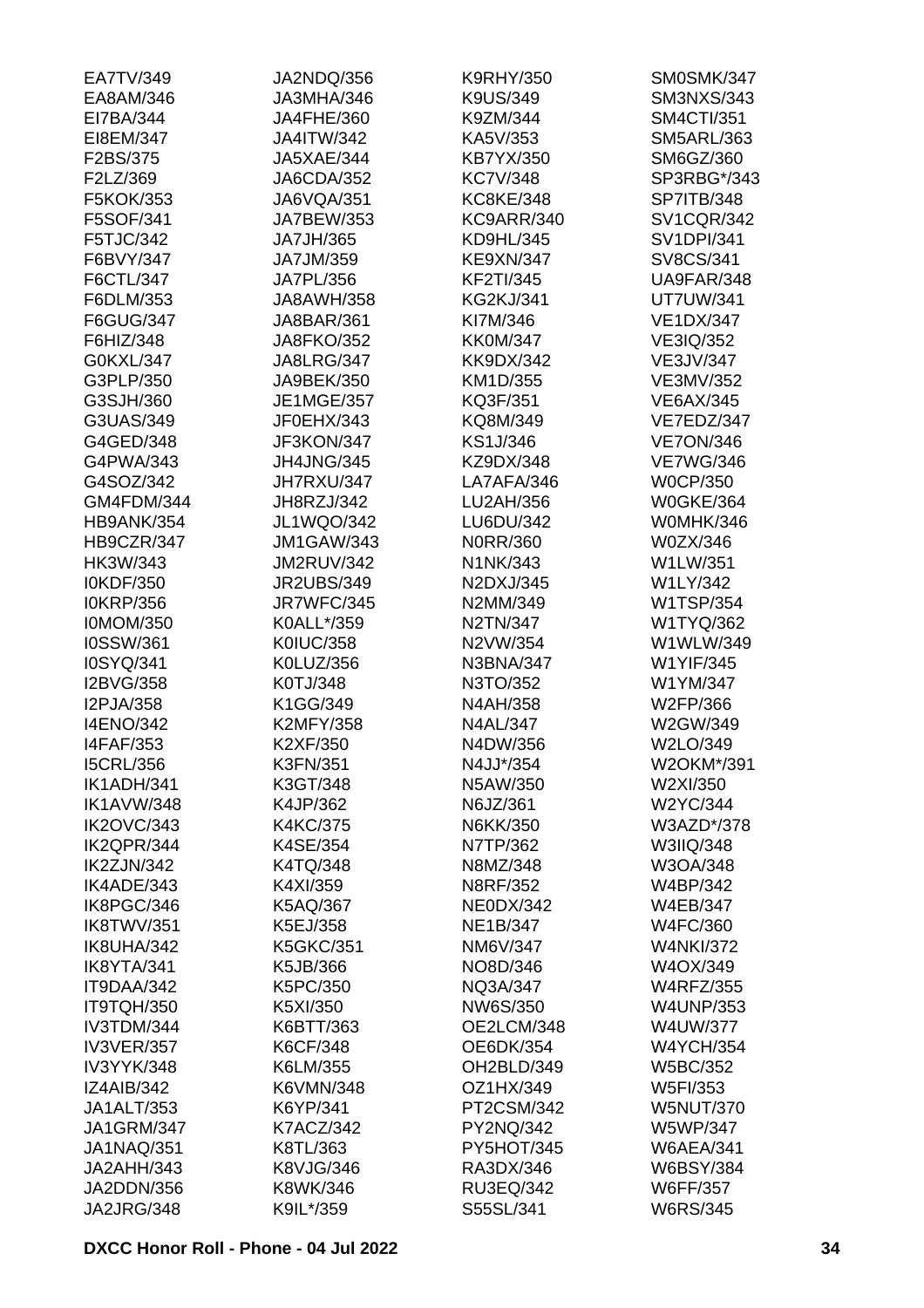EA7TV/349
EA8AM/346
EI7BA/344
EI8EM/347
F2BS/375
F2LZ/369
F5KOK/353
F5SOF/341
F5TJC/342
F6BVY/347
F6CTL/347
F6DLM/353
F6GUG/347
F6HIZ/348
G0KXL/347
G3PLP/350
G3SJH/360
G3UAS/349
G4GED/348
G4PWA/343
G4SOZ/342
GM4FDM/344
HB9ANK/354
HB9CZR/347
HK3W/343
I0KDF/350
I0KRP/356
I0MOM/350
I0SSW/361
I0SYQ/341
I2BVG/358
I2PJA/358
I4ENO/342
I4FAF/353
I5CRL/356
IK1ADH/341
IK1AVW/348
IK2OVC/343
IK2QPR/344
IK2ZJN/342
IK4ADE/343
IK8PGC/346
IK8TWV/351
IK8UHA/342
IK8YTA/341
IT9DAA/342
IT9TQH/350
IV3TDM/344
IV3VER/357
IV3YYK/348
IZ4AIB/342
JA1ALT/353
JA1GRM/347
JA1NAQ/351
JA2AHH/343
JA2DDN/356
JA2JRG/348
JA2NDQ/356
JA3MHA/346
JA4FHE/360
JA4ITW/342
JA5XAE/344
JA6CDA/352
JA6VQA/351
JA7BEW/353
JA7JH/365
JA7JM/359
JA7PL/356
JA8AWH/358
JA8BAR/361
JA8FKO/352
JA8LRG/347
JA9BEK/350
JE1MGE/357
JF0EHX/343
JF3KON/347
JH4JNG/345
JH7RXU/347
JH8RZJ/342
JL1WQO/342
JM1GAW/343
JM2RUV/342
JR2UBS/349
JR7WFC/345
K0ALL*/359
K0IUC/358
K0LUZ/356
K0TJ/348
K1GG/349
K2MFY/358
K2XF/350
K3FN/351
K3GT/348
K4JP/362
K4KC/375
K4SE/354
K4TQ/348
K4XI/359
K5AQ/367
K5EJ/358
K5GKC/351
K5JB/366
K5PC/350
K5XI/350
K6BTT/363
K6CF/348
K6LM/355
K6VMN/348
K6YP/341
K7ACZ/342
K8TL/363
K8VJG/346
K8WK/346
K9IL*/359
K9RHY/350
K9US/349
K9ZM/344
KA5V/353
KB7YX/350
KC7V/348
KC8KE/348
KC9ARR/340
KD9HL/345
KE9XN/347
KF2TI/345
KG2KJ/341
KI7M/346
KK0M/347
KK9DX/342
KM1D/355
KQ3F/351
KQ8M/349
KS1J/346
KZ9DX/348
LA7AFA/346
LU2AH/356
LU6DU/342
N0RR/360
N1NK/343
N2DXJ/345
N2MM/349
N2TN/347
N2VW/354
N3BNA/347
N3TO/352
N4AH/358
N4AL/347
N4DW/356
N4JJ*/354
N5AW/350
N6JZ/361
N6KK/350
N7TP/362
N8MZ/348
N8RF/352
NE0DX/342
NE1B/347
NM6V/347
NO8D/346
NQ3A/347
NW6S/350
OE2LCM/348
OE6DK/354
OH2BLD/349
OZ1HX/349
PT2CSM/342
PY2NQ/342
PY5HOT/345
RA3DX/346
RU3EQ/342
S55SL/341
SM0SMK/347
SM3NXS/343
SM4CTI/351
SM5ARL/363
SM6GZ/360
SP3RBG*/343
SP7ITB/348
SV1CQR/342
SV1DPI/341
SV8CS/341
UA9FAR/348
UT7UW/341
VE1DX/347
VE3IQ/352
VE3JV/347
VE3MV/352
VE6AX/345
VE7EDZ/347
VE7ON/346
VE7WG/346
W0CP/350
W0GKE/364
W0MHK/346
W0ZX/346
W1LW/351
W1LY/342
W1TSP/354
W1TYQ/362
W1WLW/349
W1YIF/345
W1YM/347
W2FP/366
W2GW/349
W2LO/349
W2OKM*/391
W2XI/350
W2YC/344
W3AZD*/378
W3IIQ/348
W3OA/348
W4BP/342
W4EB/347
W4FC/360
W4NKI/372
W4OX/349
W4RFZ/355
W4UNP/353
W4UW/377
W4YCH/354
W5BC/352
W5FI/353
W5NUT/370
W5WP/347
W6AEA/341
W6BSY/384
W6FF/357
W6RS/345

DXCC Honor Roll - Phone - 04 Jul 2022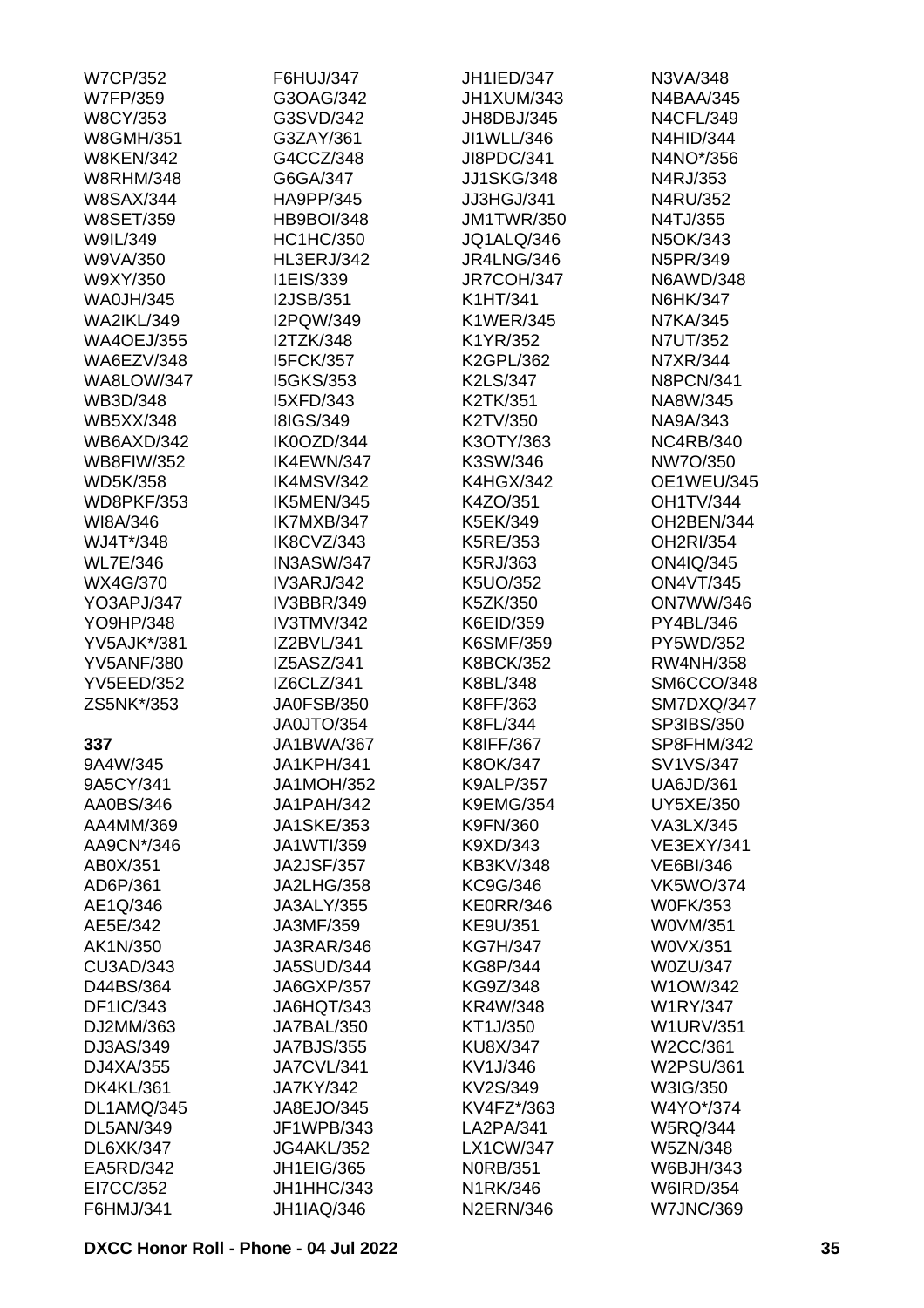W7CP/352
W7FP/359
W8CY/353
W8GMH/351
W8KEN/342
W8RHM/348
W8SAX/344
W8SET/359
W9IL/349
W9VA/350
W9XY/350
WA0JH/345
WA2IKL/349
WA4OEJ/355
WA6EZV/348
WA8LOW/347
WB3D/348
WB5XX/348
WB6AXD/342
WB8FIW/352
WD5K/358
WD8PKF/353
WI8A/346
WJ4T*/348
WL7E/346
WX4G/370
YO3APJ/347
YO9HP/348
YV5AJK*/381
YV5ANF/380
YV5EED/352
ZS5NK*/353

**337**

9A4W/345
9A5CY/341
AA0BS/346
AA4MM/369
AA9CN*/346
AB0X/351
AD6P/361
AE1Q/346
AE5E/342
AK1N/350
CU3AD/343
D44BS/364
DF1IC/343
DJ2MM/363
DJ3AS/349
DJ4XA/355
DK4KL/361
DL1AMQ/345
DL5AN/349
DL6XK/347
EA5RD/342
EI7CC/352
F6HMJ/341
F6HUJ/347
G3OAG/342
G3SVD/342
G3ZAY/361
G4CCZ/348
G6GA/347
HA9PP/345
HB9BOI/348
HC1HC/350
HL3ERJ/342
I1EIS/339
I2JSB/351
I2PQW/349
I2TZK/348
I5FCK/357
I5GKS/353
I5XFD/343
I8IGS/349
IK0OZD/344
IK4EWN/347
IK4MSV/342
IK5MEN/345
IK7MXB/347
IK8CVZ/343
IN3ASW/347
IV3ARJ/342
IV3BBR/349
IV3TMV/342
IZ2BVL/341
IZ5ASZ/341
IZ6CLZ/341
JA0FSB/350
JA0JTO/354
JA1BWA/367
JA1KPH/341
JA1MOH/352
JA1PAH/342
JA1SKE/353
JA1WTI/359
JA2JSF/357
JA2LHG/358
JA3ALY/355
JA3MF/359
JA3RAR/346
JA5SUD/344
JA6GXP/357
JA6HQT/343
JA7BAL/350
JA7BJS/355
JA7CVL/341
JA7KY/342
JA8EJO/345
JF1WPB/343
JG4AKL/352
JH1EIG/365
JH1HHC/343
JH1IAQ/346
JH1IED/347
JH1XUM/343
JH8DBJ/345
JI1WLL/346
JI8PDC/341
JJ1SKG/348
JJ3HGJ/341
JM1TWR/350
JQ1ALQ/346
JR4LNG/346
JR7COH/347
K1HT/341
K1WER/345
K1YR/352
K2GPL/362
K2LS/347
K2TK/351
K2TV/350
K3OTY/363
K3SW/346
K4HGX/342
K4ZO/351
K5EK/349
K5RE/353
K5RJ/363
K5UO/352
K5ZK/350
K6EID/359
K6SMF/359
K8BCK/352
K8BL/348
K8FF/363
K8FL/344
K8IFF/367
K8OK/347
K9ALP/357
K9EMG/354
K9FN/360
K9XD/343
KB3KV/348
KC9G/346
KE0RR/346
KE9U/351
KG7H/347
KG8P/344
KG9Z/348
KR4W/348
KT1J/350
KU8X/347
KV1J/346
KV2S/349
KV4FZ*/363
LA2PA/341
LX1CW/347
N0RB/351
N1RK/346
N2ERN/346
N3VA/348
N4BAA/345
N4CFL/349
N4HID/344
N4NO*/356
N4RJ/353
N4RU/352
N4TJ/355
N5OK/343
N5PR/349
N6AWD/348
N6HK/347
N7KA/345
N7UT/352
N7XR/344
N8PCN/341
NA8W/345
NA9A/343
NC4RB/340
NW7O/350
OE1WEU/345
OH1TV/344
OH2BEN/344
OH2RI/354
ON4IQ/345
ON4VT/345
ON7WW/346
PY4BL/346
PY5WD/352
RW4NH/358
SM6CCO/348
SM7DXQ/347
SP3IBS/350
SP8FHM/342
SV1VS/347
UA6JD/361
UY5XE/350
VA3LX/345
VE3EXY/341
VE6BI/346
VK5WO/374
W0FK/353
W0VM/351
W0VX/351
W0ZU/347
W1OW/342
W1RY/347
W1URV/351
W2CC/361
W2PSU/361
W3IG/350
W4YO*/374
W5RQ/344
W5ZN/348
W6BJH/343
W6IRD/354
W7JNC/369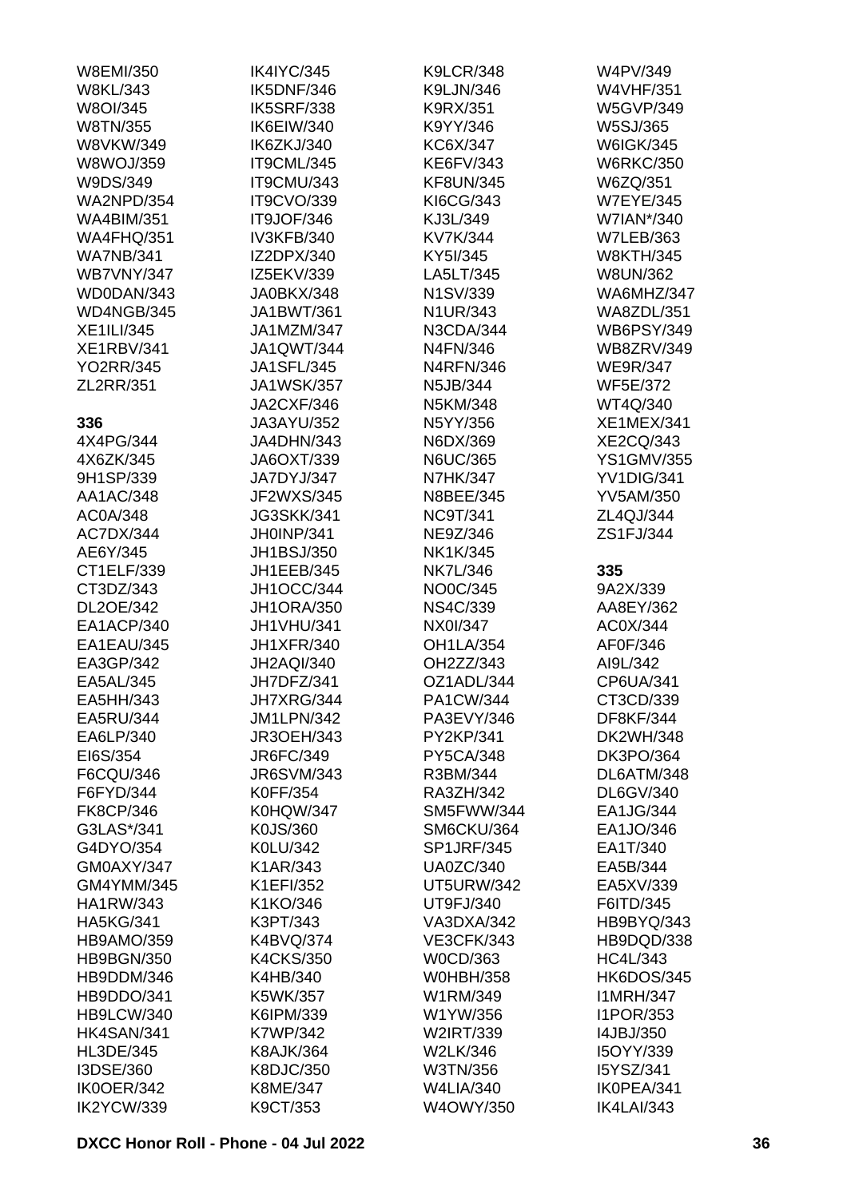W8EMI/350
W8KL/343
W8OI/345
W8TN/355
W8VKW/349
W8WOJ/359
W9DS/349
WA2NPD/354
WA4BIM/351
WA4FHQ/351
WA7NB/341
WB7VNY/347
WD0DAN/343
WD4NGB/345
XE1ILI/345
XE1RBV/341
YO2RR/345
ZL2RR/351

**336**

4X4PG/344
4X6ZK/345
9H1SP/339
AA1AC/348
AC0A/348
AC7DX/344
AE6Y/345
CT1ELF/339
CT3DZ/343
DL2OE/342
EA1ACP/340
EA1EAU/345
EA3GP/342
EA5AL/345
EA5HH/343
EA5RU/344
EA6LP/340
EI6S/354
F6CQU/346
F6FYD/344
FK8CP/346
G3LAS*/341
G4DYO/354
GM0AXY/347
GM4YMM/345
HA1RW/343
HA5KG/341
HB9AMO/359
HB9BGN/350
HB9DDM/346
HB9DDO/341
HB9LCW/340
HK4SAN/341
HL3DE/345
I3DSE/360
IK0OER/342
IK2YCW/339
IK4IYC/345
IK5DNF/346
IK5SRF/338
IK6EIW/340
IK6ZKJ/340
IT9CML/345
IT9CMU/343
IT9CVO/339
IT9JOF/346
IV3KFB/340
IZ2DPX/340
IZ5EKV/339
JA0BKX/348
JA1BWT/361
JA1MZM/347
JA1QWT/344
JA1SFL/345
JA1WSK/357
JA2CXF/346
JA3AYU/352
JA4DHN/343
JA6OXT/339
JA7DYJ/347
JF2WXS/345
JG3SKK/341
JH0INP/341
JH1BSJ/350
JH1EEB/345
JH1OCC/344
JH1ORA/350
JH1VHU/341
JH1XFR/340
JH2AQI/340
JH7DFZ/341
JH7XRG/344
JM1LPN/342
JR3OEH/343
JR6FC/349
JR6SVM/343
K0FF/354
K0HQW/347
K0JS/360
K0LU/342
K1AR/343
K1EFI/352
K1KO/346
K3PT/343
K4BVQ/374
K4CKS/350
K4HB/340
K5WK/357
K6IPM/339
K7WP/342
K8AJK/364
K8DJC/350
K8ME/347
K9CT/353
K9LCR/348
K9LJN/346
K9RX/351
K9YY/346
KC6X/347
KE6FV/343
KF8UN/345
KI6CG/343
KJ3L/349
KV7K/344
KY5I/345
LA5LT/345
N1SV/339
N1UR/343
N3CDA/344
N4FN/346
N4RFN/346
N5JB/344
N5KM/348
N5YY/356
N6DX/369
N6UC/365
N7HK/347
N8BEE/345
NC9T/341
NE9Z/346
NK1K/345
NK7L/346
NO0C/345
NS4C/339
NX0I/347
OH1LA/354
OH2ZZ/343
OZ1ADL/344
PA1CW/344
PA3EVY/346
PY2KP/341
PY5CA/348
R3BM/344
RA3ZH/342
SM5FWW/344
SM6CKU/364
SP1JRF/345
UA0ZC/340
UT5URW/342
UT9FJ/340
VA3DXA/342
VE3CFK/343
W0CD/363
W0HBH/358
W1RM/349
W1YW/356
W2IRT/339
W2LK/346
W3TN/356
W4LIA/340
W4OWY/350
W4PV/349
W4VHF/351
W5GVP/349
W5SJ/365
W6IGK/345
W6RKC/350
W6ZQ/351
W7EYE/345
W7IAN*/340
W7LEB/363
W8KTH/345
W8UN/362
WA6MHZ/347
WA8ZDL/351
WB6PSY/349
WB8ZRV/349
WE9R/347
WF5E/372
WT4Q/340
XE1MEX/341
XE2CQ/343
YS1GMV/355
YV1DIG/341
YV5AM/350
ZL4QJ/344
ZS1FJ/344

**335**

9A2X/339
AA8EY/362
AC0X/344
AF0F/346
AI9L/342
CP6UA/341
CT3CD/339
DF8KF/344
DK2WH/348
DK3PO/364
DL6ATM/348
DL6GV/340
EA1JG/344
EA1JO/346
EA1T/340
EA5B/344
EA5XV/339
F6ITD/345
HB9BYQ/343
HB9DQD/338
HC4L/343
HK6DOS/345
I1MRH/347
I1POR/353
I4JBJ/350
I5OYY/339
I5YSZ/341
IK0PEA/341
IK4LAI/343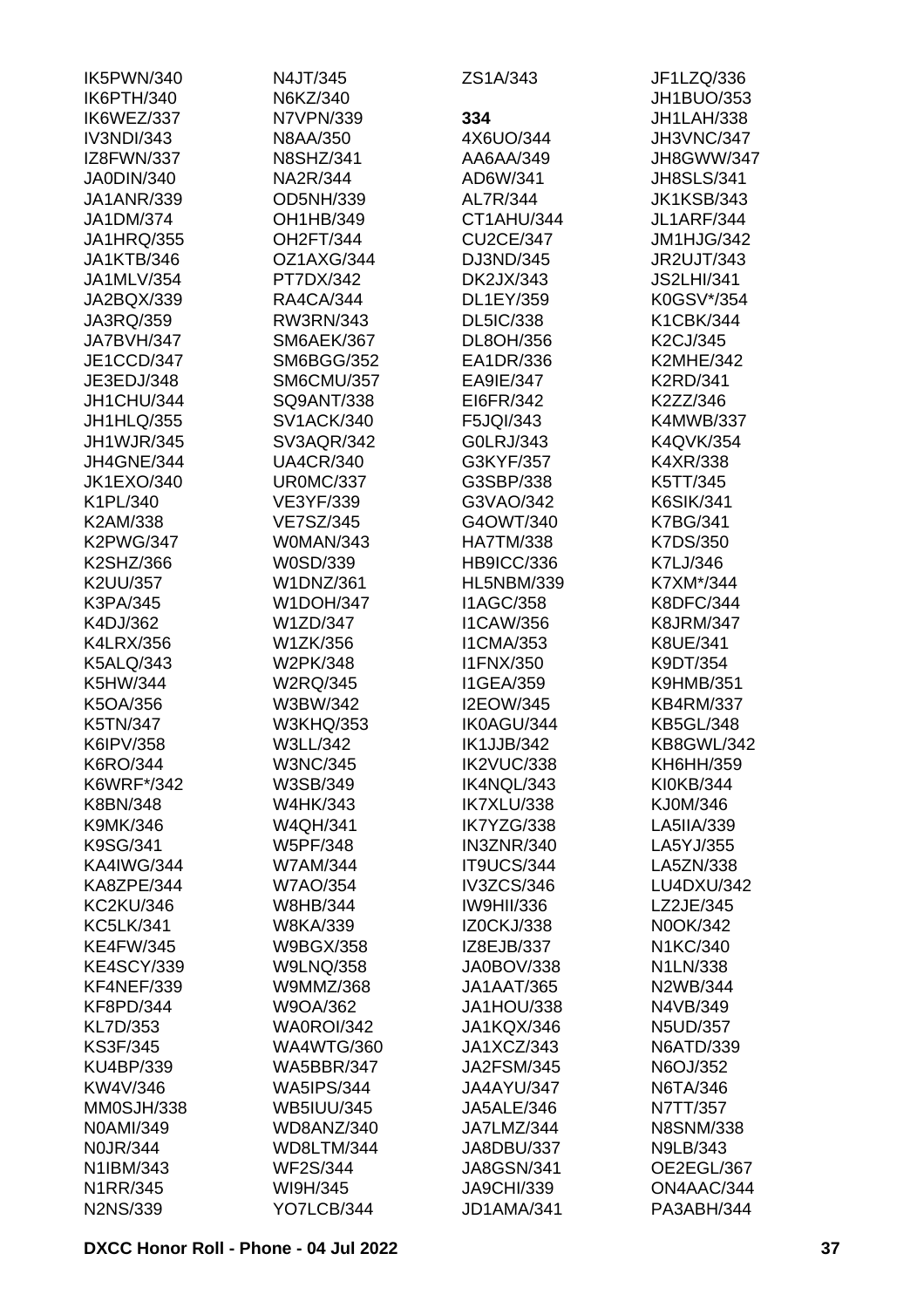IK5PWN/340
IK6PTH/340
IK6WEZ/337
IV3NDI/343
IZ8FWN/337
JA0DIN/340
JA1ANR/339
JA1DM/374
JA1HRQ/355
JA1KTB/346
JA1MLV/354
JA2BQX/339
JA3RQ/359
JA7BVH/347
JE1CCD/347
JE3EDJ/348
JH1CHU/344
JH1HLQ/355
JH1WJR/345
JH4GNE/344
JK1EXO/340
K1PL/340
K2AM/338
K2PWG/347
K2SHZ/366
K2UU/357
K3PA/345
K4DJ/362
K4LRX/356
K5ALQ/343
K5HW/344
K5OA/356
K5TN/347
K6IPV/358
K6RO/344
K6WRF*/342
K8BN/348
K9MK/346
K9SG/341
KA4IWG/344
KA8ZPE/344
KC2KU/346
KC5LK/341
KE4FW/345
KE4SCY/339
KF4NEF/339
KF8PD/344
KL7D/353
KS3F/345
KU4BP/339
KW4V/346
MM0SJH/338
N0AMI/349
N0JR/344
N1IBM/343
N1RR/345
N2NS/339
N4JT/345
N6KZ/340
N7VPN/339
N8AA/350
N8SHZ/341
NA2R/344
OD5NH/339
OH1HB/349
OH2FT/344
OZ1AXG/344
PT7DX/342
RA4CA/344
RW3RN/343
SM6AEK/367
SM6BGG/352
SM6CMU/357
SQ9ANT/338
SV1ACK/340
SV3AQR/342
UA4CR/340
UR0MC/337
VE3YF/339
VE7SZ/345
W0MAN/343
W0SD/339
W1DNZ/361
W1DOH/347
W1ZD/347
W1ZK/356
W2PK/348
W2RQ/345
W3BW/342
W3KHQ/353
W3LL/342
W3NC/345
W3SB/349
W4HK/343
W4QH/341
W5PF/348
W7AM/344
W7AO/354
W8HB/344
W8KA/339
W9BGX/358
W9LNQ/358
W9MMZ/368
W9OA/362
WA0ROI/342
WA4WTG/360
WA5BBR/347
WA5IPS/344
WB5IUU/345
WD8ANZ/340
WD8LTM/344
WF2S/344
WI9H/345
YO7LCB/344
ZS1A/343

**334**

4X6UO/344
AA6AA/349
AD6W/341
AL7R/344
CT1AHU/344
CU2CE/347
DJ3ND/345
DK2JX/343
DL1EY/359
DL5IC/338
DL8OH/356
EA1DR/336
EA9IE/347
EI6FR/342
F5JQI/343
G0LRJ/343
G3KYF/357
G3SBP/338
G3VAO/342
G4OWT/340
HA7TM/338
HB9ICC/336
HL5NBM/339
I1AGC/358
I1CAW/356
I1CMA/353
I1FNX/350
I1GEA/359
I2EOW/345
IK0AGU/344
IK1JJB/342
IK2VUC/338
IK4NQL/343
IK7XLU/338
IK7YZG/338
IN3ZNR/340
IT9UCS/344
IV3ZCS/346
IW9HII/336
IZ0CKJ/338
IZ8EJB/337
JA0BOV/338
JA1AAT/365
JA1HOU/338
JA1KQX/346
JA1XCZ/343
JA2FSM/345
JA4AYU/347
JA5ALE/346
JA7LMZ/344
JA8DBU/337
JA8GSN/341
JA9CHI/339
JD1AMA/341
JF1LZQ/336
JH1BUO/353
JH1LAH/338
JH3VNC/347
JH8GWW/347
JH8SLS/341
JK1KSB/343
JL1ARF/344
JM1HJG/342
JR2UJT/343
JS2LHI/341
K0GSV*/354
K1CBK/344
K2CJ/345
K2MHE/342
K2RD/341
K2ZZ/346
K4MWB/337
K4QVK/354
K4XR/338
K5TT/345
K6SIK/341
K7BG/341
K7DS/350
K7LJ/346
K7XM*/344
K8DFC/344
K8JRM/347
K8UE/341
K9DT/354
K9HMB/351
KB4RM/337
KB5GL/348
KB8GWL/342
KH6HH/359
KI0KB/344
KJ0M/346
LA5IIA/339
LA5YJ/355
LA5ZN/338
LU4DXU/342
LZ2JE/345
N0OK/342
N1KC/340
N1LN/338
N2WB/344
N4VB/349
N5UD/357
N6ATD/339
N6OJ/352
N6TA/346
N7TT/357
N8SNM/338
N9LB/343
OE2EGL/367
ON4AAC/344
PA3ABH/344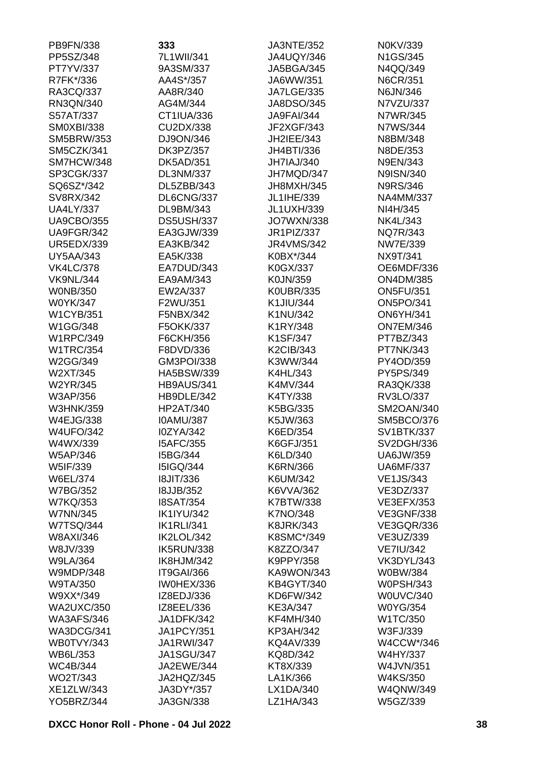PB9FN/338
PP5SZ/348
PT7YV/337
R7FK*/336
RA3CQ/337
RN3QN/340
S57AT/337
SM0XBI/338
SM5BRW/353
SM5CZK/341
SM7HCW/348
SP3CGK/337
SQ6SZ*/342
SV8RX/342
UA4LY/337
UA9CBO/355
UA9FGR/342
UR5EDX/339
UY5AA/343
VK4LC/378
VK9NL/344
W0NB/350
W0YK/347
W1CYB/351
W1GG/348
W1RPC/349
W1TRC/354
W2GG/349
W2XT/345
W2YR/345
W3AP/356
W3HNK/359
W4EJG/338
W4UFO/342
W4WX/339
W5AP/346
W5IF/339
W6EL/374
W7BG/352
W7KQ/353
W7NN/345
W7TSQ/344
W8AXI/346
W8JV/339
W9LA/364
W9MDP/348
W9TA/350
W9XX*/349
WA2UXC/350
WA3AFS/346
WA3DCG/341
WB0TVY/343
WB6L/353
WC4B/344
WO2T/343
XE1ZLW/343
YO5BRZ/344

**333**

7L1WII/341
9A3SM/337
AA4S*/357
AA8R/340
AG4M/344
CT1IUA/336
CU2DX/338
DJ9ON/346
DK3PZ/357
DK5AD/351
DL3NM/337
DL5ZBB/343
DL6CNG/337
DL9BM/343
DS5USH/337
EA3GJW/339
EA3KB/342
EA5K/338
EA7DUD/343
EA9AM/343
EW2A/337
F2WU/351
F5NBX/342
F5OKK/337
F6CKH/356
F8DVD/336
GM3POI/338
HA5BSW/339
HB9AUS/341
HB9DLE/342
HP2AT/340
I0AMU/387
I0ZYA/342
I5AFC/355
I5BG/344
I5IGQ/344
I8JIT/336
I8JJB/352
I8SAT/354
IK1IYU/342
IK1RLI/341
IK2LOL/342
IK5RUN/338
IK8HJM/342
IT9GAI/366
IW0HEX/336
IZ8EDJ/336
IZ8EEL/336
JA1DFK/342
JA1PCY/351
JA1RWI/347
JA1SGU/347
JA2EWE/344
JA2HQZ/345
JA3DY*/357
JA3GN/338
JA3NTE/352
JA4UQY/346
JA5BGA/345
JA6WW/351
JA7LGE/335
JA8DSO/345
JA9FAI/344
JF2XGF/343
JH2IEE/343
JH4BTI/336
JH7IAJ/340
JH7MQD/347
JH8MXH/345
JL1IHE/339
JL1UXH/339
JO7WXN/338
JR1PIZ/337
JR4VMS/342
K0BX*/344
K0GX/337
K0JN/359
K0UBR/335
K1JIU/344
K1NU/342
K1RY/348
K1SF/347
K2CIB/343
K3WW/344
K4HL/343
K4MV/344
K4TY/338
K5BG/335
K5JW/363
K6ED/354
K6GFJ/351
K6LD/340
K6RN/366
K6UM/342
K6VVA/362
K7BTW/338
K7NO/348
K8JRK/343
K8SMC*/349
K8ZZO/347
K9PPY/358
KA9WON/343
KB4GYT/340
KD6FW/342
KE3A/347
KF4MH/340
KP3AH/342
KQ4AV/339
KQ8D/342
KT8X/339
LA1K/366
LX1DA/340
LZ1HA/343
N0KV/339
N1GS/345
N4QQ/349
N6CR/351
N6JN/346
N7VZU/337
N7WR/345
N7WS/344
N8BM/348
N8DE/353
N9EN/343
N9ISN/340
N9RS/346
NA4MM/337
NI4H/345
NK4L/343
NQ7R/343
NW7E/339
NX9T/341
OE6MDF/336
ON4DM/385
ON5FU/351
ON5PO/341
ON6YH/341
ON7EM/346
PT7BZ/343
PT7NK/343
PY4OD/359
PY5PS/349
RA3QK/338
RV3LO/337
SM2OAN/340
SM5BCO/376
SV1BTK/337
SV2DGH/336
UA6JW/359
UA6MF/337
VE1JS/343
VE3DZ/337
VE3EFX/353
VE3GNF/338
VE3GQR/336
VE3UZ/339
VE7IU/342
VK3DYL/343
W0BW/384
W0PSH/343
W0UVC/340
W0YG/354
W1TC/350
W3FJ/339
W4CCW*/346
W4HY/337
W4JVN/351
W4KS/350
W4QNW/349
W5GZ/339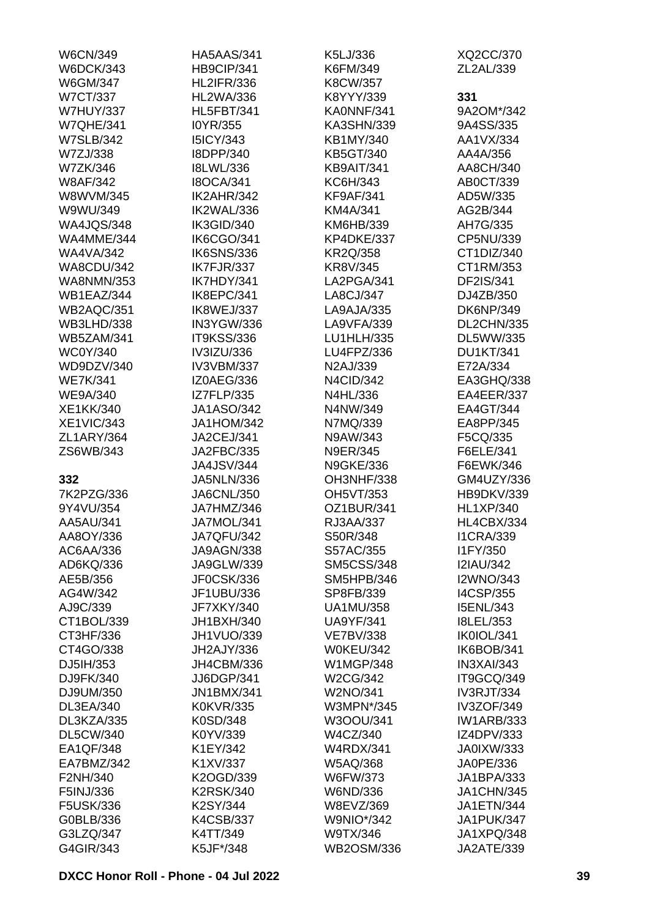W6CN/349
W6DCK/343
W6GM/347
W7CT/337
W7HUY/337
W7QHE/341
W7SLB/342
W7ZJ/338
W7ZK/346
W8AF/342
W8WVM/345
W9WU/349
WA4JQS/348
WA4MME/344
WA4VA/342
WA8CDU/342
WA8NMN/353
WB1EAZ/344
WB2AQC/351
WB3LHD/338
WB5ZAM/341
WC0Y/340
WD9DZV/340
WE7K/341
WE9A/340
XE1KK/340
XE1VIC/343
ZL1ARY/364
ZS6WB/343

**332**

7K2PZG/336
9Y4VU/354
AA5AU/341
AA8OY/336
AC6AA/336
AD6KQ/336
AE5B/356
AG4W/342
AJ9C/339
CT1BOL/339
CT3HF/336
CT4GO/338
DJ5IH/353
DJ9FK/340
DJ9UM/350
DL3EA/340
DL3KZA/335
DL5CW/340
EA1QF/348
EA7BMZ/342
F2NH/340
F5INJ/336
F5USK/336
G0BLB/336
G3LZQ/347
G4GIR/343
HA5AAS/341
HB9CIP/341
HL2IFR/336
HL2WA/336
HL5FBT/341
I0YR/355
I5ICY/343
I8DPP/340
I8LWL/336
I8OCA/341
IK2AHR/342
IK2WAL/336
IK3GID/340
IK6CGO/341
IK6SNS/336
IK7FJR/337
IK7HDY/341
IK8EPC/341
IK8WEJ/337
IN3YGW/336
IT9KSS/336
IV3IZU/336
IV3VBM/337
IZ0AEG/336
IZ7FLP/335
JA1ASO/342
JA1HOM/342
JA2CEJ/341
JA2FBC/335
JA4JSV/344
JA5NLN/336
JA6CNL/350
JA7HMZ/346
JA7MOL/341
JA7QFU/342
JA9AGN/338
JA9GLW/339
JF0CSK/336
JF1UBU/336
JF7XKY/340
JH1BXH/340
JH1VUO/339
JH2AJY/336
JH4CBM/336
JJ6DGP/341
JN1BMX/341
K0KVR/335
K0SD/348
K0YV/339
K1EY/342
K1XV/337
K2OGD/339
K2RSK/340
K2SY/344
K4CSB/337
K4TT/349
K5JF*/348
K5LJ/336
K6FM/349
K8CW/357
K8YYY/339
KA0NNF/341
KA3SHN/339
KB1MY/340
KB5GT/340
KB9AIT/341
KC6H/343
KF9AF/341
KM4A/341
KM6HB/339
KP4DKE/337
KR2Q/358
KR8V/345
LA2PGA/341
LA8CJ/347
LA9AJA/335
LA9VFA/339
LU1HLH/335
LU4FPZ/336
N2AJ/339
N4CID/342
N4HL/336
N4NW/349
N7MQ/339
N9AW/343
N9ER/345
N9GKE/336
OH3NHF/338
OH5VT/353
OZ1BUR/341
RJ3AA/337
S50R/348
S57AC/355
SM5CSS/348
SM5HPB/346
SP8FB/339
UA1MU/358
UA9YF/341
VE7BV/338
W0KEU/342
W1MGP/348
W2CG/342
W2NO/341
W3MPN*/345
W3OOU/341
W4CZ/340
W4RDX/341
W5AQ/368
W6FW/373
W6ND/336
W8EVZ/369
W9NIO*/342
W9TX/346
WB2OSM/336
XQ2CC/370
ZL2AL/339

**331**

9A2OM*/342
9A4SS/335
AA1VX/334
AA4A/356
AA8CH/340
AB0CT/339
AD5W/335
AG2B/344
AH7G/335
CP5NU/339
CT1DIZ/340
CT1RM/353
DF2IS/341
DJ4ZB/350
DK6NP/349
DL2CHN/335
DL5WW/335
DU1KT/341
E72A/334
EA3GHQ/338
EA4EER/337
EA4GT/344
EA8PP/345
F5CQ/335
F6ELE/341
F6EWK/346
GM4UZY/336
HB9DKV/339
HL1XP/340
HL4CBX/334
I1CRA/339
I1FY/350
I2IAU/342
I2WNO/343
I4CSP/355
I5ENL/343
I8LEL/353
IK0IOL/341
IK6BOB/341
IN3XAI/343
IT9GCQ/349
IV3RJT/334
IV3ZOF/349
IW1ARB/333
IZ4DPV/333
JA0IXW/333
JA0PE/336
JA1BPA/333
JA1CHN/345
JA1ETN/344
JA1PUK/347
JA1XPQ/348
JA2ATE/339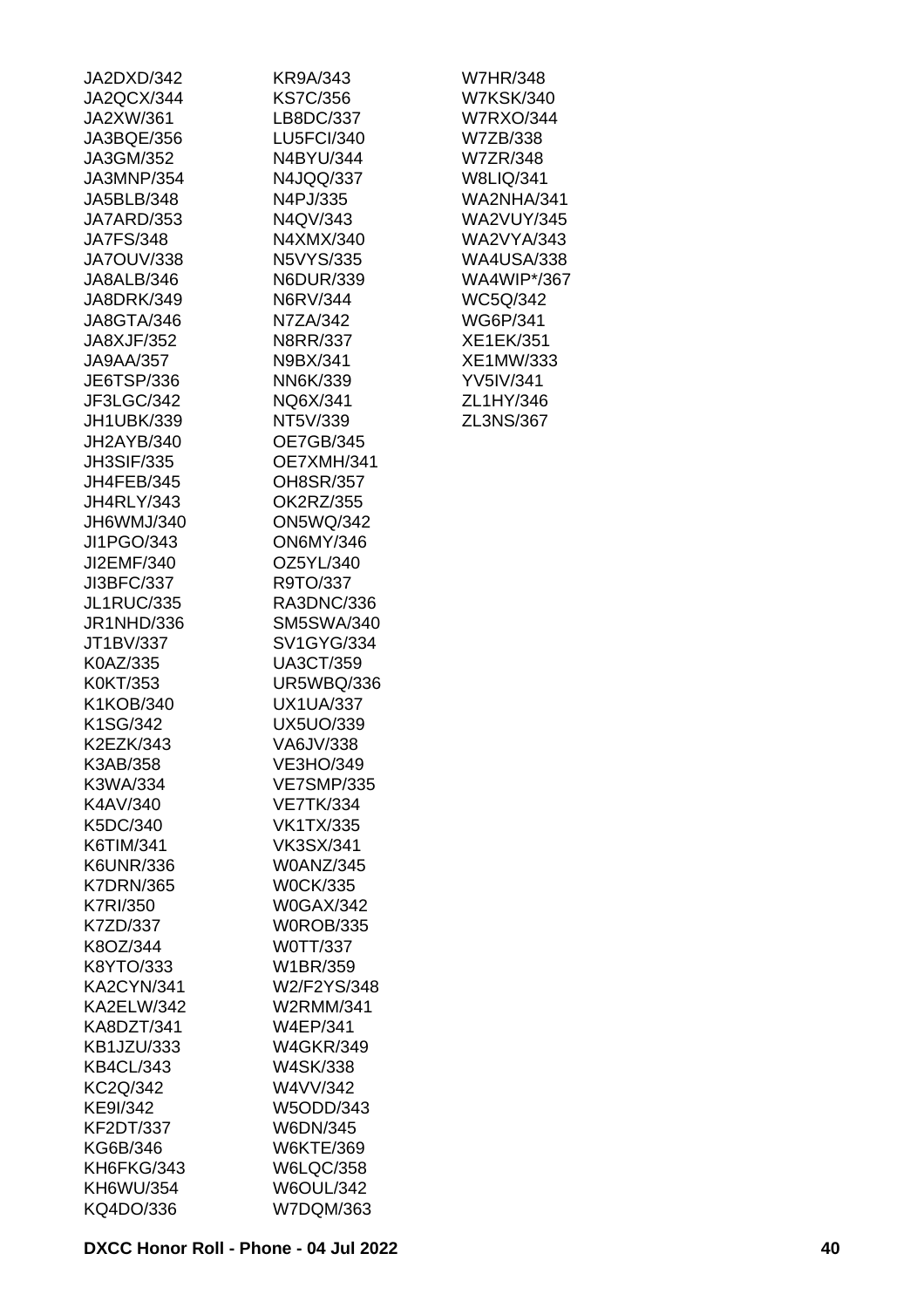JA2DXD/342
JA2QCX/344
JA2XW/361
JA3BQE/356
JA3GM/352
JA3MNP/354
JA5BLB/348
JA7ARD/353
JA7FS/348
JA7OUV/338
JA8ALB/346
JA8DRK/349
JA8GTA/346
JA8XJF/352
JA9AA/357
JE6TSP/336
JF3LGC/342
JH1UBK/339
JH2AYB/340
JH3SIF/335
JH4FEB/345
JH4RLY/343
JH6WMJ/340
JI1PGO/343
JI2EMF/340
JI3BFC/337
JL1RUC/335
JR1NHD/336
JT1BV/337
K0AZ/335
K0KT/353
K1KOB/340
K1SG/342
K2EZK/343
K3AB/358
K3WA/334
K4AV/340
K5DC/340
K6TIM/341
K6UNR/336
K7DRN/365
K7RI/350
K7ZD/337
K8OZ/344
K8YTO/333
KA2CYN/341
KA2ELW/342
KA8DZT/341
KB1JZU/333
KB4CL/343
KC2Q/342
KE9I/342
KF2DT/337
KG6B/346
KH6FKG/343
KH6WU/354
KQ4DO/336
KR9A/343
KS7C/356
LB8DC/337
LU5FCI/340
N4BYU/344
N4JQQ/337
N4PJ/335
N4QV/343
N4XMX/340
N5VYS/335
N6DUR/339
N6RV/344
N7ZA/342
N8RR/337
N9BX/341
NN6K/339
NQ6X/341
NT5V/339
OE7GB/345
OE7XMH/341
OH8SR/357
OK2RZ/355
ON5WQ/342
ON6MY/346
OZ5YL/340
R9TO/337
RA3DNC/336
SM5SWA/340
SV1GYG/334
UA3CT/359
UR5WBQ/336
UX1UA/337
UX5UO/339
VA6JV/338
VE3HO/349
VE7SMP/335
VE7TK/334
VK1TX/335
VK3SX/341
W0ANZ/345
W0CK/335
W0GAX/342
W0ROB/335
W0TT/337
W1BR/359
W2/F2YS/348
W2RMM/341
W4EP/341
W4GKR/349
W4SK/338
W4VV/342
W5ODD/343
W6DN/345
W6KTE/369
W6LQC/358
W6OUL/342
W7DQM/363
W7HR/348
W7KSK/340
W7RXO/344
W7ZB/338
W7ZR/348
W8LIQ/341
WA2NHA/341
WA2VUY/345
WA2VYA/343
WA4USA/338
WA4WIP*/367
WC5Q/342
WG6P/341
XE1EK/351
XE1MW/333
YV5IV/341
ZL1HY/346
ZL3NS/367

DXCC Honor Roll - Phone - 04 Jul 2022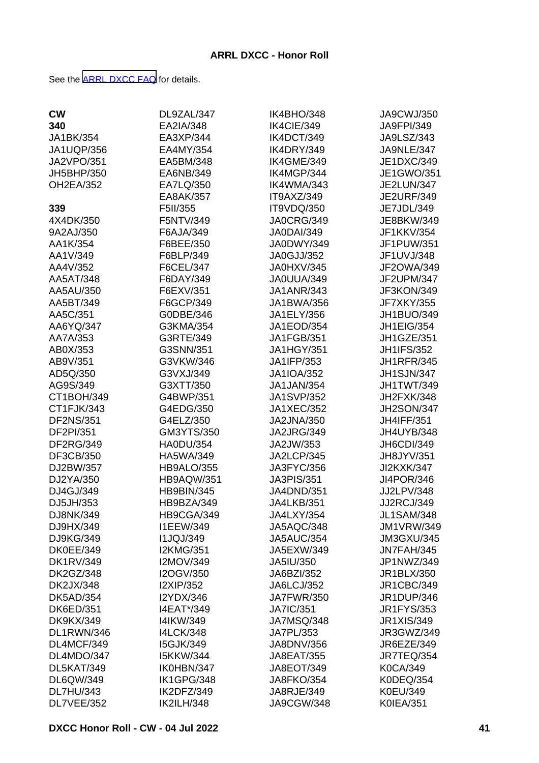**ARRL DXCC - Honor Roll**

See the [ARRL DXCC FAQ](#) for details.

**CW**

**340**

JA1BK/354
JA1UQP/356
JA2VPO/351
JH5BHP/350
OH2EA/352

**339**

4X4DK/350
9A2AJ/350
AA1K/354
AA1V/349
AA4V/352
AA5AT/348
AA5AU/350
AA5BT/349
AA5C/351
AA6YQ/347
AA7A/353
AB0X/353
AB9V/351
AD5Q/350
AG9S/349
CT1BOH/349
CT1FJK/343
DF2NS/351
DF2PI/351
DF2RG/349
DF3CB/350
DJ2BW/357
DJ2YA/350
DJ4GJ/349
DJ5JH/353
DJ8NK/349
DJ9HX/349
DJ9KG/349
DK0EE/349
DK1RV/349
DK2GZ/348
DK2JX/348
DK5AD/354
DK6ED/351
DK9KX/349
DL1RWN/346
DL4MCF/349
DL4MDO/347
DL5KAT/349
DL6QW/349
DL7HU/343
DL7VEE/352
DL9ZAL/347
EA2IA/348
EA3XP/344
EA4MY/354
EA5BM/348
EA6NB/349
EA7LQ/350
EA8AK/357
F5II/355
F5NTV/349
F6AJA/349
F6BEE/350
F6BLP/349
F6CEL/347
F6DAY/349
F6EXV/351
F6GCP/349
G0DBE/346
G3KMA/354
G3RTE/349
G3SNN/351
G3VKW/346
G3VXJ/349
G3XTT/350
G4BWP/351
G4EDG/350
G4ELZ/350
GM3YTS/350
HA0DU/354
HA5WA/349
HB9ALO/355
HB9AQW/351
HB9BIN/345
HB9BZA/349
HB9CGA/349
I1EEW/349
I1JQJ/349
I2KMG/351
I2MOV/349
I2OGV/350
I2XIP/352
I2YDX/346
I4EAT*/349
I4IKW/349
I4LCK/348
I5GJK/349
I5KKW/344
IK0HBN/347
IK1GPG/348
IK2DFZ/349
IK2ILH/348
IK4BHO/348
IK4CIE/349
IK4DCT/349
IK4DRY/349
IK4GME/349
IK4MGP/344
IK4WMA/343
IT9AXZ/349
IT9VDQ/350
JA0CRG/349
JA0DAI/349
JA0DWY/349
JA0GJJ/352
JA0HXV/345
JA0UUA/349
JA1ANR/343
JA1BWA/356
JA1ELY/356
JA1EOD/354
JA1FGB/351
JA1HGY/351
JA1IFP/353
JA1IOA/352
JA1JAN/354
JA1SVP/352
JA1XEC/352
JA2JNA/350
JA2JRG/349
JA2JW/353
JA2LCP/345
JA3FYC/356
JA3PIS/351
JA4DND/351
JA4LKB/351
JA4LXY/354
JA5AQC/348
JA5AUC/354
JA5EXW/349
JA5IU/350
JA6BZI/352
JA6LCJ/352
JA7FWR/350
JA7IC/351
JA7MSQ/348
JA7PL/353
JA8DNV/356
JA8EAT/355
JA8EOT/349
JA8FKO/354
JA8RJE/349
JA9CGW/348
JA9CWJ/350
JA9FPI/349
JA9LSZ/343
JA9NLE/347
JE1DXC/349
JE1GWO/351
JE2LUN/347
JE2URF/349
JE7JDL/349
JE8BKW/349
JF1KKV/354
JF1PUW/351
JF1UVJ/348
JF2OWA/349
JF2UPM/347
JF3KON/349
JF7XKY/355
JH1BUO/349
JH1EIG/354
JH1GZE/351
JH1IFS/352
JH1RFR/345
JH1SJN/347
JH1TWT/349
JH2FXK/348
JH2SON/347
JH4IFF/351
JH4UYB/348
JH6CDI/349
JH8JYV/351
JI2KXK/347
JI4POR/346
JJ2LPV/348
JJ2RCJ/349
JL1SAM/348
JM1VRW/349
JM3GXU/345
JN7FAH/345
JP1NWZ/349
JR1BLX/350
JR1CBC/349
JR1DUP/346
JR1FYS/353
JR1XIS/349
JR3GWZ/349
JR6EZE/349
JR7TEQ/354
K0CA/349
K0DEQ/354
K0EU/349
K0IEA/351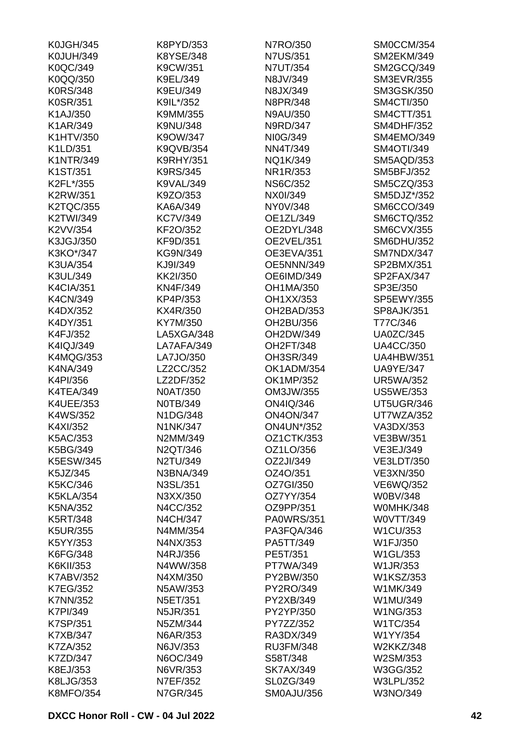K0JGH/345
K0JUH/349
K0QC/349
K0QQ/350
K0RS/348
K0SR/351
K1AJ/350
K1AR/349
K1HTV/350
K1LD/351
K1NTR/349
K1ST/351
K2FL*/355
K2RW/351
K2TQC/355
K2TWI/349
K2VV/354
K3JGJ/350
K3KO*/347
K3UA/354
K3UL/349
K4CIA/351
K4CN/349
K4DX/352
K4DY/351
K4FJ/352
K4IQJ/349
K4MQG/353
K4NA/349
K4PI/356
K4TEA/349
K4UEE/353
K4WS/352
K4XI/352
K5AC/353
K5BG/349
K5ESW/345
K5JZ/345
K5KC/346
K5KLA/354
K5NA/352
K5RT/348
K5UR/355
K5YY/353
K6FG/348
K6KII/353
K7ABV/352
K7EG/352
K7NN/352
K7PI/349
K7SP/351
K7XB/347
K7ZA/352
K7ZD/347
K8EJ/353
K8LJG/353
K8MFO/354
K8PYD/353
K8YSE/348
K9CW/351
K9EL/349
K9EU/349
K9IL*/352
K9MM/355
K9NU/348
K9OW/347
K9QVB/354
K9RHY/351
K9RS/345
K9VAL/349
K9ZO/353
KA6A/349
KC7V/349
KF2O/352
KF9D/351
KG9N/349
KJ9I/349
KK2I/350
KN4F/349
KP4P/353
KX4R/350
KY7M/350
LA5XGA/348
LA7AFA/349
LA7JO/350
LZ2CC/352
LZ2DF/352
N0AT/350
N0TB/349
N1DG/348
N1NK/347
N2MM/349
N2QT/346
N2TU/349
N3BNA/349
N3SL/351
N3XX/350
N4CC/352
N4CH/347
N4MM/354
N4NX/353
N4RJ/356
N4WW/358
N4XM/350
N5AW/353
N5ET/351
N5JR/351
N5ZM/344
N6AR/353
N6JV/353
N6OC/349
N6VR/353
N7EF/352
N7GR/345
N7RO/350
N7US/351
N7UT/354
N8JV/349
N8JX/349
N8PR/348
N9AU/350
N9RD/347
NI0G/349
NN4T/349
NQ1K/349
NR1R/353
NS6C/352
NX0I/349
NY0V/348
OE1ZL/349
OE2DYL/348
OE2VEL/351
OE3EVA/351
OE5NNN/349
OE6IMD/349
OH1MA/350
OH1XX/353
OH2BAD/353
OH2BU/356
OH2DW/349
OH2FT/348
OH3SR/349
OK1ADM/354
OK1MP/352
OM3JW/355
ON4IQ/346
ON4ON/347
ON4UN*/352
OZ1CTK/353
OZ1LO/356
OZ2JI/349
OZ4O/351
OZ7GI/350
OZ7YY/354
OZ9PP/351
PA0WRS/351
PA3FQA/346
PA5TT/349
PE5T/351
PT7WA/349
PY2BW/350
PY2RO/349
PY2XB/349
PY2YP/350
PY7ZZ/352
RA3DX/349
RU3FM/348
S58T/348
SK7AX/349
SL0ZG/349
SM0AJU/356
SM0CCM/354
SM2EKM/349
SM2GCQ/349
SM3EVR/355
SM3GSK/350
SM4CTI/350
SM4CTT/351
SM4DHF/352
SM4EMO/349
SM4OTI/349
SM5AQD/353
SM5BFJ/352
SM5CZQ/353
SM5DJZ*/352
SM6CCO/349
SM6CTQ/352
SM6CVX/355
SM6DHU/352
SM7NDX/347
SP2BMX/351
SP2FAX/347
SP3E/350
SP5EWY/355
SP8AJK/351
T77C/346
UA0ZC/345
UA4CC/350
UA4HBW/351
UA9YE/347
UR5WA/352
US5WE/353
UT5UGR/346
UT7WZA/352
VA3DX/353
VE3BW/351
VE3EJ/349
VE3LDT/350
VE3XN/350
VE6WQ/352
W0BV/348
W0MHK/348
W0VTT/349
W1CU/353
W1FJ/350
W1GL/353
W1JR/353
W1KSZ/353
W1MK/349
W1MU/349
W1NG/353
W1TC/354
W1YY/354
W2KKZ/348
W2SM/353
W3GG/352
W3LPL/352
W3NO/349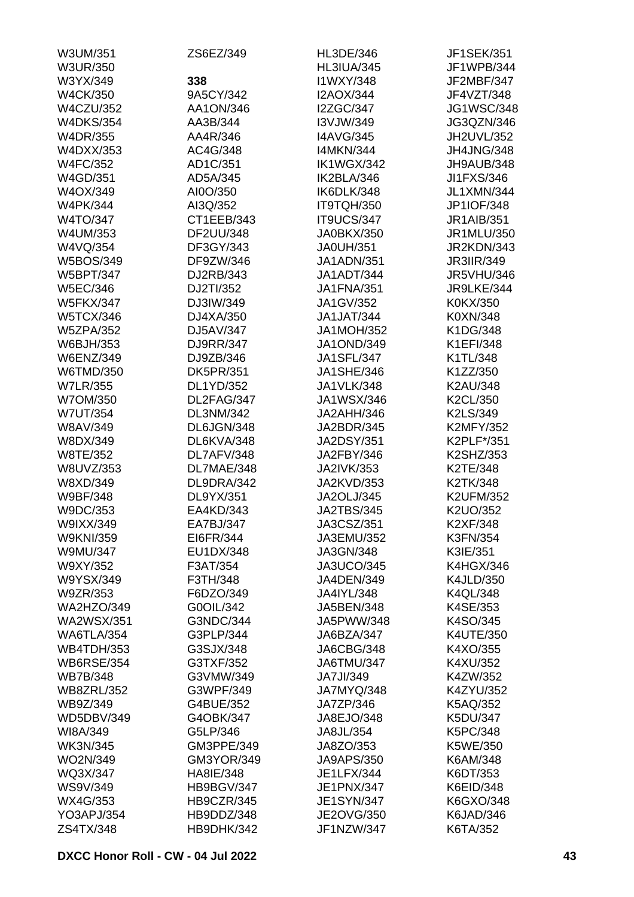W3UM/351
W3UR/350
W3YX/349
W4CK/350
W4CZU/352
W4DKS/354
W4DR/355
W4DXX/353
W4FC/352
W4GD/351
W4OX/349
W4PK/344
W4TO/347
W4UM/353
W4VQ/354
W5BOS/349
W5BPT/347
W5EC/346
W5FKX/347
W5TCX/346
W5ZPA/352
W6BJH/353
W6ENZ/349
W6TMD/350
W7LR/355
W7OM/350
W7UT/354
W8AV/349
W8DX/349
W8TE/352
W8UVZ/353
W8XD/349
W9BF/348
W9DC/353
W9IXX/349
W9KNI/359
W9MU/347
W9XY/352
W9YSX/349
W9ZR/353
WA2HZO/349
WA2WSX/351
WA6TLA/354
WB4TDH/353
WB6RSE/354
WB7B/348
WB8ZRL/352
WB9Z/349
WD5DBV/349
WI8A/349
WK3N/345
WO2N/349
WQ3X/347
WS9V/349
WX4G/353
YO3APJ/354
ZS4TX/348
ZS6EZ/349

**338**

9A5CY/342
AA1ON/346
AA3B/344
AA4R/346
AC4G/348
AD1C/351
AD5A/345
AI0O/350
AI3Q/352
CT1EEB/343
DF2UU/348
DF3GY/343
DF9ZW/346
DJ2RB/343
DJ2TI/352
DJ3IW/349
DJ4XA/350
DJ5AV/347
DJ9RR/347
DJ9ZB/346
DK5PR/351
DL1YD/352
DL2FAG/347
DL3NM/342
DL6JGN/348
DL6KVA/348
DL7AFV/348
DL7MAE/348
DL9DRA/342
DL9YX/351
EA4KD/343
EA7BJ/347
EI6FR/344
EU1DX/348
F3AT/354
F3TH/348
F6DZO/349
G0OIL/342
G3NDC/344
G3PLP/344
G3SJX/348
G3TXF/352
G3VMW/349
G3WPF/349
G4BUE/352
G4OBK/347
G5LP/346
GM3PPE/349
GM3YOR/349
HA8IE/348
HB9BGV/347
HB9CZR/345
HB9DDZ/348
HB9DHK/342
HL3DE/346
HL3IUA/345
I1WXY/348
I2AOX/344
I2ZGC/347
I3VJW/349
I4AVG/345
I4MKN/344
IK1WGX/342
IK2BLA/346
IK6DLK/348
IT9TQH/350
IT9UCS/347
JA0BKX/350
JA0UH/351
JA1ADN/351
JA1ADT/344
JA1FNA/351
JA1GV/352
JA1JAT/344
JA1MOH/352
JA1OND/349
JA1SFL/347
JA1SHE/346
JA1VLK/348
JA1WSX/346
JA2AHH/346
JA2BDR/345
JA2DSY/351
JA2FBY/346
JA2IVK/353
JA2KVD/353
JA2OLJ/345
JA2TBS/345
JA3CSZ/351
JA3EMU/352
JA3GN/348
JA3UCO/345
JA4DEN/349
JA4IYL/348
JA5BEN/348
JA5PWW/348
JA6BZA/347
JA6CBG/348
JA6TMU/347
JA7JI/349
JA7MYQ/348
JA7ZP/346
JA8EJO/348
JA8JL/354
JA8ZO/353
JA9APS/350
JE1LFX/344
JE1PNX/347
JE1SYN/347
JE2OVG/350
JF1NZW/347
JF1SEK/351
JF1WPB/344
JF2MBF/347
JF4VZT/348
JG1WSC/348
JG3QZN/346
JH2UVL/352
JH4JNG/348
JH9AUB/348
JI1FXS/346
JL1XMN/344
JP1IOF/348
JR1AIB/351
JR1MLU/350
JR2KDN/343
JR3IIR/349
JR5VHU/346
JR9LKE/344
K0KX/350
K0XN/348
K1DG/348
K1EFI/348
K1TL/348
K1ZZ/350
K2AU/348
K2CL/350
K2LS/349
K2MFY/352
K2PLF*/351
K2SHZ/353
K2TE/348
K2TK/348
K2UFM/352
K2UO/352
K2XF/348
K3FN/354
K3IE/351
K4HGX/346
K4JLD/350
K4QL/348
K4SE/353
K4SO/345
K4UTE/350
K4XO/355
K4XU/352
K4ZW/352
K4ZYU/352
K5AQ/352
K5DU/347
K5PC/348
K5WE/350
K6AM/348
K6DT/353
K6EID/348
K6GXO/348
K6JAD/346
K6TA/352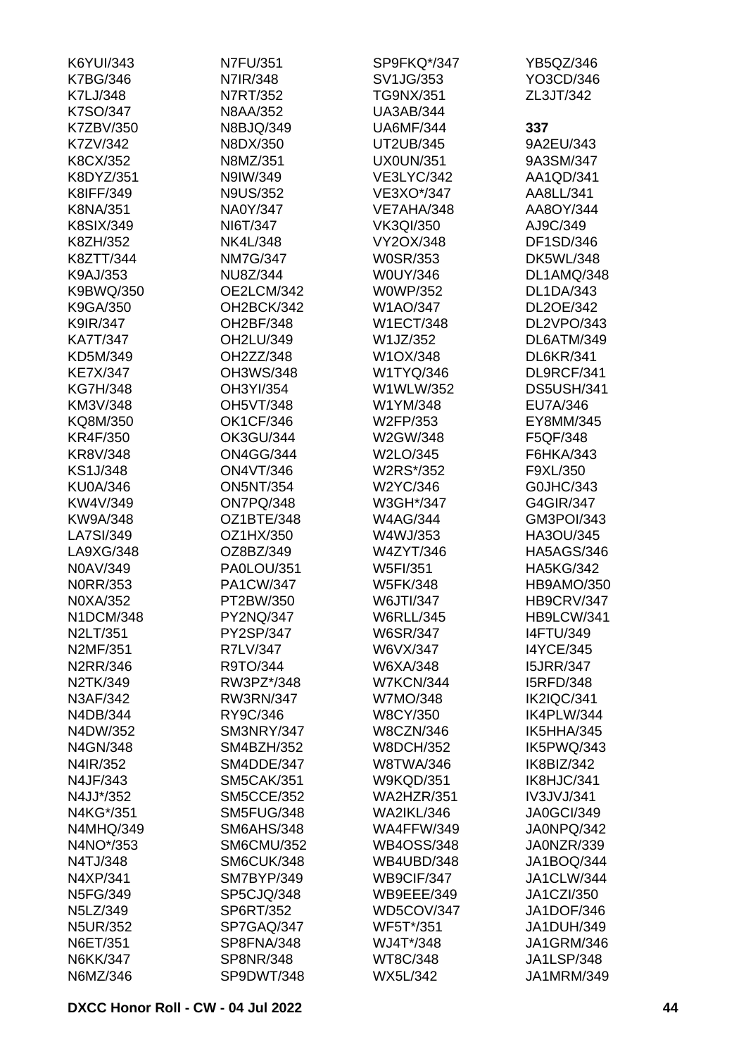K6YUI/343
K7BG/346
K7LJ/348
K7SO/347
K7ZBV/350
K7ZV/342
K8CX/352
K8DYZ/351
K8IFF/349
K8NA/351
K8SIX/349
K8ZH/352
K8ZTT/344
K9AJ/353
K9BWQ/350
K9GA/350
K9IR/347
KA7T/347
KD5M/349
KE7X/347
KG7H/348
KM3V/348
KQ8M/350
KR4F/350
KR8V/348
KS1J/348
KU0A/346
KW4V/349
KW9A/348
LA7SI/349
LA9XG/348
N0AV/349
N0RR/353
N0XA/352
N1DCM/348
N2LT/351
N2MF/351
N2RR/346
N2TK/349
N3AF/342
N4DB/344
N4DW/352
N4GN/348
N4IR/352
N4JF/343
N4JJ*/352
N4KG*/351
N4MHQ/349
N4NO*/353
N4TJ/348
N4XP/341
N5FG/349
N5LZ/349
N5UR/352
N6ET/351
N6KK/347
N6MZ/346
N7FU/351
N7IR/348
N7RT/352
N8AA/352
N8BJQ/349
N8DX/350
N8MZ/351
N9IW/349
N9US/352
NA0Y/347
NI6T/347
NK4L/348
NM7G/347
NU8Z/344
OE2LCM/342
OH2BCK/342
OH2BF/348
OH2LU/349
OH2ZZ/348
OH3WS/348
OH3YI/354
OH5VT/348
OK1CF/346
OK3GU/344
ON4GG/344
ON4VT/346
ON5NT/354
ON7PQ/348
OZ1BTE/348
OZ1HX/350
OZ8BZ/349
PA0LOU/351
PA1CW/347
PT2BW/350
PY2NQ/347
PY2SP/347
R7LV/347
R9TO/344
RW3PZ*/348
RW3RN/347
RY9C/346
SM3NRY/347
SM4BZH/352
SM4DDE/347
SM5CAK/351
SM5CCE/352
SM5FUG/348
SM6AHS/348
SM6CMU/352
SM6CUK/348
SM7BYP/349
SP5CJQ/348
SP6RT/352
SP7GAQ/347
SP8FNA/348
SP8NR/348
SP9DWT/348
SP9FKQ*/347
SV1JG/353
TG9NX/351
UA3AB/344
UA6MF/344
UT2UB/345
UX0UN/351
VE3LYC/342
VE3XO*/347
VE7AHA/348
VK3QI/350
VY2OX/348
W0SR/353
W0UY/346
W0WP/352
W1AO/347
W1ECT/348
W1JZ/352
W1OX/348
W1TYQ/346
W1WLW/352
W1YM/348
W2FP/353
W2GW/348
W2LO/345
W2RS*/352
W2YC/346
W3GH*/347
W4AG/344
W4WJ/353
W4ZYT/346
W5FI/351
W5FK/348
W6JTI/347
W6RLL/345
W6SR/347
W6VX/347
W6XA/348
W7KCN/344
W7MO/348
W8CY/350
W8CZN/346
W8DCH/352
W8TWA/346
W9KQD/351
WA2HZR/351
WA2IKL/346
WA4FFW/349
WB4OSS/348
WB4UBD/348
WB9CIF/347
WB9EEE/349
WD5COV/347
WF5T*/351
WJ4T*/348
WT8C/348
WX5L/342
YB5QZ/346
YO3CD/346
ZL3JT/342

**337**

9A2EU/343
9A3SM/347
AA1QD/341
AA8LL/341
AA8OY/344
AJ9C/349
DF1SD/346
DK5WL/348
DL1AMQ/348
DL1DA/343
DL2OE/342
DL2VPO/343
DL6ATM/349
DL6KR/341
DL9RCF/341
DS5USH/341
EU7A/346
EY8MM/345
F5QF/348
F6HKA/343
F9XL/350
G0JHC/343
G4GIR/347
GM3POI/343
HA3OU/345
HA5AGS/346
HA5KG/342
HB9AMO/350
HB9CRV/347
HB9LCW/341
I4FTU/349
I4YCE/345
I5JRR/347
I5RFD/348
IK2IQC/341
IK4PLW/344
IK5HHA/345
IK5PWQ/343
IK8BIZ/342
IK8HJC/341
IV3JVJ/341
JA0GCI/349
JA0NPQ/342
JA0NZR/339
JA1BOQ/344
JA1CLW/344
JA1CZI/350
JA1DOF/346
JA1DUH/349
JA1GRM/346
JA1LSP/348
JA1MRM/349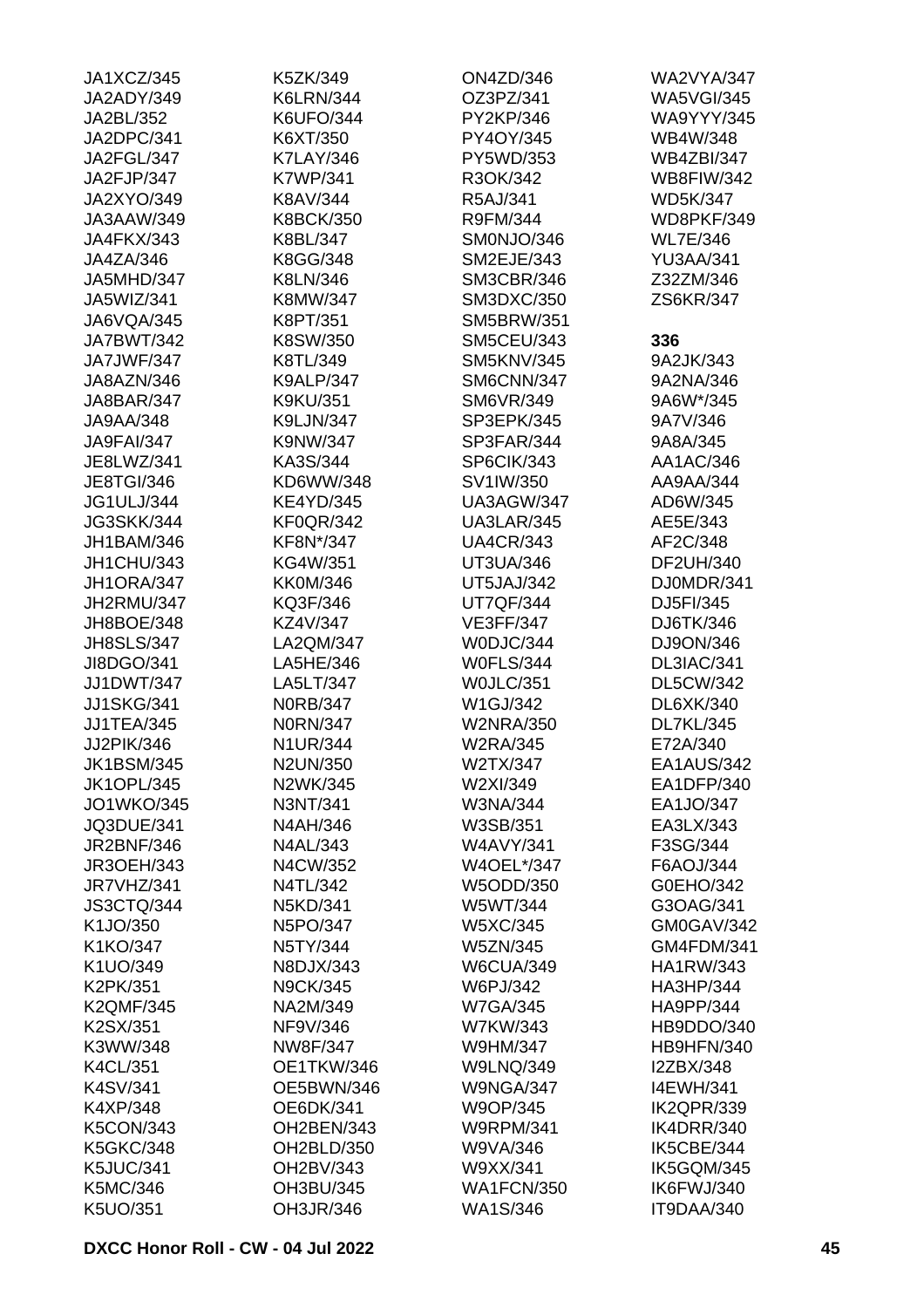JA1XCZ/345
JA2ADY/349
JA2BL/352
JA2DPC/341
JA2FGL/347
JA2FJP/347
JA2XYO/349
JA3AAW/349
JA4FKX/343
JA4ZA/346
JA5MHD/347
JA5WIZ/341
JA6VQA/345
JA7BWT/342
JA7JWF/347
JA8AZN/346
JA8BAR/347
JA9AA/348
JA9FAI/347
JE8LWZ/341
JE8TGI/346
JG1ULJ/344
JG3SKK/344
JH1BAM/346
JH1CHU/343
JH1ORA/347
JH2RMU/347
JH8BOE/348
JH8SLS/347
JI8DGO/341
JJ1DWT/347
JJ1SKG/341
JJ1TEA/345
JJ2PIK/346
JK1BSM/345
JK1OPL/345
JO1WKO/345
JQ3DUE/341
JR2BNF/346
JR3OEH/343
JR7VHZ/341
JS3CTQ/344
K1JO/350
K1KO/347
K1UO/349
K2PK/351
K2QMF/345
K2SX/351
K3WW/348
K4CL/351
K4SV/341
K4XP/348
K5CON/343
K5GKC/348
K5JUC/341
K5MC/346
K5UO/351
K5ZK/349
K6LRN/344
K6UFO/344
K6XT/350
K7LAY/346
K7WP/341
K8AV/344
K8BCK/350
K8BL/347
K8GG/348
K8LN/346
K8MW/347
K8PT/351
K8SW/350
K8TL/349
K9ALP/347
K9KU/351
K9LJN/347
K9NW/347
KA3S/344
KD6WW/348
KE4YD/345
KF0QR/342
KF8N*/347
KG4W/351
KK0M/346
KQ3F/346
KZ4V/347
LA2QM/347
LA5HE/346
LA5LT/347
N0RB/347
N0RN/347
N1UR/344
N2UN/350
N2WK/345
N3NT/341
N4AH/346
N4AL/343
N4CW/352
N4TL/342
N5KD/341
N5PO/347
N5TY/344
N8DJX/343
N9CK/345
NA2M/349
NF9V/346
NW8F/347
OE1TKW/346
OE5BWN/346
OE6DK/341
OH2BEN/343
OH2BLD/350
OH2BV/343
OH3BU/345
OH3JR/346
ON4ZD/346
OZ3PZ/341
PY2KP/346
PY4OY/345
PY5WD/353
R3OK/342
R5AJ/341
R9FM/344
SM0NJO/346
SM2EJE/343
SM3CBR/346
SM3DXC/350
SM5BRW/351
SM5CEU/343
SM5KNV/345
SM6CNN/347
SM6VR/349
SP3EPK/345
SP3FAR/344
SP6CIK/343
SV1IW/350
UA3AGW/347
UA3LAR/345
UA4CR/343
UT3UA/346
UT5JAJ/342
UT7QF/344
VE3FF/347
W0DJC/344
W0FLS/344
W0JLC/351
W1GJ/342
W2NRA/350
W2RA/345
W2TX/347
W2XI/349
W3NA/344
W3SB/351
W4AVY/341
W4OEL*/347
W5ODD/350
W5WT/344
W5XC/345
W5ZN/345
W6CUA/349
W6PJ/342
W7GA/345
W7KW/343
W9HM/347
W9LNQ/349
W9NGA/347
W9OP/345
W9RPM/341
W9VA/346
W9XX/341
WA1FCN/350
WA1S/346
WA2VYA/347
WA5VGI/345
WA9YYY/345
WB4W/348
WB4ZBI/347
WB8FIW/342
WD5K/347
WD8PKF/349
WL7E/346
YU3AA/341
Z32ZM/346
ZS6KR/347

**336**

9A2JK/343
9A2NA/346
9A6W*/345
9A7V/346
9A8A/345
AA1AC/346
AA9AA/344
AD6W/345
AE5E/343
AF2C/348
DF2UH/340
DJ0MDR/341
DJ5FI/345
DJ6TK/346
DJ9ON/346
DL3IAC/341
DL5CW/342
DL6XK/340
DL7KL/345
E72A/340
EA1AUS/342
EA1DFP/340
EA1JO/347
EA3LX/343
F3SG/344
F6AOJ/344
G0EHO/342
G3OAG/341
GM0GAV/342
GM4FDM/341
HA1RW/343
HA3HP/344
HA9PP/344
HB9DDO/340
HB9HFN/340
I2ZBX/348
I4EWH/341
IK2QPR/339
IK4DRR/340
IK5CBE/344
IK5GQM/345
IK6FWJ/340
IT9DAA/340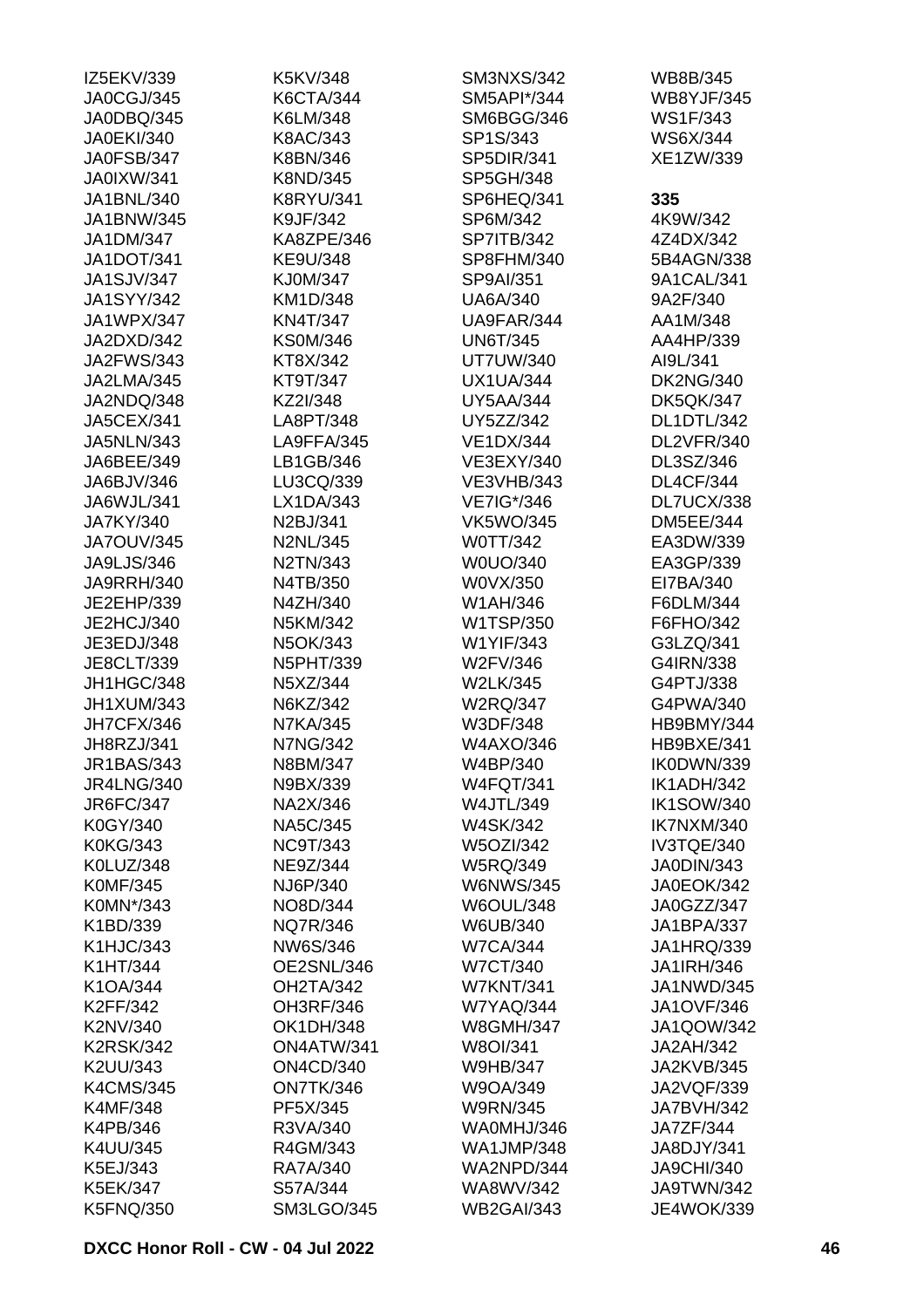IZ5EKV/339
JA0CGJ/345
JA0DBQ/345
JA0EKI/340
JA0FSB/347
JA0IXW/341
JA1BNL/340
JA1BNW/345
JA1DM/347
JA1DOT/341
JA1SJV/347
JA1SYY/342
JA1WPX/347
JA2DXD/342
JA2FWS/343
JA2LMA/345
JA2NDQ/348
JA5CEX/341
JA5NLN/343
JA6BEE/349
JA6BJV/346
JA6WJL/341
JA7KY/340
JA7OUV/345
JA9LJS/346
JA9RRH/340
JE2EHP/339
JE2HCJ/340
JE3EDJ/348
JE8CLT/339
JH1HGC/348
JH1XUM/343
JH7CFX/346
JH8RZJ/341
JR1BAS/343
JR4LNG/340
JR6FC/347
K0GY/340
K0KG/343
K0LUZ/348
K0MF/345
K0MN*/343
K1BD/339
K1HJC/343
K1HT/344
K1OA/344
K2FF/342
K2NV/340
K2RSK/342
K2UU/343
K4CMS/345
K4MF/348
K4PB/346
K4UU/345
K5EJ/343
K5EK/347
K5FNQ/350
K5KV/348
K6CTA/344
K6LM/348
K8AC/343
K8BN/346
K8ND/345
K8RYU/341
K9JF/342
KA8ZPE/346
KE9U/348
KJ0M/347
KM1D/348
KN4T/347
KS0M/346
KT8X/342
KT9T/347
KZ2I/348
LA8PT/348
LA9FFA/345
LB1GB/346
LU3CQ/339
LX1DA/343
N2BJ/341
N2NL/345
N2TN/343
N4TB/350
N4ZH/340
N5KM/342
N5OK/343
N5PHT/339
N5XZ/344
N6KZ/342
N7KA/345
N7NG/342
N8BM/347
N9BX/339
NA2X/346
NA5C/345
NC9T/343
NE9Z/344
NJ6P/340
NO8D/344
NQ7R/346
NW6S/346
OE2SNL/346
OH2TA/342
OH3RF/346
OK1DH/348
ON4ATW/341
ON4CD/340
ON7TK/346
PF5X/345
R3VA/340
R4GM/343
RA7A/340
S57A/344
SM3LGO/345
SM3NXS/342
SM5API*/344
SM6BGG/346
SP1S/343
SP5DIR/341
SP5GH/348
SP6HEQ/341
SP6M/342
SP7ITB/342
SP8FHM/340
SP9AI/351
UA6A/340
UA9FAR/344
UN6T/345
UT7UW/340
UX1UA/344
UY5AA/344
UY5ZZ/342
VE1DX/344
VE3EXY/340
VE3VHB/343
VE7IG*/346
VK5WO/345
W0TT/342
W0UO/340
W0VX/350
W1AH/346
W1TSP/350
W1YIF/343
W2FV/346
W2LK/345
W2RQ/347
W3DF/348
W4AXO/346
W4BP/340
W4FQT/341
W4JTL/349
W4SK/342
W5OZI/342
W5RQ/349
W6NWS/345
W6OUL/348
W6UB/340
W7CA/344
W7CT/340
W7KNT/341
W7YAQ/344
W8GMH/347
W8OI/341
W9HB/347
W9OA/349
W9RN/345
WA0MHJ/346
WA1JMP/348
WA2NPD/344
WA8WV/342
WB2GAI/343
WB8B/345
WB8YJF/345
WS1F/343
WS6X/344
XE1ZW/339

**335**

4K9W/342
4Z4DX/342
5B4AGN/338
9A1CAL/341
9A2F/340
AA1M/348
AA4HP/339
AI9L/341
DK2NG/340
DK5QK/347
DL1DTL/342
DL2VFR/340
DL3SZ/346
DL4CF/344
DL7UCX/338
DM5EE/344
EA3DW/339
EA3GP/339
EI7BA/340
F6DLM/344
F6FHO/342
G3LZQ/341
G4IRN/338
G4PTJ/338
G4PWA/340
HB9BMY/344
HB9BXE/341
IK0DWN/339
IK1ADH/342
IK1SOW/340
IK7NXM/340
IV3TQE/340
JA0DIN/343
JA0EOK/342
JA0GZZ/347
JA1BPA/337
JA1HRQ/339
JA1IRH/346
JA1NWD/345
JA1OVF/346
JA1QOW/342
JA2AH/342
JA2KVB/345
JA2VQF/339
JA7BVH/342
JA7ZF/344
JA8DJY/341
JA9CHI/340
JA9TWN/342
JE4WOK/339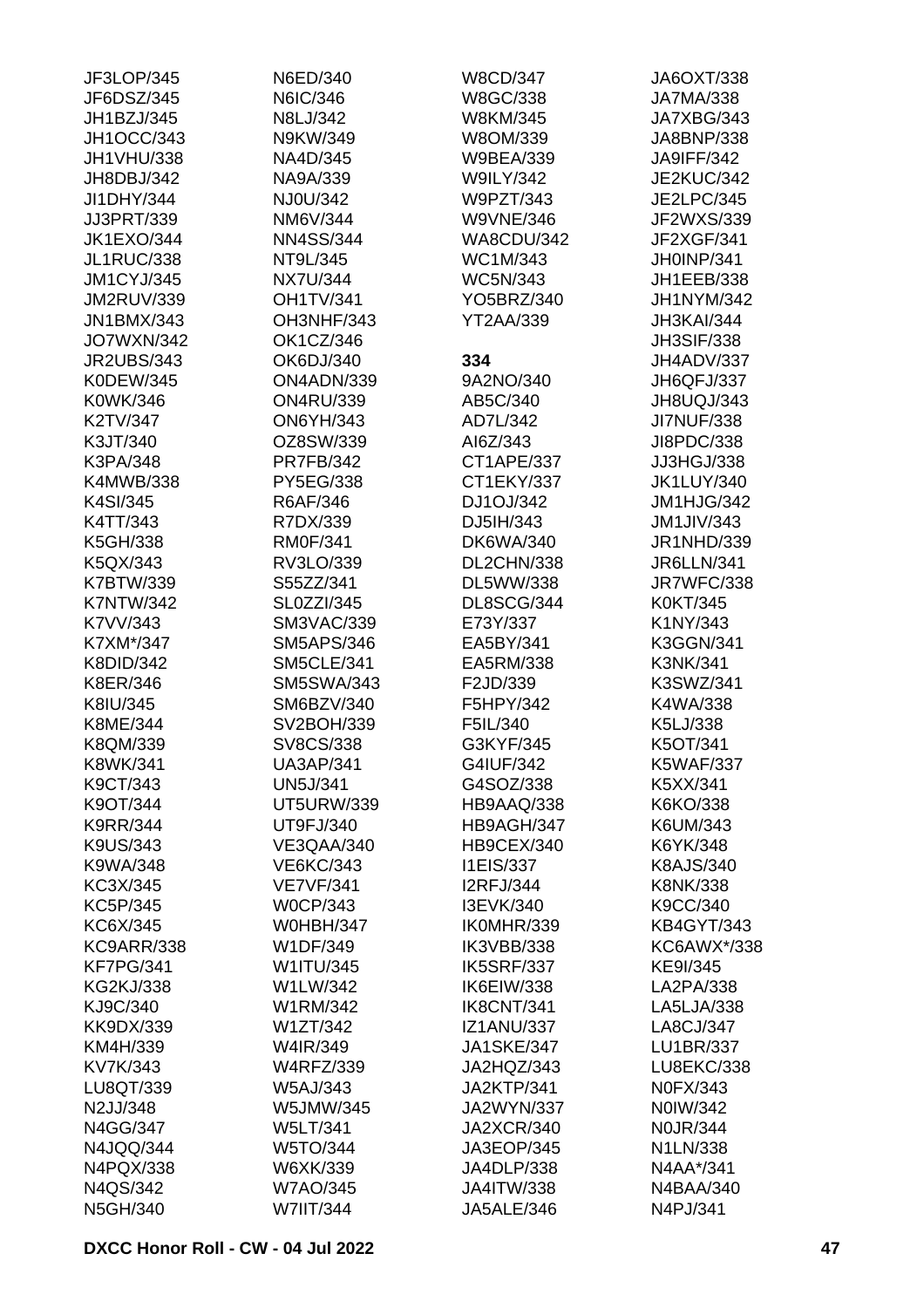JF3LOP/345
JF6DSZ/345
JH1BZJ/345
JH1OCC/343
JH1VHU/338
JH8DBJ/342
JI1DHY/344
JJ3PRT/339
JK1EXO/344
JL1RUC/338
JM1CYJ/345
JM2RUV/339
JN1BMX/343
JO7WXN/342
JR2UBS/343
K0DEW/345
K0WK/346
K2TV/347
K3JT/340
K3PA/348
K4MWB/338
K4SI/345
K4TT/343
K5GH/338
K5QX/343
K7BTW/339
K7NTW/342
K7VV/343
K7XM*/347
K8DID/342
K8ER/346
K8IU/345
K8ME/344
K8QM/339
K8WK/341
K9CT/343
K9OT/344
K9RR/344
K9US/343
K9WA/348
KC3X/345
KC5P/345
KC6X/345
KC9ARR/338
KF7PG/341
KG2KJ/338
KJ9C/340
KK9DX/339
KM4H/339
KV7K/343
LU8QT/339
N2JJ/348
N4GG/347
N4JQQ/344
N4PQX/338
N4QS/342
N5GH/340

N6ED/340
N6IC/346
N8LJ/342
N9KW/349
NA4D/345
NA9A/339
NJ0U/342
NM6V/344
NN4SS/344
NT9L/345
NX7U/344
OH1TV/341
OH3NHF/343
OK1CZ/346
OK6DJ/340
ON4ADN/339
ON4RU/339
ON6YH/343
OZ8SW/339
PR7FB/342
PY5EG/338
R6AF/346
R7DX/339
RM0F/341
RV3LO/339
S55ZZ/341
SL0ZZI/345
SM3VAC/339
SM5APS/346
SM5CLE/341
SM5SWA/343
SM6BZV/340
SV2BOH/339
SV8CS/338
UA3AP/341
UN5J/341
UT5URW/339
UT9FJ/340
VE3QAA/340
VE6KC/343
VE7VF/341
W0CP/343
W0HBH/347
W1DF/349
W1ITU/345
W1LW/342
W1RM/342
W1ZT/342
W4IR/349
W4RFZ/339
W5AJ/343
W5JMW/345
W5LT/341
W5TO/344
W6XK/339
W7AO/345
W7IIT/344

W8CD/347
W8GC/338
W8KM/345
W8OM/339
W9BEA/339
W9ILY/342
W9PZT/343
W9VNE/346
WA8CDU/342
WC1M/343
WC5N/343
YO5BRZ/340
YT2AA/339

**334**

9A2NO/340
AB5C/340
AD7L/342
AI6Z/343
CT1APE/337
CT1EKY/337
DJ1OJ/342
DJ5IH/343
DK6WA/340
DL2CHN/338
DL5WW/338
DL8SCG/344
E73Y/337
EA5BY/341
EA5RM/338
F2JD/339
F5HPY/342
F5IL/340
G3KYF/345
G4IUF/342
G4SOZ/338
HB9AAQ/338
HB9AGH/347
HB9CEX/340
I1EIS/337
I2RFJ/344
I3EVK/340
IK0MHR/339
IK3VBB/338
IK5SRF/337
IK6EIW/338
IK8CNT/341
IZ1ANU/337
JA1SKE/347
JA2HQZ/343
JA2KTP/341
JA2WYN/337
JA2XCR/340
JA3EOP/345
JA4DLP/338
JA4ITW/338
JA5ALE/346

JA6OXT/338
JA7MA/338
JA7XBG/343
JA8BNP/338
JA9IFF/342
JE2KUC/342
JE2LPC/345
JF2WXS/339
JF2XGF/341
JH0INP/341
JH1EEB/338
JH1NYM/342
JH3KAI/344
JH3SIF/338
JH4ADV/337
JH6QFJ/337
JH8UQJ/343
JI7NUF/338
JI8PDC/338
JJ3HGJ/338
JK1LUY/340
JM1HJG/342
JM1JIV/343
JR1NHD/339
JR6LLN/341
JR7WFC/338
K0KT/345
K1NY/343
K3GGN/341
K3NK/341
K3SWZ/341
K4WA/338
K5LJ/338
K5OT/341
K5WAF/337
K5XX/341
K6KO/338
K6UM/343
K6YK/348
K8AJS/340
K8NK/338
K9CC/340
KB4GYT/343
KC6AWX*/338
KE9I/345
LA2PA/338
LA5LJA/338
LA8CJ/347
LU1BR/337
LU8EKC/338
N0FX/343
N0IW/342
N0JR/344
N1LN/338
N4AA*/341
N4BAA/340
N4PJ/341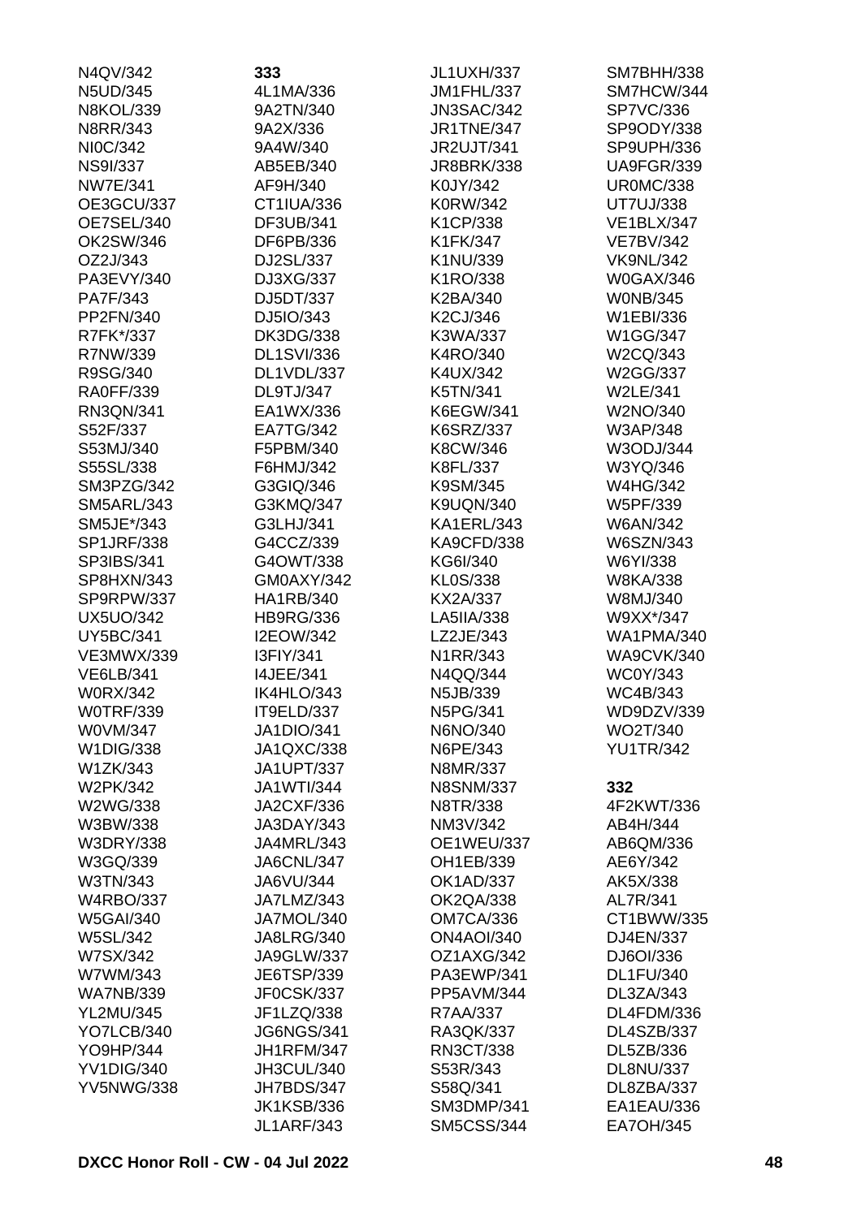N4QV/342
N5UD/345
N8KOL/339
N8RR/343
NI0C/342
NS9I/337
NW7E/341
OE3GCU/337
OE7SEL/340
OK2SW/346
OZ2J/343
PA3EVY/340
PA7F/343
PP2FN/340
R7FK*/337
R7NW/339
R9SG/340
RA0FF/339
RN3QN/341
S52F/337
S53MJ/340
S55SL/338
SM3PZG/342
SM5ARL/343
SM5JE*/343
SP1JRF/338
SP3IBS/341
SP8HXN/343
SP9RPW/337
UX5UO/342
UY5BC/341
VE3MWX/339
VE6LB/341
W0RX/342
W0TRF/339
W0VM/347
W1DIG/338
W1ZK/343
W2PK/342
W2WG/338
W3BW/338
W3DRY/338
W3GQ/339
W3TN/343
W4RBO/337
W5GAI/340
W5SL/342
W7SX/342
W7WM/343
WA7NB/339
YL2MU/345
YO7LCB/340
YO9HP/344
YV1DIG/340
YV5NWG/338

**333**

4L1MA/336
9A2TN/340
9A2X/336
9A4W/340
AB5EB/340
AF9H/340
CT1IUA/336
DF3UB/341
DF6PB/336
DJ2SL/337
DJ3XG/337
DJ5DT/337
DJ5IO/343
DK3DG/338
DL1SVI/336
DL1VDL/337
DL9TJ/347
EA1WX/336
EA7TG/342
F5PBM/340
F6HMJ/342
G3GIQ/346
G3KMQ/347
G3LHJ/341
G4CCZ/339
G4OWT/338
GM0AXY/342
HA1RB/340
HB9RG/336
I2EOW/342
I3FIY/341
I4JEE/341
IK4HLO/343
IT9ELD/337
JA1DIO/341
JA1QXC/338
JA1UPT/337
JA1WTI/344
JA2CXF/336
JA3DAY/343
JA4MRL/343
JA6CNL/347
JA6VU/344
JA7LMZ/343
JA7MOL/340
JA8LRG/340
JA9GLW/337
JE6TSP/339
JF0CSK/337
JF1LZQ/338
JG6NGS/341
JH1RFM/347
JH3CUL/340
JH7BDS/347
JK1KSB/336
JL1ARF/343
JL1UXH/337
JM1FHL/337
JN3SAC/342
JR1TNE/347
JR2UJT/341
JR8BRK/338
K0JY/342
K0RW/342
K1CP/338
K1FK/347
K1NU/339
K1RO/338
K2BA/340
K2CJ/346
K3WA/337
K4RO/340
K4UX/342
K5TN/341
K6EGW/341
K6SRZ/337
K8CW/346
K8FL/337
K9SM/345
K9UQN/340
KA1ERL/343
KA9CFD/338
KG6I/340
KL0S/338
KX2A/337
LA5IIA/338
LZ2JE/343
N1RR/343
N4QQ/344
N5JB/339
N5PG/341
N6NO/340
N6PE/343
N8MR/337
N8SNM/337
N8TR/338
NM3V/342
OE1WEU/337
OH1EB/339
OK1AD/337
OK2QA/338
OM7CA/336
ON4AOI/340
OZ1AXG/342
PA3EWP/341
PP5AVM/344
R7AA/337
RA3QK/337
RN3CT/338
S53R/343
S58Q/341
SM3DMP/341
SM5CSS/344
SM7BHH/338
SM7HCW/344
SP7VC/336
SP9ODY/338
SP9UPH/336
UA9FGR/339
UR0MC/338
UT7UJ/338
VE1BLX/347
VE7BV/342
VK9NL/342
W0GAX/346
W0NB/345
W1EBI/336
W1GG/347
W2CQ/343
W2GG/337
W2LE/341
W2NO/340
W3AP/348
W3ODJ/344
W3YQ/346
W4HG/342
W5PF/339
W6AN/342
W6SZN/343
W6YI/338
W8KA/338
W8MJ/340
W9XX*/347
WA1PMA/340
WA9CVK/340
WC0Y/343
WC4B/343
WD9DZV/339
WO2T/340
YU1TR/342

**332**

4F2KWT/336
AB4H/344
AB6QM/336
AE6Y/342
AK5X/338
AL7R/341
CT1BWW/335
DJ4EN/337
DJ6OI/336
DL1FU/340
DL3ZA/343
DL4FDM/336
DL4SZB/337
DL5ZB/336
DL8NU/337
DL8ZBA/337
EA1EAU/336
EA7OH/345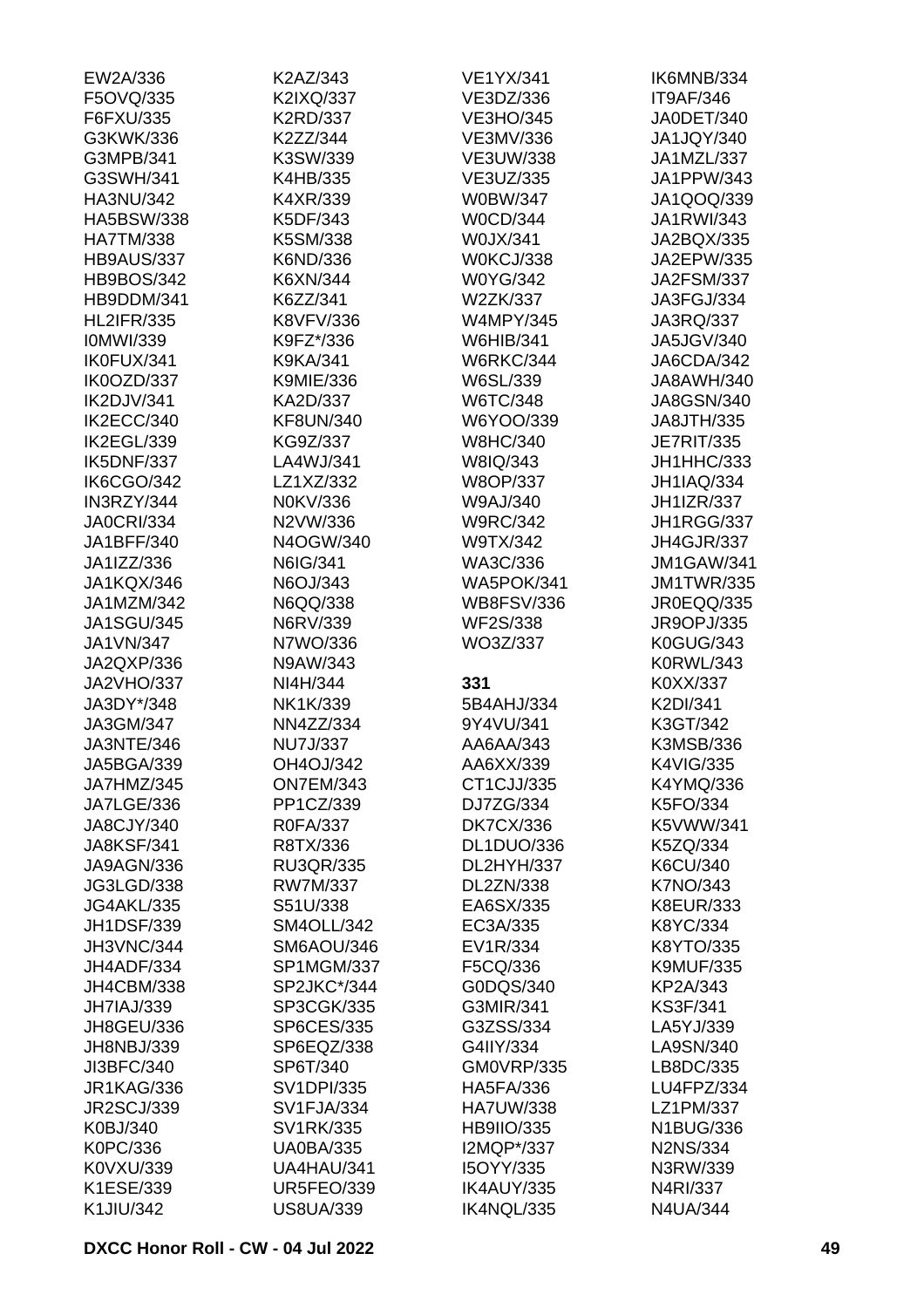EW2A/336
F5OVQ/335
F6FXU/335
G3KWK/336
G3MPB/341
G3SWH/341
HA3NU/342
HA5BSW/338
HA7TM/338
HB9AUS/337
HB9BOS/342
HB9DDM/341
HL2IFR/335
I0MWI/339
IK0FUX/341
IK0OZD/337
IK2DJV/341
IK2ECC/340
IK2EGL/339
IK5DNF/337
IK6CGO/342
IN3RZY/344
JA0CRI/334
JA1BFF/340
JA1IZZ/336
JA1KQX/346
JA1MZM/342
JA1SGU/345
JA1VN/347
JA2QXP/336
JA2VHO/337
JA3DY*/348
JA3GM/347
JA3NTE/346
JA5BGA/339
JA7HMZ/345
JA7LGE/336
JA8CJY/340
JA8KSF/341
JA9AGN/336
JG3LGD/338
JG4AKL/335
JH1DSF/339
JH3VNC/344
JH4ADF/334
JH4CBM/338
JH7IAJ/339
JH8GEU/336
JH8NBJ/339
JI3BFC/340
JR1KAG/336
JR2SCJ/339
K0BJ/340
K0PC/336
K0VXU/339
K1ESE/339
K1JIU/342
K2AZ/343
K2IXQ/337
K2RD/337
K2ZZ/344
K3SW/339
K4HB/335
K4XR/339
K5DF/343
K5SM/338
K6ND/336
K6XN/344
K6ZZ/341
K8VFV/336
K9FZ*/336
K9KA/341
K9MIE/336
KA2D/337
KF8UN/340
KG9Z/337
LA4WJ/341
LZ1XZ/332
N0KV/336
N2VW/336
N4OGW/340
N6IG/341
N6OJ/343
N6QQ/338
N6RV/339
N7WO/336
N9AW/343
NI4H/344
NK1K/339
NN4ZZ/334
NU7J/337
OH4OJ/342
ON7EM/343
PP1CZ/339
R0FA/337
R8TX/336
RU3QR/335
RW7M/337
S51U/338
SM4OLL/342
SM6AOU/346
SP1MGM/337
SP2JKC*/344
SP3CGK/335
SP6CES/335
SP6EQZ/338
SP6T/340
SV1DPI/335
SV1FJA/334
SV1RK/335
UA0BA/335
UA4HAU/341
UR5FEO/339
US8UA/339
VE1YX/341
VE3DZ/336
VE3HO/345
VE3MV/336
VE3UW/338
VE3UZ/335
W0BW/347
W0CD/344
W0JX/341
W0KCJ/338
W0YG/342
W2ZK/337
W4MPY/345
W6HIB/341
W6RKC/344
W6SL/339
W6TC/348
W6YOO/339
W8HC/340
W8IQ/343
W8OP/337
W9AJ/340
W9RC/342
W9TX/342
WA3C/336
WA5POK/341
WB8FSV/336
WF2S/338
WO3Z/337

**331**

5B4AHJ/334
9Y4VU/341
AA6AA/343
AA6XX/339
CT1CJJ/335
DJ7ZG/334
DK7CX/336
DL1DUO/336
DL2HYH/337
DL2ZN/338
EA6SX/335
EC3A/335
EV1R/334
F5CQ/336
G0DQS/340
G3MIR/341
G3ZSS/334
G4IIY/334
GM0VRP/335
HA5FA/336
HA7UW/338
HB9IIO/335
I2MQP*/337
I5OYY/335
IK4AUY/335
IK4NQL/335
IK6MNB/334
IT9AF/346
JA0DET/340
JA1JQY/340
JA1MZL/337
JA1PPW/343
JA1QOQ/339
JA1RWI/343
JA2BQX/335
JA2EPW/335
JA2FSM/337
JA3FGJ/334
JA3RQ/337
JA5JGV/340
JA6CDA/342
JA8AWH/340
JA8GSN/340
JA8JTH/335
JE7RIT/335
JH1HHC/333
JH1IAQ/334
JH1IZR/337
JH1RGG/337
JH4GJR/337
JM1GAW/341
JM1TWR/335
JR0EQQ/335
JR9OPJ/335
K0GUG/343
K0RWL/343
K0XX/337
K2DI/341
K3GT/342
K3MSB/336
K4VIG/335
K4YMQ/336
K5FO/334
K5VWW/341
K5ZQ/334
K6CU/340
K7NO/343
K8EUR/333
K8YC/334
K8YTO/335
K9MUF/335
KP2A/343
KS3F/341
LA5YJ/339
LA9SN/340
LB8DC/335
LU4FPZ/334
LZ1PM/337
N1BUG/336
N2NS/334
N3RW/339
N4RI/337
N4UA/344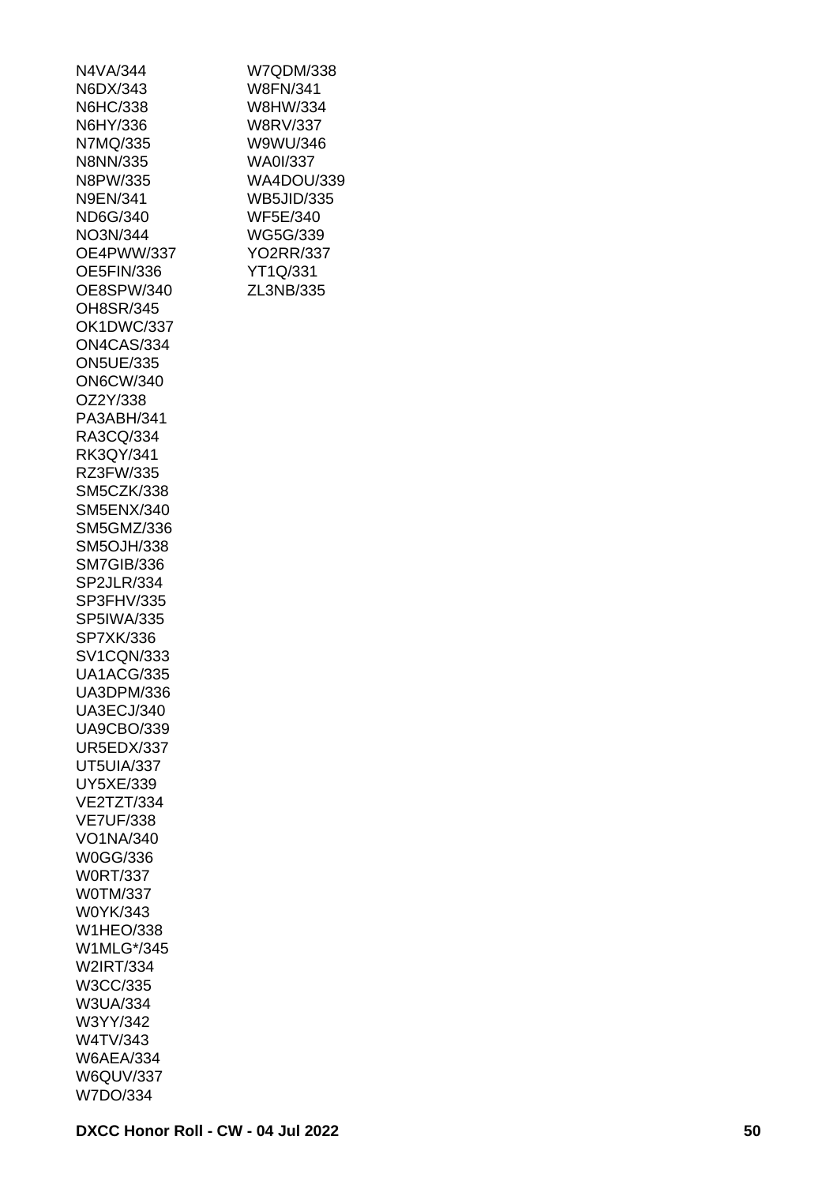N4VA/344
N6DX/343
N6HC/338
N6HY/336
N7MQ/335
N8NN/335
N8PW/335
N9EN/341
ND6G/340
NO3N/344
OE4PWW/337
OE5FIN/336
OE8SPW/340
OH8SR/345
OK1DWC/337
ON4CAS/334
ON5UE/335
ON6CW/340
OZ2Y/338
PA3ABH/341
RA3CQ/334
RK3QY/341
RZ3FW/335
SM5CZK/338
SM5ENX/340
SM5GMZ/336
SM5OJH/338
SM7GIB/336
SP2JLR/334
SP3FHV/335
SP5IWA/335
SP7XK/336
SV1CQN/333
UA1ACG/335
UA3DPM/336
UA3ECJ/340
UA9CBO/339
UR5EDX/337
UT5UIA/337
UY5XE/339
VE2TZT/334
VE7UF/338
VO1NA/340
W0GG/336
W0RT/337
W0TM/337
W0YK/343
W1HEO/338
W1MLG*/345
W2IRT/334
W3CC/335
W3UA/334
W3YY/342
W4TV/343
W6AEA/334
W6QUV/337
W7DO/334
W7QDM/338
W8FN/341
W8HW/334
W8RV/337
W9WU/346
WA0I/337
WA4DOU/339
WB5JID/335
WF5E/340
WG5G/339
YO2RR/337
YT1Q/331
ZL3NB/335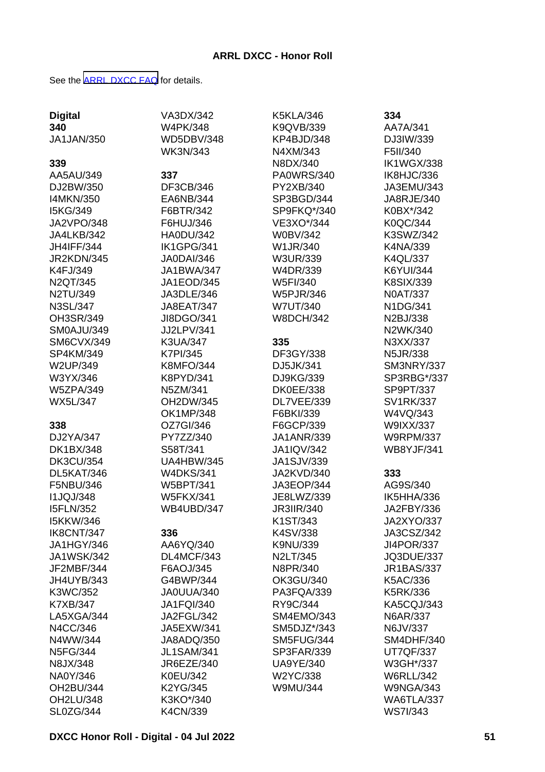**ARRL DXCC - Honor Roll**

See the [ARRL DXCC FAQ](#) for details.

**Digital**

**340**

JA1JAN/350

**339**

AA5AU/349
DJ2BW/350
I4MKN/350
I5KG/349
JA2VPO/348
JA4LKB/342
JH4IFF/344
JR2KDN/345
K4FJ/349
N2QT/345
N2TU/349
N3SL/347
OH3SR/349
SM0AJU/349
SM6CVX/349
SP4KM/349
W2UP/349
W3YX/346
W5ZPA/349
WX5L/347

**338**

DJ2YA/347
DK1BX/348
DK3CU/354
DL5KAT/346
F5NBU/346
I1JQJ/348
I5FLN/352
I5KKW/346
IK8CNT/347
JA1HGY/346
JA1WSK/342
JF2MBF/344
JH4UYB/343
K3WC/352
K7XB/347
LA5XGA/344
N4CC/346
N4WW/344
N5FG/344
N8JX/348
NA0Y/346
OH2BU/344
OH2LU/348
SL0ZG/344
VA3DX/342
W4PK/348
WD5DBV/348
WK3N/343

**337**

DF3CB/346
EA6NB/344
F6BTR/342
F6HUJ/346
HA0DU/342
IK1GPG/341
JA0DAI/346
JA1BWA/347
JA1EOD/345
JA3DLE/346
JA8EAT/347
JI8DGO/341
JJ2LPV/341
K3UA/347
K7PI/345
K8MFO/344
K8PYD/341
N5ZM/341
OH2DW/345
OK1MP/348
OZ7GI/346
PY7ZZ/340
S58T/341
UA4HBW/345
W4DKS/341
W5BPT/341
W5FKX/341
WB4UBD/347

**336**

AA6YQ/340
DL4MCF/343
F6AOJ/345
G4BWP/344
JA0UUA/340
JA1FQI/340
JA2FGL/342
JA5EXW/341
JA8ADQ/350
JL1SAM/341
JR6EZE/340
K0EU/342
K2YG/345
K3KO*/340
K4CN/339
K5KLA/346
K9QVB/339
KP4BJD/348
N4XM/343
N8DX/340
PA0WRS/340
PY2XB/340
SP3BGD/344
SP9FKQ*/340
VE3XO*/344
W0BV/342
W1JR/340
W3UR/339
W4DR/339
W5FI/340
W5PJR/346
W7UT/340
W8DCH/342

**335**

DF3GY/338
DJ5JK/341
DJ9KG/339
DK0EE/338
DL7VEE/339
F6BKI/339
F6GCP/339
JA1ANR/339
JA1IQV/342
JA1SJV/339
JA2KVD/340
JA3EOP/344
JE8LWZ/339
JR3IIR/340
K1ST/343
K4SV/338
K9NU/339
N2LT/345
N8PR/340
OK3GU/340
PA3FQA/339
RY9C/344
SM4EMO/343
SM5DJZ*/343
SM5FUG/344
SP3FAR/339
UA9YE/340
W2YC/338
W9MU/344

**334**

AA7A/341
DJ3IW/339
F5II/340
IK1WGX/338
IK8HJC/336
JA3EMU/343
JA8RJE/340
K0BX*/342
K0QC/344
K3SWZ/342
K4NA/339
K4QL/337
K6YUI/344
K8SIX/339
N0AT/337
N1DG/341
N2BJ/338
N2WK/340
N3XX/337
N5JR/338
SM3NRY/337
SP3RBG*/337
SP9PT/337
SV1RK/337
W4VQ/343
W9IXX/337
W9RPM/337
WB8YJF/341

**333**

AG9S/340
IK5HHA/336
JA2FBY/336
JA2XYO/337
JA3CSZ/342
JI4POR/337
JQ3DUE/337
JR1BAS/337
K5AC/336
K5RK/336
KA5CQJ/343
N6AR/337
N6JV/337
SM4DHF/340
UT7QF/337
W3GH*/337
W6RLL/342
W9NGA/343
WA6TLA/337
WS7I/343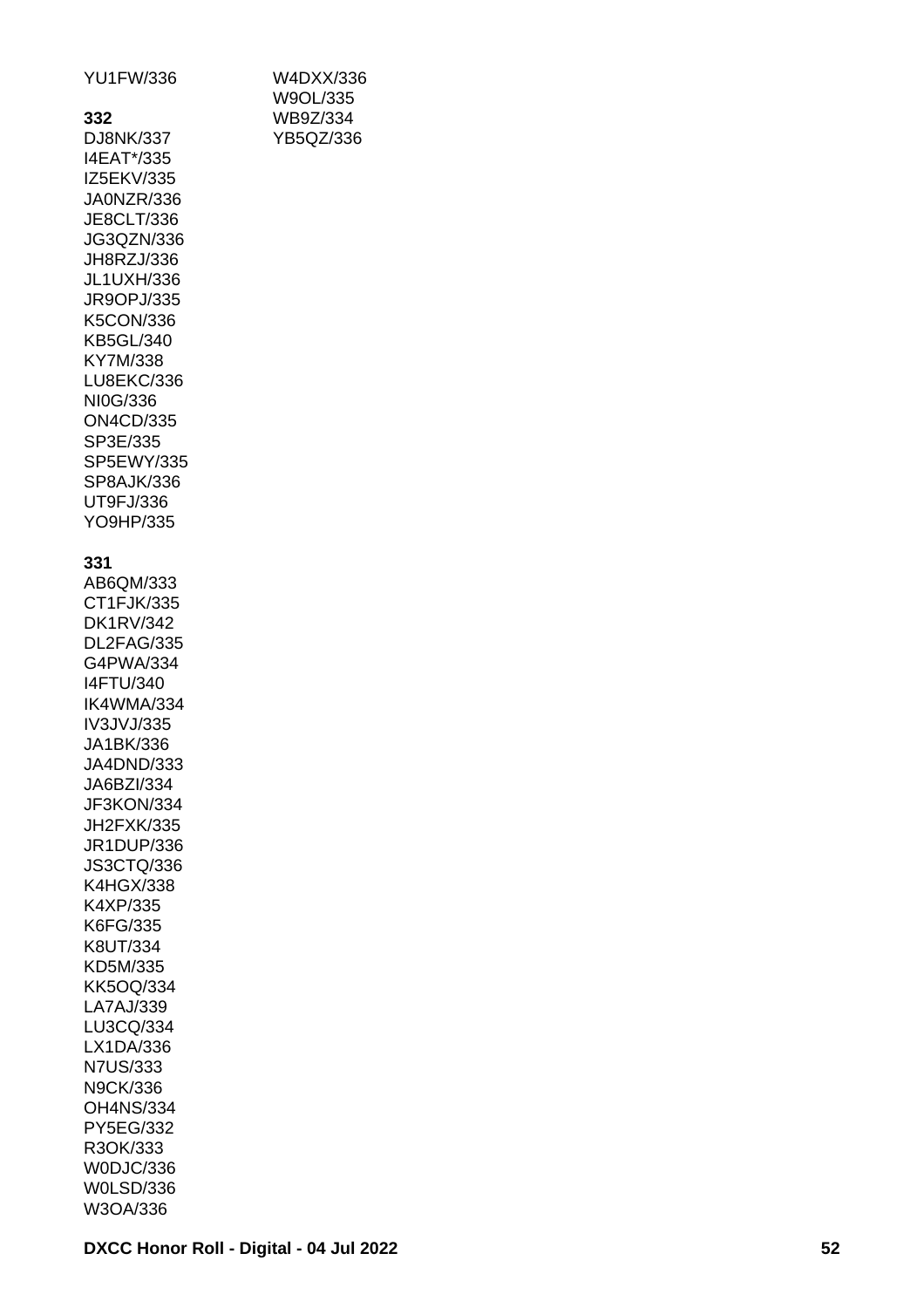YU1FW/336

**332**

DJ8NK/337
I4EAT*/335
IZ5EKV/335
JA0NZR/336
JE8CLT/336
JG3QZN/336
JH8RZJ/336
JL1UXH/336
JR9OPJ/335
K5CON/336
KB5GL/340
KY7M/338
LU8EKC/336
NI0G/336
ON4CD/335
SP3E/335
SP5EWY/335
SP8AJK/336
UT9FJ/336
YO9HP/335

**331**

AB6QM/333
CT1FJK/335
DK1RV/342
DL2FAG/335
G4PWA/334
I4FTU/340
IK4WMA/334
IV3JVJ/335
JA1BK/336
JA4DND/333
JA6BZI/334
JF3KON/334
JH2FXK/335
JR1DUP/336
JS3CTQ/336
K4HGX/338
K4XP/335
K6FG/335
K8UT/334
KD5M/335
KK5OQ/334
LA7AJ/339
LU3CQ/334
LX1DA/336
N7US/333
N9CK/336
OH4NS/334
PY5EG/332
R3OK/333
W0DJC/336
W0LSD/336
W3OA/336
W4DXX/336
W9OL/335
WB9Z/334
YB5QZ/336